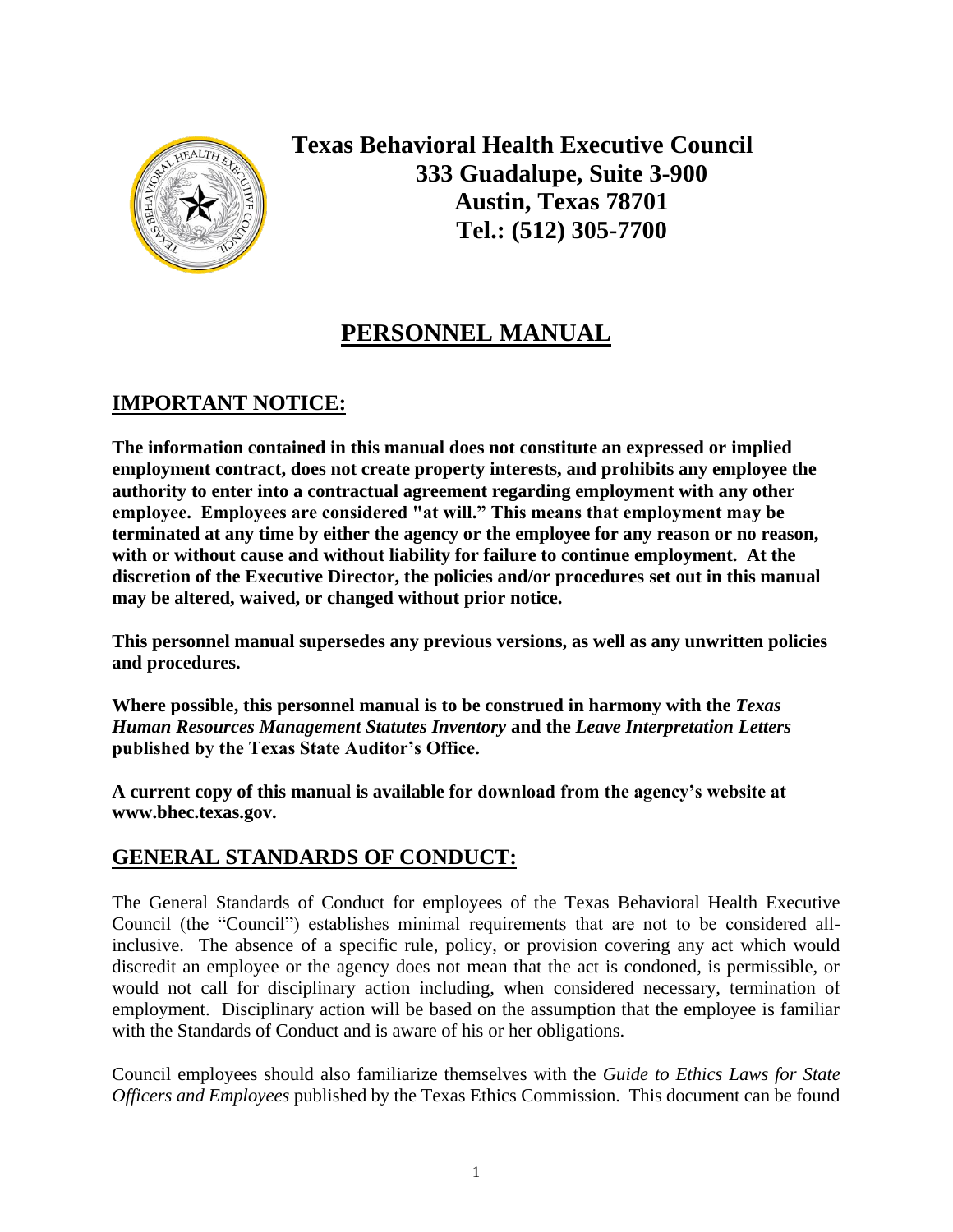**Texas Behavioral Health Executive Council**
**333 Guadalupe, Suite 3-900**
**Austin, Texas 78701**
**Tel.: (512) 305-7700**

# PERSONNEL MANUAL

## IMPORTANT NOTICE:

**The information contained in this manual does not constitute an expressed or implied employment contract, does not create property interests, and prohibits any employee the authority to enter into a contractual agreement regarding employment with any other employee. Employees are considered "at will." This means that employment may be terminated at any time by either the agency or the employee for any reason or no reason, with or without cause and without liability for failure to continue employment. At the discretion of the Executive Director, the policies and/or procedures set out in this manual may be altered, waived, or changed without prior notice.**

**This personnel manual supersedes any previous versions, as well as any unwritten policies and procedures.**

**Where possible, this personnel manual is to be construed in harmony with the *Texas Human Resources Management Statutes Inventory* and the *Leave Interpretation Letters* published by the Texas State Auditor's Office.**

**A current copy of this manual is available for download from the agency's website at www.bhec.texas.gov.**

## GENERAL STANDARDS OF CONDUCT:

The General Standards of Conduct for employees of the Texas Behavioral Health Executive Council (the "Council") establishes minimal requirements that are not to be considered all-inclusive. The absence of a specific rule, policy, or provision covering any act which would discredit an employee or the agency does not mean that the act is condoned, is permissible, or would not call for disciplinary action including, when considered necessary, termination of employment. Disciplinary action will be based on the assumption that the employee is familiar with the Standards of Conduct and is aware of his or her obligations.

Council employees should also familiarize themselves with the *Guide to Ethics Laws for State Officers and Employees* published by the Texas Ethics Commission. This document can be found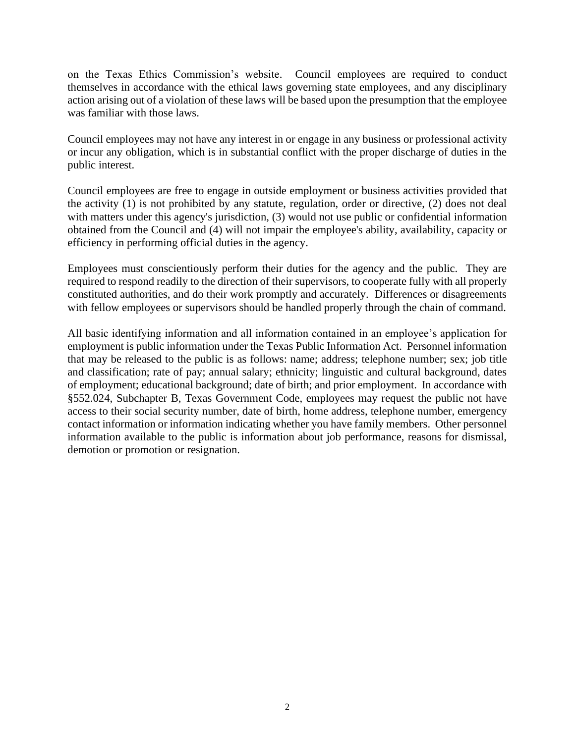on the Texas Ethics Commission's website. Council employees are required to conduct themselves in accordance with the ethical laws governing state employees, and any disciplinary action arising out of a violation of these laws will be based upon the presumption that the employee was familiar with those laws.

Council employees may not have any interest in or engage in any business or professional activity or incur any obligation, which is in substantial conflict with the proper discharge of duties in the public interest.

Council employees are free to engage in outside employment or business activities provided that the activity (1) is not prohibited by any statute, regulation, order or directive, (2) does not deal with matters under this agency's jurisdiction, (3) would not use public or confidential information obtained from the Council and (4) will not impair the employee's ability, availability, capacity or efficiency in performing official duties in the agency.

Employees must conscientiously perform their duties for the agency and the public. They are required to respond readily to the direction of their supervisors, to cooperate fully with all properly constituted authorities, and do their work promptly and accurately. Differences or disagreements with fellow employees or supervisors should be handled properly through the chain of command.

All basic identifying information and all information contained in an employee's application for employment is public information under the Texas Public Information Act. Personnel information that may be released to the public is as follows: name; address; telephone number; sex; job title and classification; rate of pay; annual salary; ethnicity; linguistic and cultural background, dates of employment; educational background; date of birth; and prior employment. In accordance with §552.024, Subchapter B, Texas Government Code, employees may request the public not have access to their social security number, date of birth, home address, telephone number, emergency contact information or information indicating whether you have family members. Other personnel information available to the public is information about job performance, reasons for dismissal, demotion or promotion or resignation.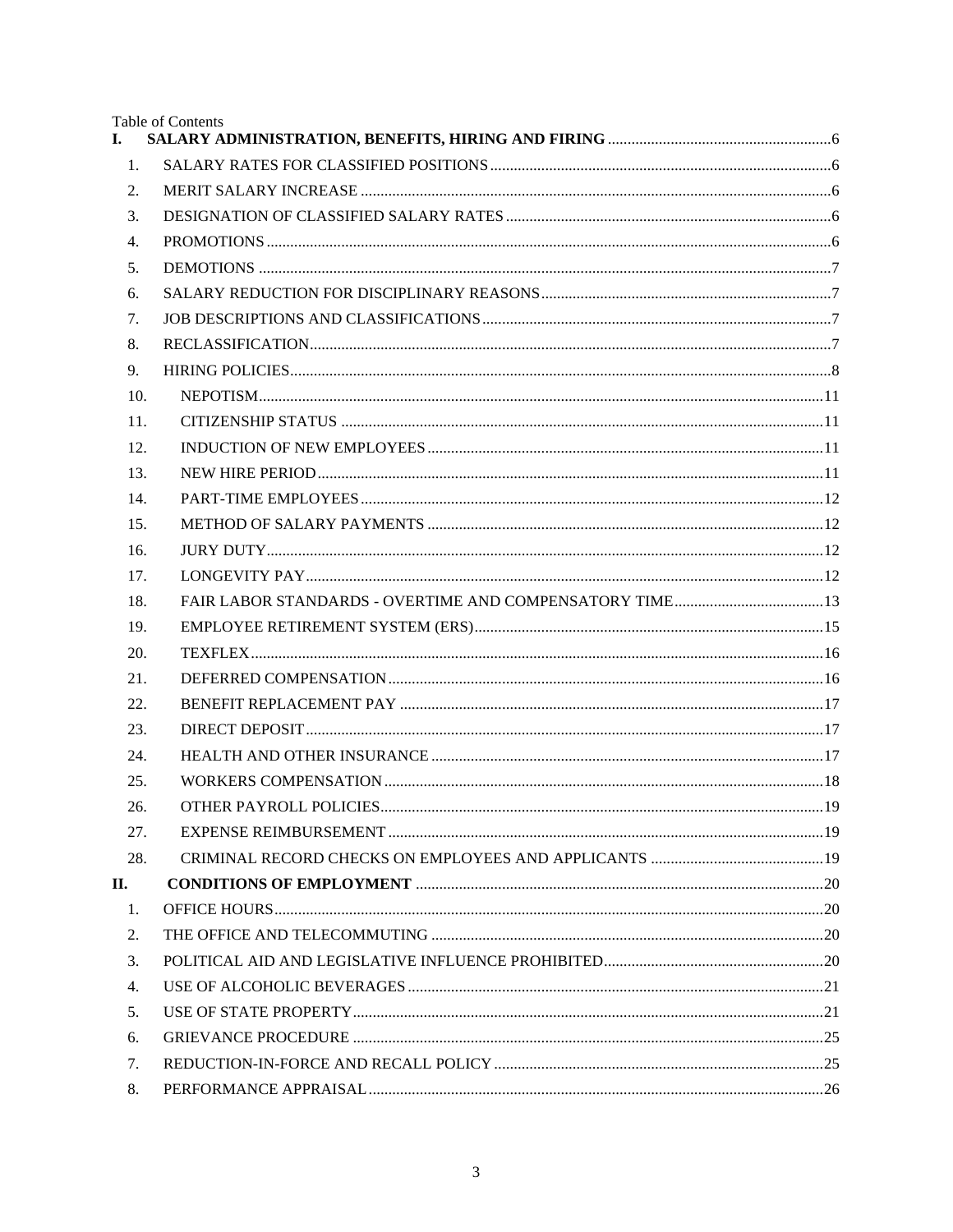Table of Contents

**I. SALARY ADMINISTRATION, BENEFITS, HIRING AND FIRING** ........ 6

1. SALARY RATES FOR CLASSIFIED POSITIONS ........ 6
2. MERIT SALARY INCREASE ........ 6
3. DESIGNATION OF CLASSIFIED SALARY RATES ........ 6
4. PROMOTIONS ........ 6
5. DEMOTIONS ........ 7
6. SALARY REDUCTION FOR DISCIPLINARY REASONS ........ 7
7. JOB DESCRIPTIONS AND CLASSIFICATIONS ........ 7
8. RECLASSIFICATION ........ 7
9. HIRING POLICIES ........ 8
10. NEPOTISM ........ 11
11. CITIZENSHIP STATUS ........ 11
12. INDUCTION OF NEW EMPLOYEES ........ 11
13. NEW HIRE PERIOD ........ 11
14. PART-TIME EMPLOYEES ........ 12
15. METHOD OF SALARY PAYMENTS ........ 12
16. JURY DUTY ........ 12
17. LONGEVITY PAY ........ 12
18. FAIR LABOR STANDARDS - OVERTIME AND COMPENSATORY TIME ........ 13
19. EMPLOYEE RETIREMENT SYSTEM (ERS) ........ 15
20. TEXFLEX ........ 16
21. DEFERRED COMPENSATION ........ 16
22. BENEFIT REPLACEMENT PAY ........ 17
23. DIRECT DEPOSIT ........ 17
24. HEALTH AND OTHER INSURANCE ........ 17
25. WORKERS COMPENSATION ........ 18
26. OTHER PAYROLL POLICIES ........ 19
27. EXPENSE REIMBURSEMENT ........ 19
28. CRIMINAL RECORD CHECKS ON EMPLOYEES AND APPLICANTS ........ 19

**II. CONDITIONS OF EMPLOYMENT** ........ 20

1. OFFICE HOURS ........ 20
2. THE OFFICE AND TELECOMMUTING ........ 20
3. POLITICAL AID AND LEGISLATIVE INFLUENCE PROHIBITED ........ 20
4. USE OF ALCOHOLIC BEVERAGES ........ 21
5. USE OF STATE PROPERTY ........ 21
6. GRIEVANCE PROCEDURE ........ 25
7. REDUCTION-IN-FORCE AND RECALL POLICY ........ 25
8. PERFORMANCE APPRAISAL ........ 26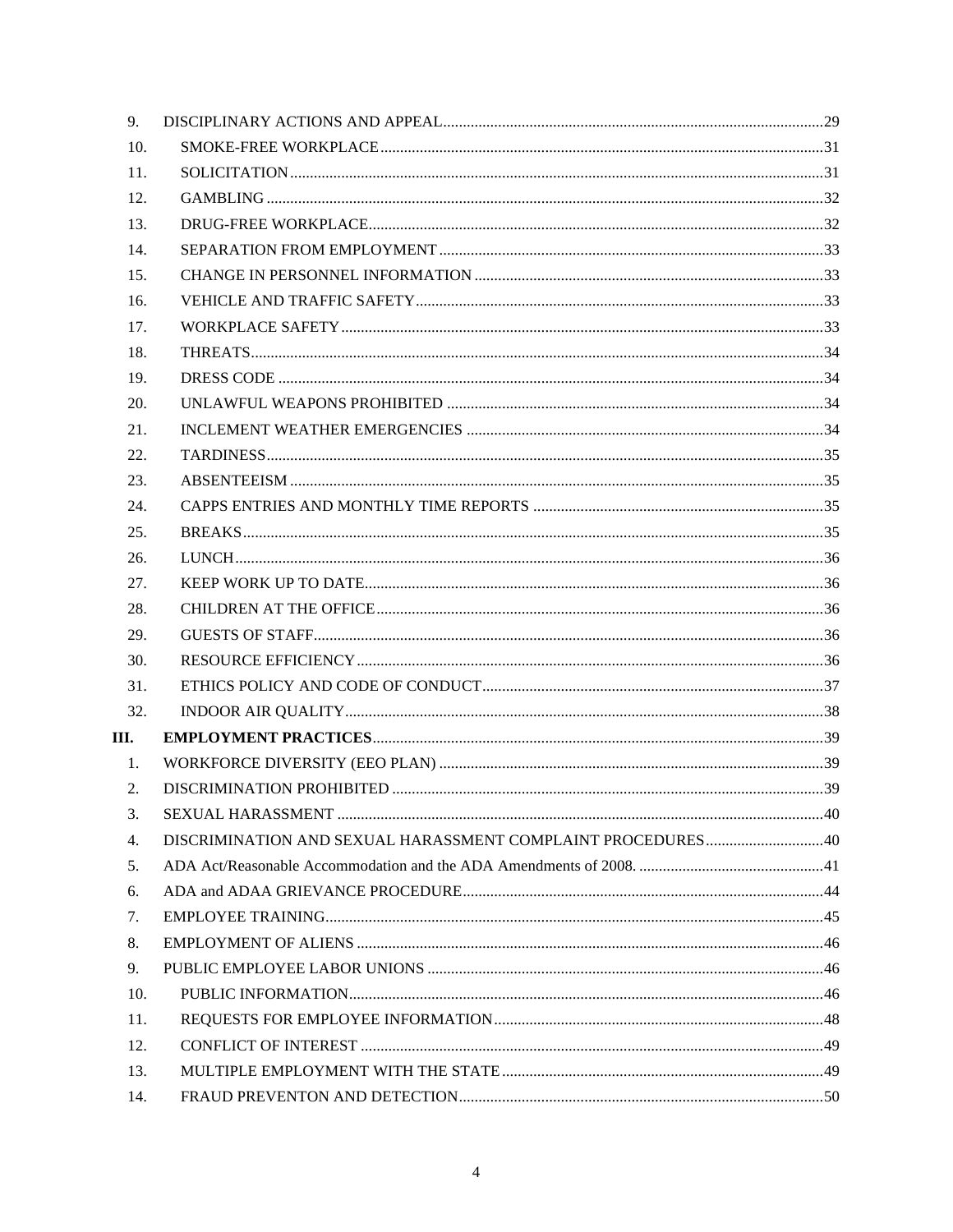9. DISCIPLINARY ACTIONS AND APPEAL ..... 29
10. SMOKE-FREE WORKPLACE ..... 31
11. SOLICITATION ..... 31
12. GAMBLING ..... 32
13. DRUG-FREE WORKPLACE ..... 32
14. SEPARATION FROM EMPLOYMENT ..... 33
15. CHANGE IN PERSONNEL INFORMATION ..... 33
16. VEHICLE AND TRAFFIC SAFETY ..... 33
17. WORKPLACE SAFETY ..... 33
18. THREATS ..... 34
19. DRESS CODE ..... 34
20. UNLAWFUL WEAPONS PROHIBITED ..... 34
21. INCLEMENT WEATHER EMERGENCIES ..... 34
22. TARDINESS ..... 35
23. ABSENTEEISM ..... 35
24. CAPPS ENTRIES AND MONTHLY TIME REPORTS ..... 35
25. BREAKS ..... 35
26. LUNCH ..... 36
27. KEEP WORK UP TO DATE ..... 36
28. CHILDREN AT THE OFFICE ..... 36
29. GUESTS OF STAFF ..... 36
30. RESOURCE EFFICIENCY ..... 36
31. ETHICS POLICY AND CODE OF CONDUCT ..... 37
32. INDOOR AIR QUALITY ..... 38

**III. EMPLOYMENT PRACTICES ..... 39**

1. WORKFORCE DIVERSITY (EEO PLAN) ..... 39
2. DISCRIMINATION PROHIBITED ..... 39
3. SEXUAL HARASSMENT ..... 40
4. DISCRIMINATION AND SEXUAL HARASSMENT COMPLAINT PROCEDURES ..... 40
5. ADA Act/Reasonable Accommodation and the ADA Amendments of 2008. ..... 41
6. ADA and ADAA GRIEVANCE PROCEDURE ..... 44
7. EMPLOYEE TRAINING ..... 45
8. EMPLOYMENT OF ALIENS ..... 46
9. PUBLIC EMPLOYEE LABOR UNIONS ..... 46
10. PUBLIC INFORMATION ..... 46
11. REQUESTS FOR EMPLOYEE INFORMATION ..... 48
12. CONFLICT OF INTEREST ..... 49
13. MULTIPLE EMPLOYMENT WITH THE STATE ..... 49
14. FRAUD PREVENTON AND DETECTION ..... 50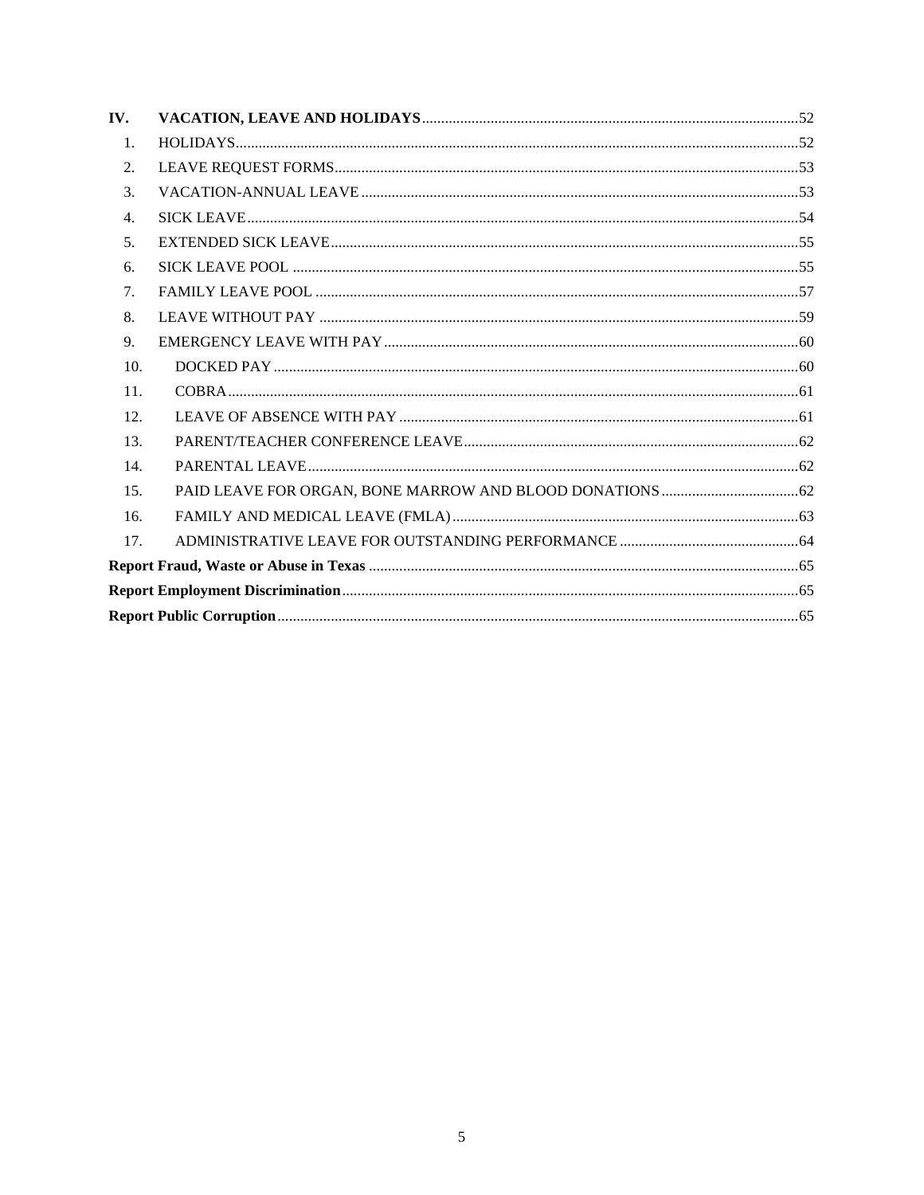**IV. VACATION, LEAVE AND HOLIDAYS** ..... 52

1. HOLIDAYS ..... 52
2. LEAVE REQUEST FORMS ..... 53
3. VACATION-ANNUAL LEAVE ..... 53
4. SICK LEAVE ..... 54
5. EXTENDED SICK LEAVE ..... 55
6. SICK LEAVE POOL ..... 55
7. FAMILY LEAVE POOL ..... 57
8. LEAVE WITHOUT PAY ..... 59
9. EMERGENCY LEAVE WITH PAY ..... 60
10. DOCKED PAY ..... 60
11. COBRA ..... 61
12. LEAVE OF ABSENCE WITH PAY ..... 61
13. PARENT/TEACHER CONFERENCE LEAVE ..... 62
14. PARENTAL LEAVE ..... 62
15. PAID LEAVE FOR ORGAN, BONE MARROW AND BLOOD DONATIONS ..... 62
16. FAMILY AND MEDICAL LEAVE (FMLA) ..... 63
17. ADMINISTRATIVE LEAVE FOR OUTSTANDING PERFORMANCE ..... 64

**Report Fraud, Waste or Abuse in Texas** ..... 65

**Report Employment Discrimination** ..... 65

**Report Public Corruption** ..... 65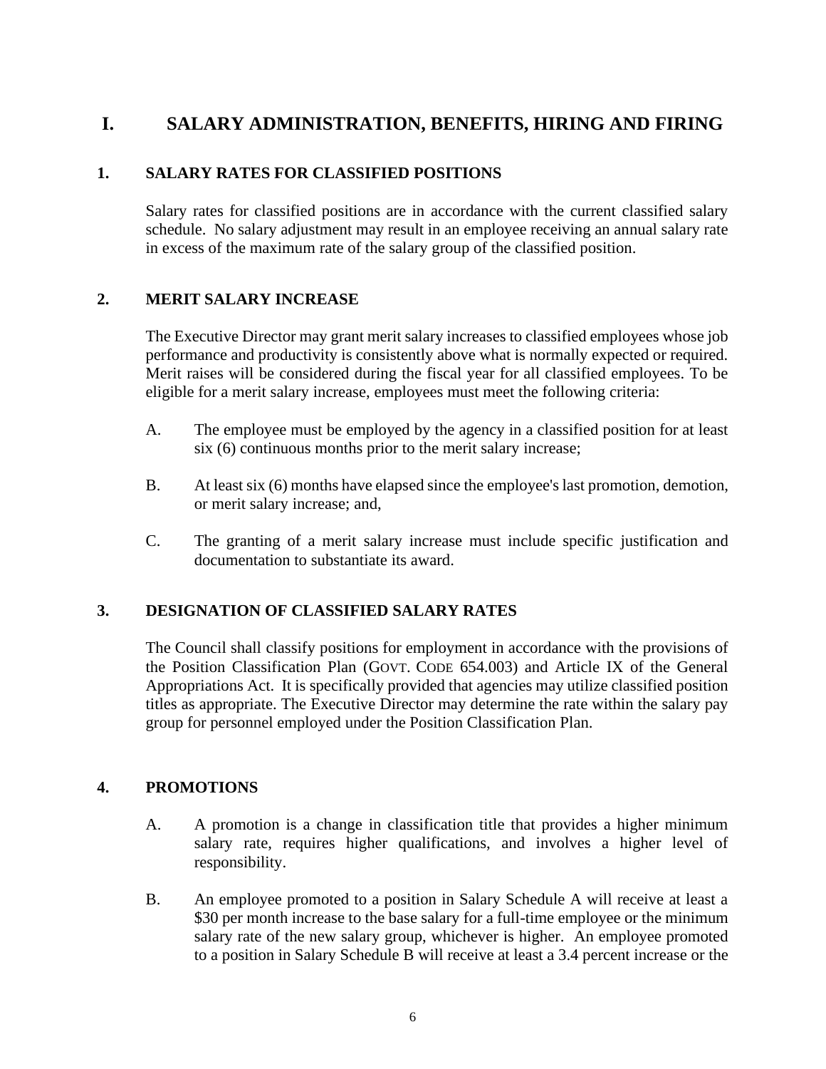# I. SALARY ADMINISTRATION, BENEFITS, HIRING AND FIRING

## 1. SALARY RATES FOR CLASSIFIED POSITIONS

Salary rates for classified positions are in accordance with the current classified salary schedule. No salary adjustment may result in an employee receiving an annual salary rate in excess of the maximum rate of the salary group of the classified position.

## 2. MERIT SALARY INCREASE

The Executive Director may grant merit salary increases to classified employees whose job performance and productivity is consistently above what is normally expected or required. Merit raises will be considered during the fiscal year for all classified employees. To be eligible for a merit salary increase, employees must meet the following criteria:

A. The employee must be employed by the agency in a classified position for at least six (6) continuous months prior to the merit salary increase;

B. At least six (6) months have elapsed since the employee's last promotion, demotion, or merit salary increase; and,

C. The granting of a merit salary increase must include specific justification and documentation to substantiate its award.

## 3. DESIGNATION OF CLASSIFIED SALARY RATES

The Council shall classify positions for employment in accordance with the provisions of the Position Classification Plan (GOVT. CODE 654.003) and Article IX of the General Appropriations Act. It is specifically provided that agencies may utilize classified position titles as appropriate. The Executive Director may determine the rate within the salary pay group for personnel employed under the Position Classification Plan.

## 4. PROMOTIONS

A. A promotion is a change in classification title that provides a higher minimum salary rate, requires higher qualifications, and involves a higher level of responsibility.

B. An employee promoted to a position in Salary Schedule A will receive at least a $30 per month increase to the base salary for a full-time employee or the minimum salary rate of the new salary group, whichever is higher. An employee promoted to a position in Salary Schedule B will receive at least a 3.4 percent increase or the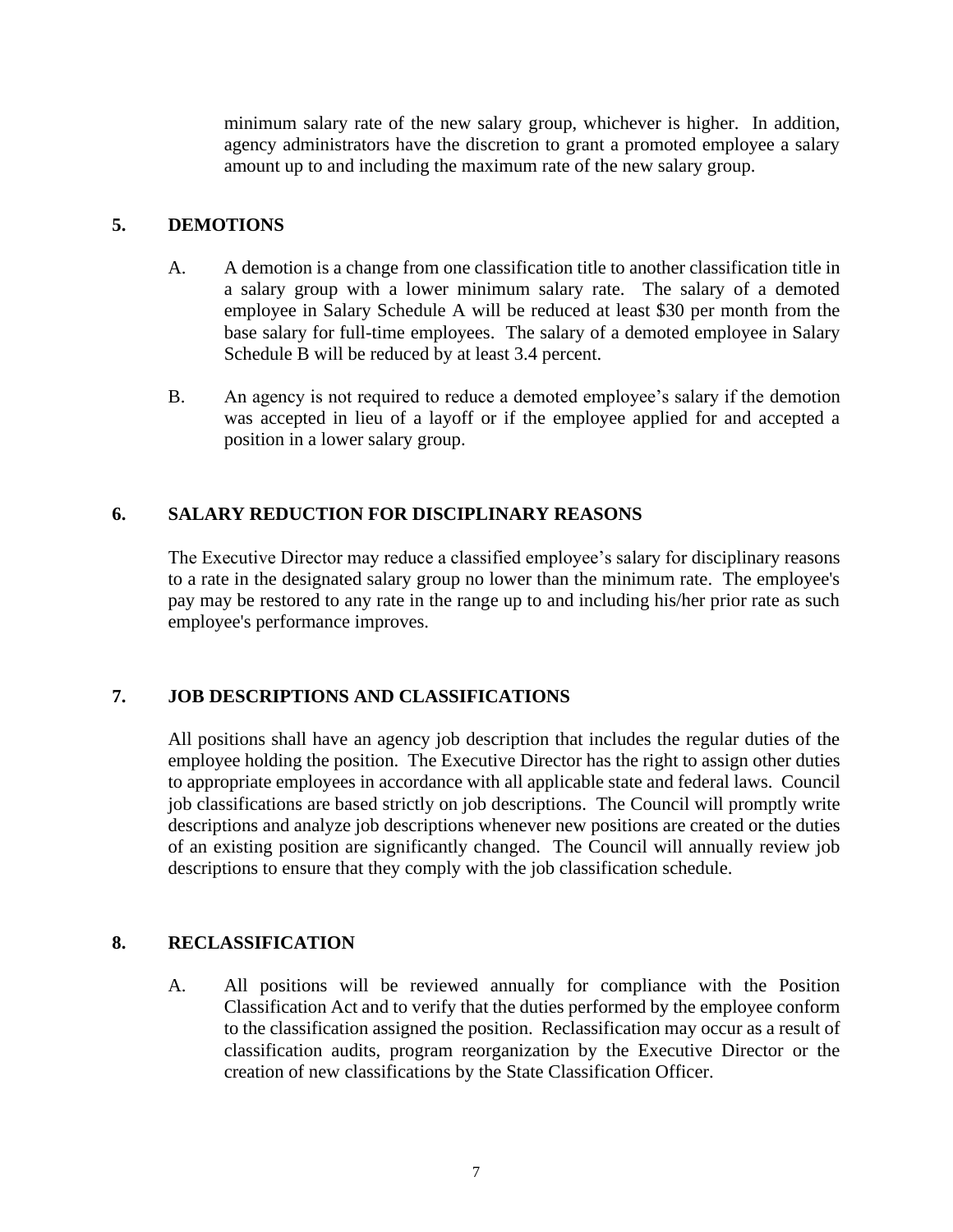minimum salary rate of the new salary group, whichever is higher. In addition, agency administrators have the discretion to grant a promoted employee a salary amount up to and including the maximum rate of the new salary group.

## 5. DEMOTIONS

A. A demotion is a change from one classification title to another classification title in a salary group with a lower minimum salary rate. The salary of a demoted employee in Salary Schedule A will be reduced at least $30 per month from the base salary for full-time employees. The salary of a demoted employee in Salary Schedule B will be reduced by at least 3.4 percent.

B. An agency is not required to reduce a demoted employee's salary if the demotion was accepted in lieu of a layoff or if the employee applied for and accepted a position in a lower salary group.

## 6. SALARY REDUCTION FOR DISCIPLINARY REASONS

The Executive Director may reduce a classified employee's salary for disciplinary reasons to a rate in the designated salary group no lower than the minimum rate. The employee's pay may be restored to any rate in the range up to and including his/her prior rate as such employee's performance improves.

## 7. JOB DESCRIPTIONS AND CLASSIFICATIONS

All positions shall have an agency job description that includes the regular duties of the employee holding the position. The Executive Director has the right to assign other duties to appropriate employees in accordance with all applicable state and federal laws. Council job classifications are based strictly on job descriptions. The Council will promptly write descriptions and analyze job descriptions whenever new positions are created or the duties of an existing position are significantly changed. The Council will annually review job descriptions to ensure that they comply with the job classification schedule.

## 8. RECLASSIFICATION

A. All positions will be reviewed annually for compliance with the Position Classification Act and to verify that the duties performed by the employee conform to the classification assigned the position. Reclassification may occur as a result of classification audits, program reorganization by the Executive Director or the creation of new classifications by the State Classification Officer.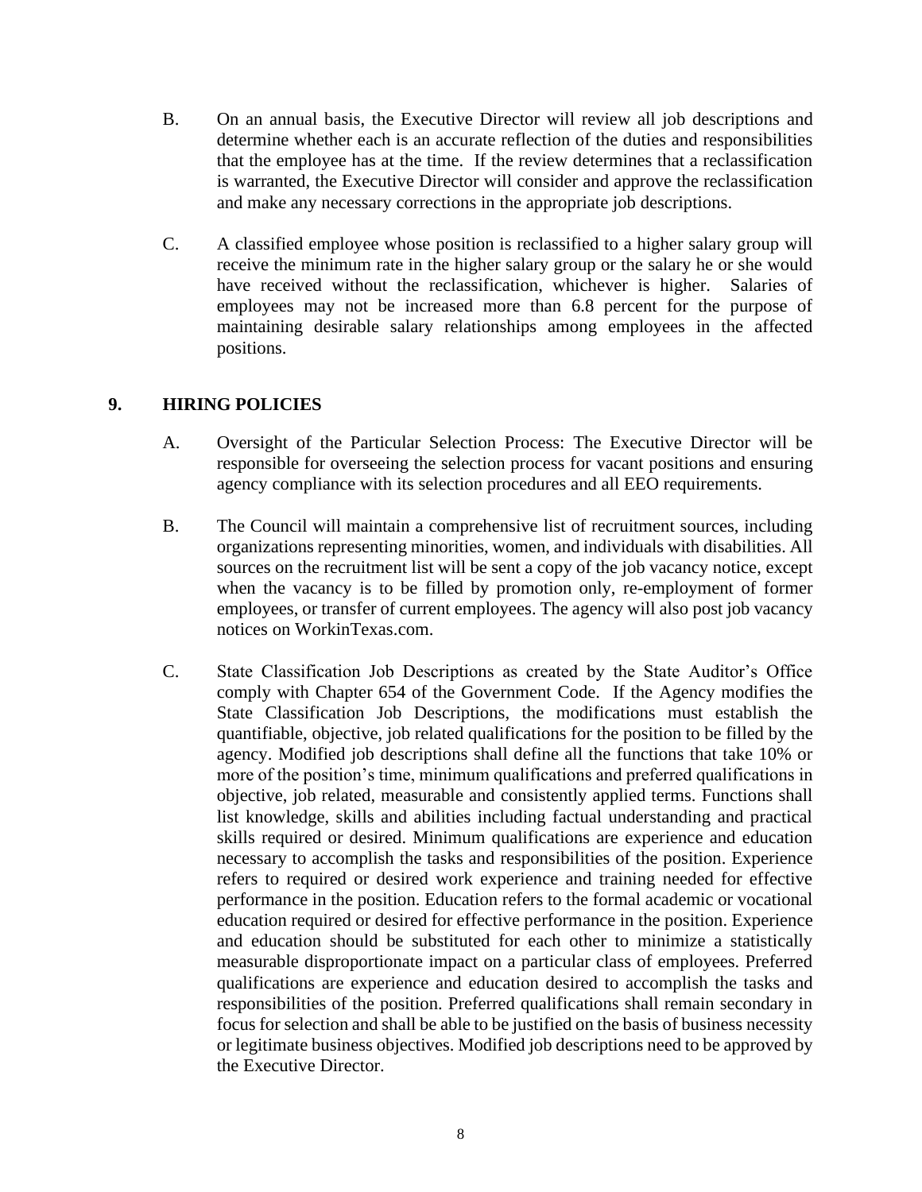B. On an annual basis, the Executive Director will review all job descriptions and determine whether each is an accurate reflection of the duties and responsibilities that the employee has at the time. If the review determines that a reclassification is warranted, the Executive Director will consider and approve the reclassification and make any necessary corrections in the appropriate job descriptions.

C. A classified employee whose position is reclassified to a higher salary group will receive the minimum rate in the higher salary group or the salary he or she would have received without the reclassification, whichever is higher. Salaries of employees may not be increased more than 6.8 percent for the purpose of maintaining desirable salary relationships among employees in the affected positions.

## 9. HIRING POLICIES

A. Oversight of the Particular Selection Process: The Executive Director will be responsible for overseeing the selection process for vacant positions and ensuring agency compliance with its selection procedures and all EEO requirements.

B. The Council will maintain a comprehensive list of recruitment sources, including organizations representing minorities, women, and individuals with disabilities. All sources on the recruitment list will be sent a copy of the job vacancy notice, except when the vacancy is to be filled by promotion only, re-employment of former employees, or transfer of current employees. The agency will also post job vacancy notices on WorkinTexas.com.

C. State Classification Job Descriptions as created by the State Auditor's Office comply with Chapter 654 of the Government Code. If the Agency modifies the State Classification Job Descriptions, the modifications must establish the quantifiable, objective, job related qualifications for the position to be filled by the agency. Modified job descriptions shall define all the functions that take 10% or more of the position's time, minimum qualifications and preferred qualifications in objective, job related, measurable and consistently applied terms. Functions shall list knowledge, skills and abilities including factual understanding and practical skills required or desired. Minimum qualifications are experience and education necessary to accomplish the tasks and responsibilities of the position. Experience refers to required or desired work experience and training needed for effective performance in the position. Education refers to the formal academic or vocational education required or desired for effective performance in the position. Experience and education should be substituted for each other to minimize a statistically measurable disproportionate impact on a particular class of employees. Preferred qualifications are experience and education desired to accomplish the tasks and responsibilities of the position. Preferred qualifications shall remain secondary in focus for selection and shall be able to be justified on the basis of business necessity or legitimate business objectives. Modified job descriptions need to be approved by the Executive Director.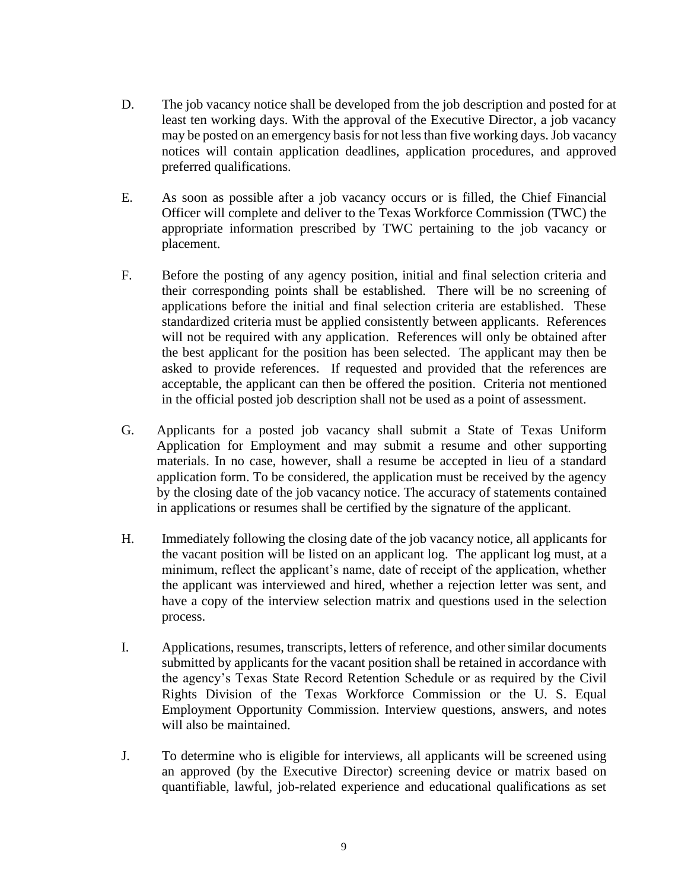D. The job vacancy notice shall be developed from the job description and posted for at least ten working days. With the approval of the Executive Director, a job vacancy may be posted on an emergency basis for not less than five working days. Job vacancy notices will contain application deadlines, application procedures, and approved preferred qualifications.

E. As soon as possible after a job vacancy occurs or is filled, the Chief Financial Officer will complete and deliver to the Texas Workforce Commission (TWC) the appropriate information prescribed by TWC pertaining to the job vacancy or placement.

F. Before the posting of any agency position, initial and final selection criteria and their corresponding points shall be established. There will be no screening of applications before the initial and final selection criteria are established. These standardized criteria must be applied consistently between applicants. References will not be required with any application. References will only be obtained after the best applicant for the position has been selected. The applicant may then be asked to provide references. If requested and provided that the references are acceptable, the applicant can then be offered the position. Criteria not mentioned in the official posted job description shall not be used as a point of assessment.

G. Applicants for a posted job vacancy shall submit a State of Texas Uniform Application for Employment and may submit a resume and other supporting materials. In no case, however, shall a resume be accepted in lieu of a standard application form. To be considered, the application must be received by the agency by the closing date of the job vacancy notice. The accuracy of statements contained in applications or resumes shall be certified by the signature of the applicant.

H. Immediately following the closing date of the job vacancy notice, all applicants for the vacant position will be listed on an applicant log. The applicant log must, at a minimum, reflect the applicant's name, date of receipt of the application, whether the applicant was interviewed and hired, whether a rejection letter was sent, and have a copy of the interview selection matrix and questions used in the selection process.

I. Applications, resumes, transcripts, letters of reference, and other similar documents submitted by applicants for the vacant position shall be retained in accordance with the agency's Texas State Record Retention Schedule or as required by the Civil Rights Division of the Texas Workforce Commission or the U. S. Equal Employment Opportunity Commission. Interview questions, answers, and notes will also be maintained.

J. To determine who is eligible for interviews, all applicants will be screened using an approved (by the Executive Director) screening device or matrix based on quantifiable, lawful, job-related experience and educational qualifications as set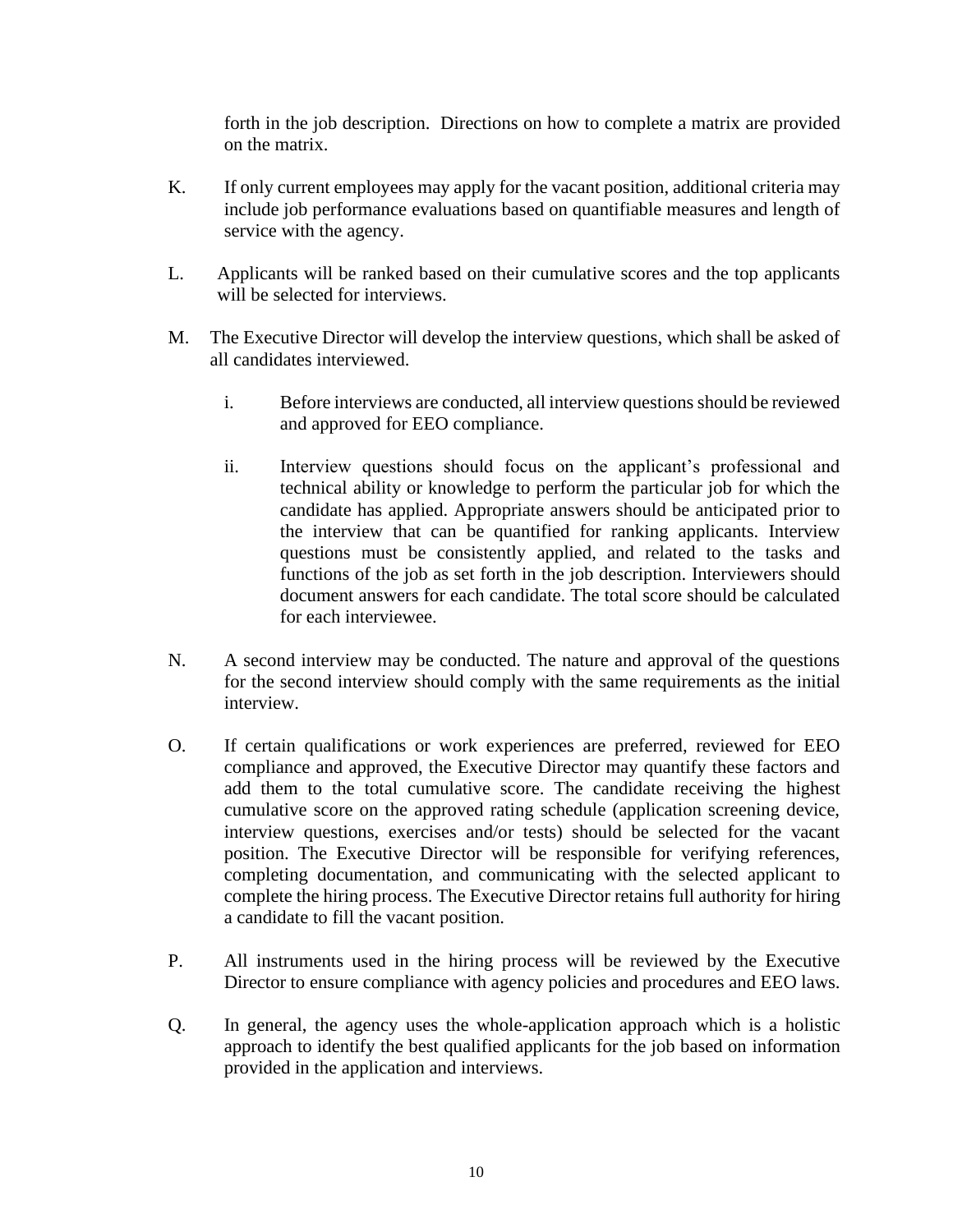forth in the job description. Directions on how to complete a matrix are provided on the matrix.

K. If only current employees may apply for the vacant position, additional criteria may include job performance evaluations based on quantifiable measures and length of service with the agency.

L. Applicants will be ranked based on their cumulative scores and the top applicants will be selected for interviews.

M. The Executive Director will develop the interview questions, which shall be asked of all candidates interviewed.

  i. Before interviews are conducted, all interview questions should be reviewed and approved for EEO compliance.

  ii. Interview questions should focus on the applicant's professional and technical ability or knowledge to perform the particular job for which the candidate has applied. Appropriate answers should be anticipated prior to the interview that can be quantified for ranking applicants. Interview questions must be consistently applied, and related to the tasks and functions of the job as set forth in the job description. Interviewers should document answers for each candidate. The total score should be calculated for each interviewee.

N. A second interview may be conducted. The nature and approval of the questions for the second interview should comply with the same requirements as the initial interview.

O. If certain qualifications or work experiences are preferred, reviewed for EEO compliance and approved, the Executive Director may quantify these factors and add them to the total cumulative score. The candidate receiving the highest cumulative score on the approved rating schedule (application screening device, interview questions, exercises and/or tests) should be selected for the vacant position. The Executive Director will be responsible for verifying references, completing documentation, and communicating with the selected applicant to complete the hiring process. The Executive Director retains full authority for hiring a candidate to fill the vacant position.

P. All instruments used in the hiring process will be reviewed by the Executive Director to ensure compliance with agency policies and procedures and EEO laws.

Q. In general, the agency uses the whole-application approach which is a holistic approach to identify the best qualified applicants for the job based on information provided in the application and interviews.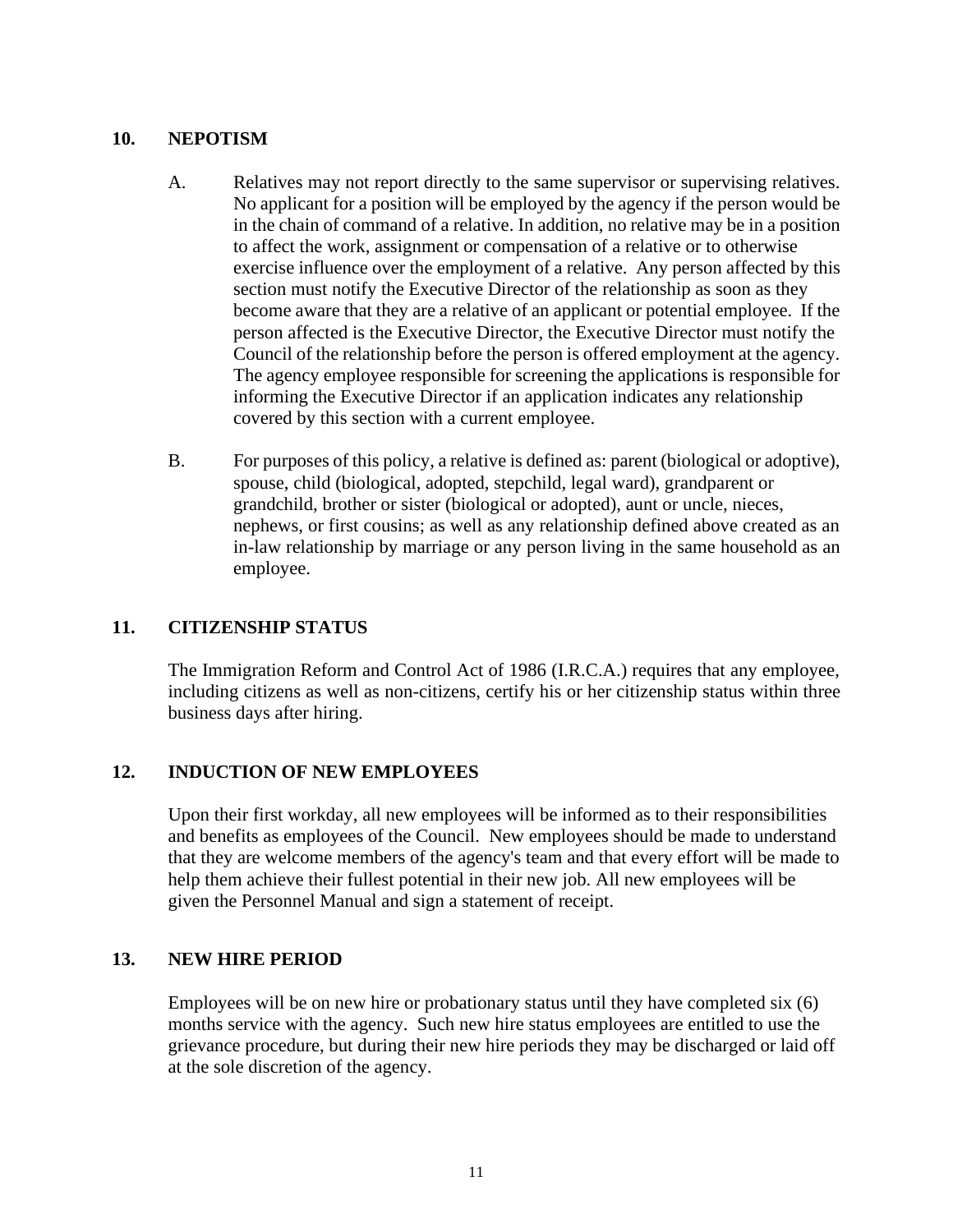## 10. NEPOTISM

A. Relatives may not report directly to the same supervisor or supervising relatives. No applicant for a position will be employed by the agency if the person would be in the chain of command of a relative. In addition, no relative may be in a position to affect the work, assignment or compensation of a relative or to otherwise exercise influence over the employment of a relative. Any person affected by this section must notify the Executive Director of the relationship as soon as they become aware that they are a relative of an applicant or potential employee. If the person affected is the Executive Director, the Executive Director must notify the Council of the relationship before the person is offered employment at the agency. The agency employee responsible for screening the applications is responsible for informing the Executive Director if an application indicates any relationship covered by this section with a current employee.

B. For purposes of this policy, a relative is defined as: parent (biological or adoptive), spouse, child (biological, adopted, stepchild, legal ward), grandparent or grandchild, brother or sister (biological or adopted), aunt or uncle, nieces, nephews, or first cousins; as well as any relationship defined above created as an in-law relationship by marriage or any person living in the same household as an employee.

## 11. CITIZENSHIP STATUS

The Immigration Reform and Control Act of 1986 (I.R.C.A.) requires that any employee, including citizens as well as non-citizens, certify his or her citizenship status within three business days after hiring.

## 12. INDUCTION OF NEW EMPLOYEES

Upon their first workday, all new employees will be informed as to their responsibilities and benefits as employees of the Council. New employees should be made to understand that they are welcome members of the agency's team and that every effort will be made to help them achieve their fullest potential in their new job. All new employees will be given the Personnel Manual and sign a statement of receipt.

## 13. NEW HIRE PERIOD

Employees will be on new hire or probationary status until they have completed six (6) months service with the agency. Such new hire status employees are entitled to use the grievance procedure, but during their new hire periods they may be discharged or laid off at the sole discretion of the agency.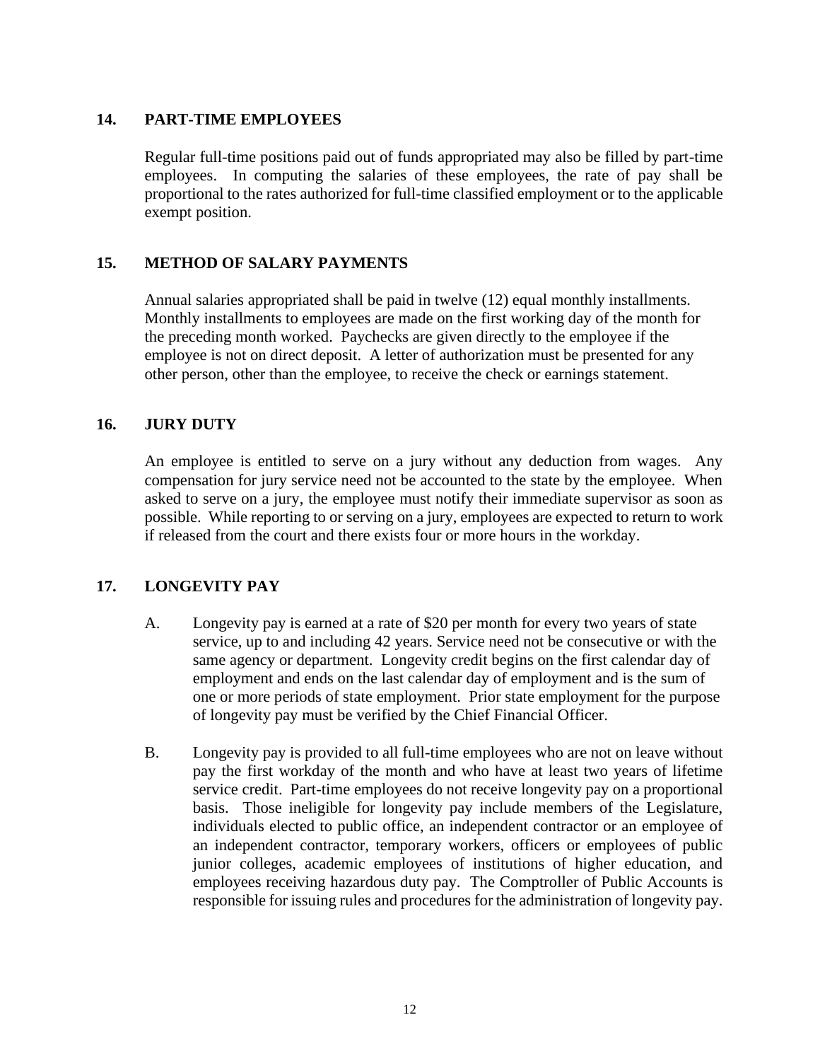## 14. PART-TIME EMPLOYEES

Regular full-time positions paid out of funds appropriated may also be filled by part-time employees. In computing the salaries of these employees, the rate of pay shall be proportional to the rates authorized for full-time classified employment or to the applicable exempt position.

## 15. METHOD OF SALARY PAYMENTS

Annual salaries appropriated shall be paid in twelve (12) equal monthly installments. Monthly installments to employees are made on the first working day of the month for the preceding month worked. Paychecks are given directly to the employee if the employee is not on direct deposit. A letter of authorization must be presented for any other person, other than the employee, to receive the check or earnings statement.

## 16. JURY DUTY

An employee is entitled to serve on a jury without any deduction from wages. Any compensation for jury service need not be accounted to the state by the employee. When asked to serve on a jury, the employee must notify their immediate supervisor as soon as possible. While reporting to or serving on a jury, employees are expected to return to work if released from the court and there exists four or more hours in the workday.

## 17. LONGEVITY PAY

A. Longevity pay is earned at a rate of $20 per month for every two years of state service, up to and including 42 years. Service need not be consecutive or with the same agency or department. Longevity credit begins on the first calendar day of employment and ends on the last calendar day of employment and is the sum of one or more periods of state employment. Prior state employment for the purpose of longevity pay must be verified by the Chief Financial Officer.

B. Longevity pay is provided to all full-time employees who are not on leave without pay the first workday of the month and who have at least two years of lifetime service credit. Part-time employees do not receive longevity pay on a proportional basis. Those ineligible for longevity pay include members of the Legislature, individuals elected to public office, an independent contractor or an employee of an independent contractor, temporary workers, officers or employees of public junior colleges, academic employees of institutions of higher education, and employees receiving hazardous duty pay. The Comptroller of Public Accounts is responsible for issuing rules and procedures for the administration of longevity pay.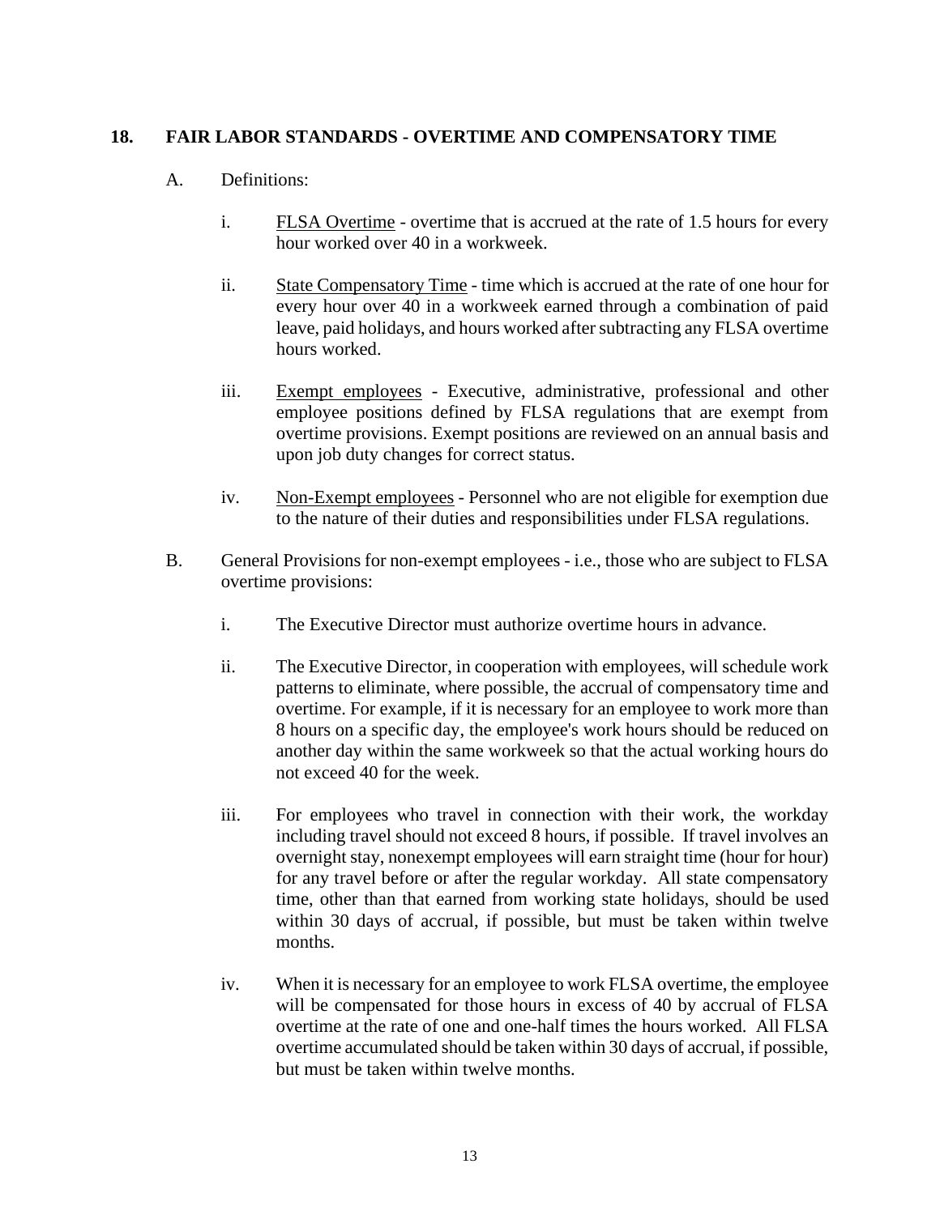## 18. FAIR LABOR STANDARDS - OVERTIME AND COMPENSATORY TIME

A. Definitions:

i. FLSA Overtime - overtime that is accrued at the rate of 1.5 hours for every hour worked over 40 in a workweek.

ii. State Compensatory Time - time which is accrued at the rate of one hour for every hour over 40 in a workweek earned through a combination of paid leave, paid holidays, and hours worked after subtracting any FLSA overtime hours worked.

iii. Exempt employees - Executive, administrative, professional and other employee positions defined by FLSA regulations that are exempt from overtime provisions. Exempt positions are reviewed on an annual basis and upon job duty changes for correct status.

iv. Non-Exempt employees - Personnel who are not eligible for exemption due to the nature of their duties and responsibilities under FLSA regulations.

B. General Provisions for non-exempt employees - i.e., those who are subject to FLSA overtime provisions:

i. The Executive Director must authorize overtime hours in advance.

ii. The Executive Director, in cooperation with employees, will schedule work patterns to eliminate, where possible, the accrual of compensatory time and overtime. For example, if it is necessary for an employee to work more than 8 hours on a specific day, the employee's work hours should be reduced on another day within the same workweek so that the actual working hours do not exceed 40 for the week.

iii. For employees who travel in connection with their work, the workday including travel should not exceed 8 hours, if possible. If travel involves an overnight stay, nonexempt employees will earn straight time (hour for hour) for any travel before or after the regular workday. All state compensatory time, other than that earned from working state holidays, should be used within 30 days of accrual, if possible, but must be taken within twelve months.

iv. When it is necessary for an employee to work FLSA overtime, the employee will be compensated for those hours in excess of 40 by accrual of FLSA overtime at the rate of one and one-half times the hours worked. All FLSA overtime accumulated should be taken within 30 days of accrual, if possible, but must be taken within twelve months.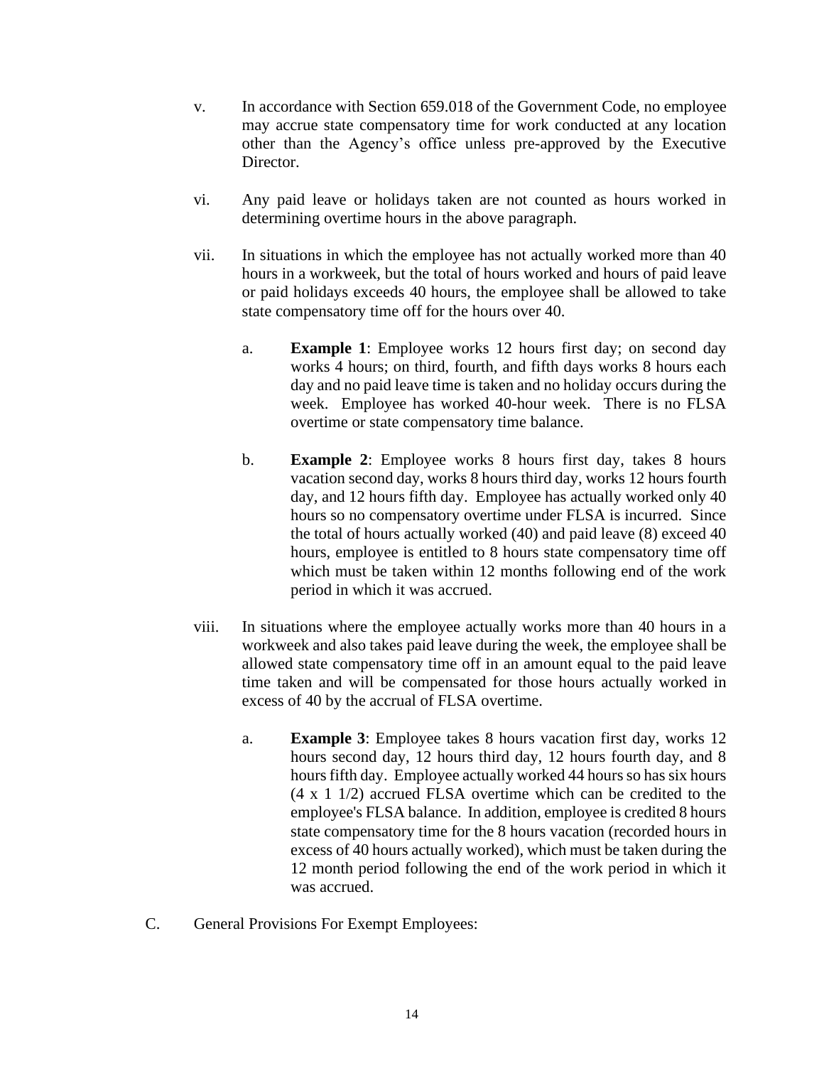v. In accordance with Section 659.018 of the Government Code, no employee may accrue state compensatory time for work conducted at any location other than the Agency's office unless pre-approved by the Executive Director.

vi. Any paid leave or holidays taken are not counted as hours worked in determining overtime hours in the above paragraph.

vii. In situations in which the employee has not actually worked more than 40 hours in a workweek, but the total of hours worked and hours of paid leave or paid holidays exceeds 40 hours, the employee shall be allowed to take state compensatory time off for the hours over 40.

   a. **Example 1**: Employee works 12 hours first day; on second day works 4 hours; on third, fourth, and fifth days works 8 hours each day and no paid leave time is taken and no holiday occurs during the week. Employee has worked 40-hour week. There is no FLSA overtime or state compensatory time balance.

   b. **Example 2**: Employee works 8 hours first day, takes 8 hours vacation second day, works 8 hours third day, works 12 hours fourth day, and 12 hours fifth day. Employee has actually worked only 40 hours so no compensatory overtime under FLSA is incurred. Since the total of hours actually worked (40) and paid leave (8) exceed 40 hours, employee is entitled to 8 hours state compensatory time off which must be taken within 12 months following end of the work period in which it was accrued.

viii. In situations where the employee actually works more than 40 hours in a workweek and also takes paid leave during the week, the employee shall be allowed state compensatory time off in an amount equal to the paid leave time taken and will be compensated for those hours actually worked in excess of 40 by the accrual of FLSA overtime.

   a. **Example 3**: Employee takes 8 hours vacation first day, works 12 hours second day, 12 hours third day, 12 hours fourth day, and 8 hours fifth day. Employee actually worked 44 hours so has six hours (4 x 1 1/2) accrued FLSA overtime which can be credited to the employee's FLSA balance. In addition, employee is credited 8 hours state compensatory time for the 8 hours vacation (recorded hours in excess of 40 hours actually worked), which must be taken during the 12 month period following the end of the work period in which it was accrued.

C. General Provisions For Exempt Employees: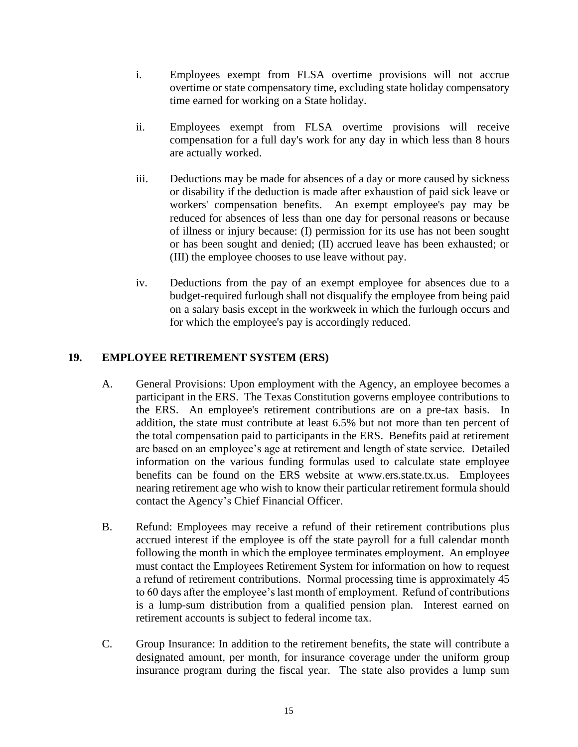i. Employees exempt from FLSA overtime provisions will not accrue overtime or state compensatory time, excluding state holiday compensatory time earned for working on a State holiday.

ii. Employees exempt from FLSA overtime provisions will receive compensation for a full day's work for any day in which less than 8 hours are actually worked.

iii. Deductions may be made for absences of a day or more caused by sickness or disability if the deduction is made after exhaustion of paid sick leave or workers' compensation benefits. An exempt employee's pay may be reduced for absences of less than one day for personal reasons or because of illness or injury because: (I) permission for its use has not been sought or has been sought and denied; (II) accrued leave has been exhausted; or (III) the employee chooses to use leave without pay.

iv. Deductions from the pay of an exempt employee for absences due to a budget-required furlough shall not disqualify the employee from being paid on a salary basis except in the workweek in which the furlough occurs and for which the employee's pay is accordingly reduced.

## 19. EMPLOYEE RETIREMENT SYSTEM (ERS)

A. General Provisions: Upon employment with the Agency, an employee becomes a participant in the ERS. The Texas Constitution governs employee contributions to the ERS. An employee's retirement contributions are on a pre-tax basis. In addition, the state must contribute at least 6.5% but not more than ten percent of the total compensation paid to participants in the ERS. Benefits paid at retirement are based on an employee's age at retirement and length of state service. Detailed information on the various funding formulas used to calculate state employee benefits can be found on the ERS website at www.ers.state.tx.us. Employees nearing retirement age who wish to know their particular retirement formula should contact the Agency's Chief Financial Officer.

B. Refund: Employees may receive a refund of their retirement contributions plus accrued interest if the employee is off the state payroll for a full calendar month following the month in which the employee terminates employment. An employee must contact the Employees Retirement System for information on how to request a refund of retirement contributions. Normal processing time is approximately 45 to 60 days after the employee's last month of employment. Refund of contributions is a lump-sum distribution from a qualified pension plan. Interest earned on retirement accounts is subject to federal income tax.

C. Group Insurance: In addition to the retirement benefits, the state will contribute a designated amount, per month, for insurance coverage under the uniform group insurance program during the fiscal year. The state also provides a lump sum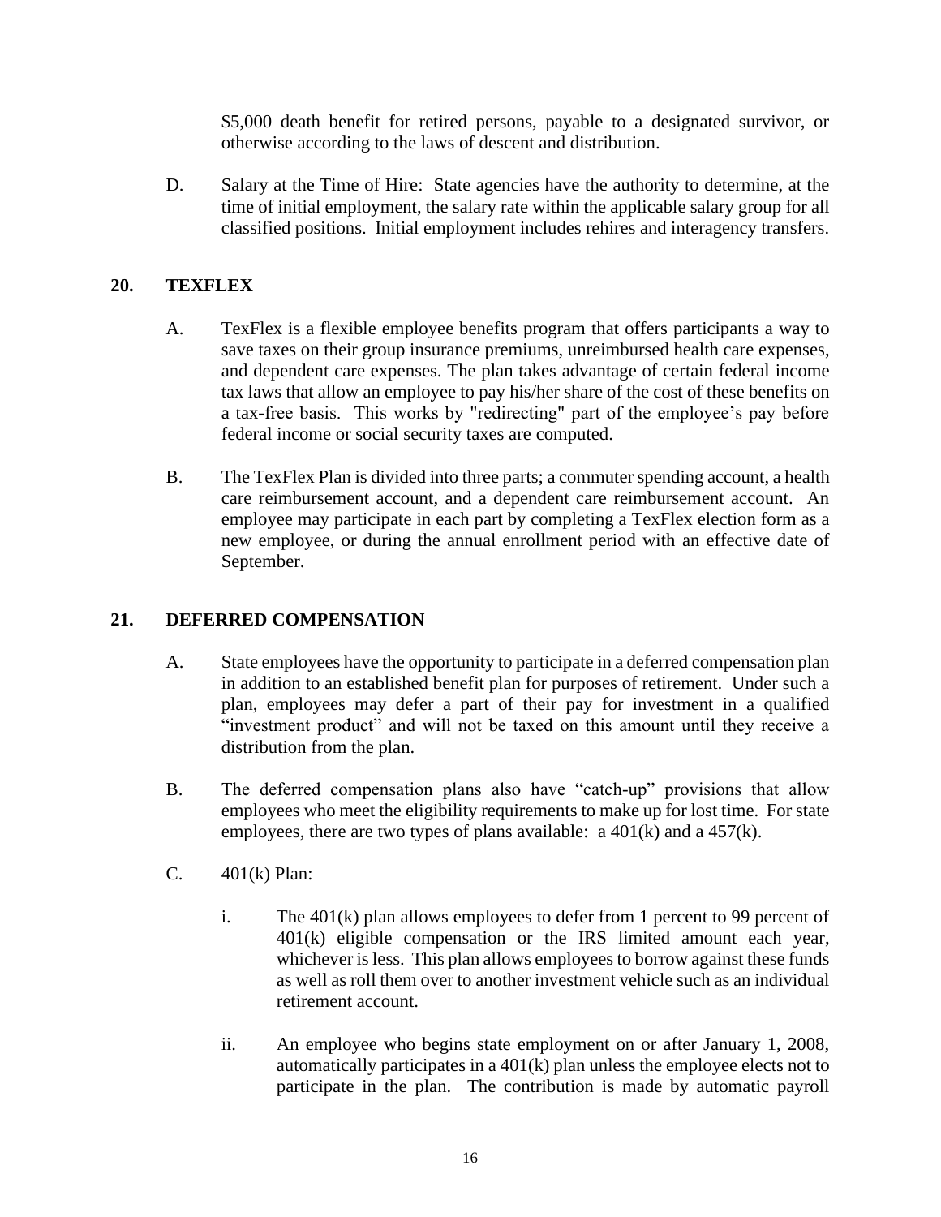$5,000 death benefit for retired persons, payable to a designated survivor, or otherwise according to the laws of descent and distribution.

D. Salary at the Time of Hire: State agencies have the authority to determine, at the time of initial employment, the salary rate within the applicable salary group for all classified positions. Initial employment includes rehires and interagency transfers.

## 20. TEXFLEX

A. TexFlex is a flexible employee benefits program that offers participants a way to save taxes on their group insurance premiums, unreimbursed health care expenses, and dependent care expenses. The plan takes advantage of certain federal income tax laws that allow an employee to pay his/her share of the cost of these benefits on a tax-free basis. This works by "redirecting" part of the employee's pay before federal income or social security taxes are computed.

B. The TexFlex Plan is divided into three parts; a commuter spending account, a health care reimbursement account, and a dependent care reimbursement account. An employee may participate in each part by completing a TexFlex election form as a new employee, or during the annual enrollment period with an effective date of September.

## 21. DEFERRED COMPENSATION

A. State employees have the opportunity to participate in a deferred compensation plan in addition to an established benefit plan for purposes of retirement. Under such a plan, employees may defer a part of their pay for investment in a qualified "investment product" and will not be taxed on this amount until they receive a distribution from the plan.

B. The deferred compensation plans also have "catch-up" provisions that allow employees who meet the eligibility requirements to make up for lost time. For state employees, there are two types of plans available: a 401(k) and a 457(k).

C. 401(k) Plan:

i. The 401(k) plan allows employees to defer from 1 percent to 99 percent of 401(k) eligible compensation or the IRS limited amount each year, whichever is less. This plan allows employees to borrow against these funds as well as roll them over to another investment vehicle such as an individual retirement account.

ii. An employee who begins state employment on or after January 1, 2008, automatically participates in a 401(k) plan unless the employee elects not to participate in the plan. The contribution is made by automatic payroll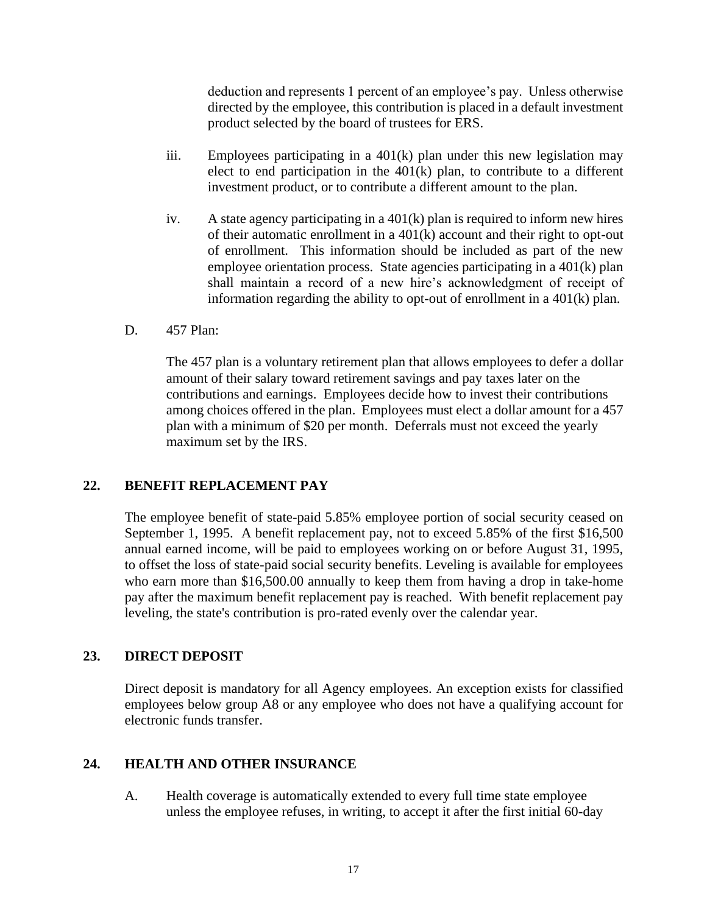deduction and represents 1 percent of an employee's pay. Unless otherwise directed by the employee, this contribution is placed in a default investment product selected by the board of trustees for ERS.

iii. Employees participating in a 401(k) plan under this new legislation may elect to end participation in the 401(k) plan, to contribute to a different investment product, or to contribute a different amount to the plan.

iv. A state agency participating in a 401(k) plan is required to inform new hires of their automatic enrollment in a 401(k) account and their right to opt-out of enrollment. This information should be included as part of the new employee orientation process. State agencies participating in a 401(k) plan shall maintain a record of a new hire's acknowledgment of receipt of information regarding the ability to opt-out of enrollment in a 401(k) plan.

D. 457 Plan:

The 457 plan is a voluntary retirement plan that allows employees to defer a dollar amount of their salary toward retirement savings and pay taxes later on the contributions and earnings. Employees decide how to invest their contributions among choices offered in the plan. Employees must elect a dollar amount for a 457 plan with a minimum of $20 per month. Deferrals must not exceed the yearly maximum set by the IRS.

## 22. BENEFIT REPLACEMENT PAY

The employee benefit of state-paid 5.85% employee portion of social security ceased on September 1, 1995. A benefit replacement pay, not to exceed 5.85% of the first $16,500 annual earned income, will be paid to employees working on or before August 31, 1995, to offset the loss of state-paid social security benefits. Leveling is available for employees who earn more than $16,500.00 annually to keep them from having a drop in take-home pay after the maximum benefit replacement pay is reached. With benefit replacement pay leveling, the state's contribution is pro-rated evenly over the calendar year.

## 23. DIRECT DEPOSIT

Direct deposit is mandatory for all Agency employees. An exception exists for classified employees below group A8 or any employee who does not have a qualifying account for electronic funds transfer.

## 24. HEALTH AND OTHER INSURANCE

A. Health coverage is automatically extended to every full time state employee unless the employee refuses, in writing, to accept it after the first initial 60-day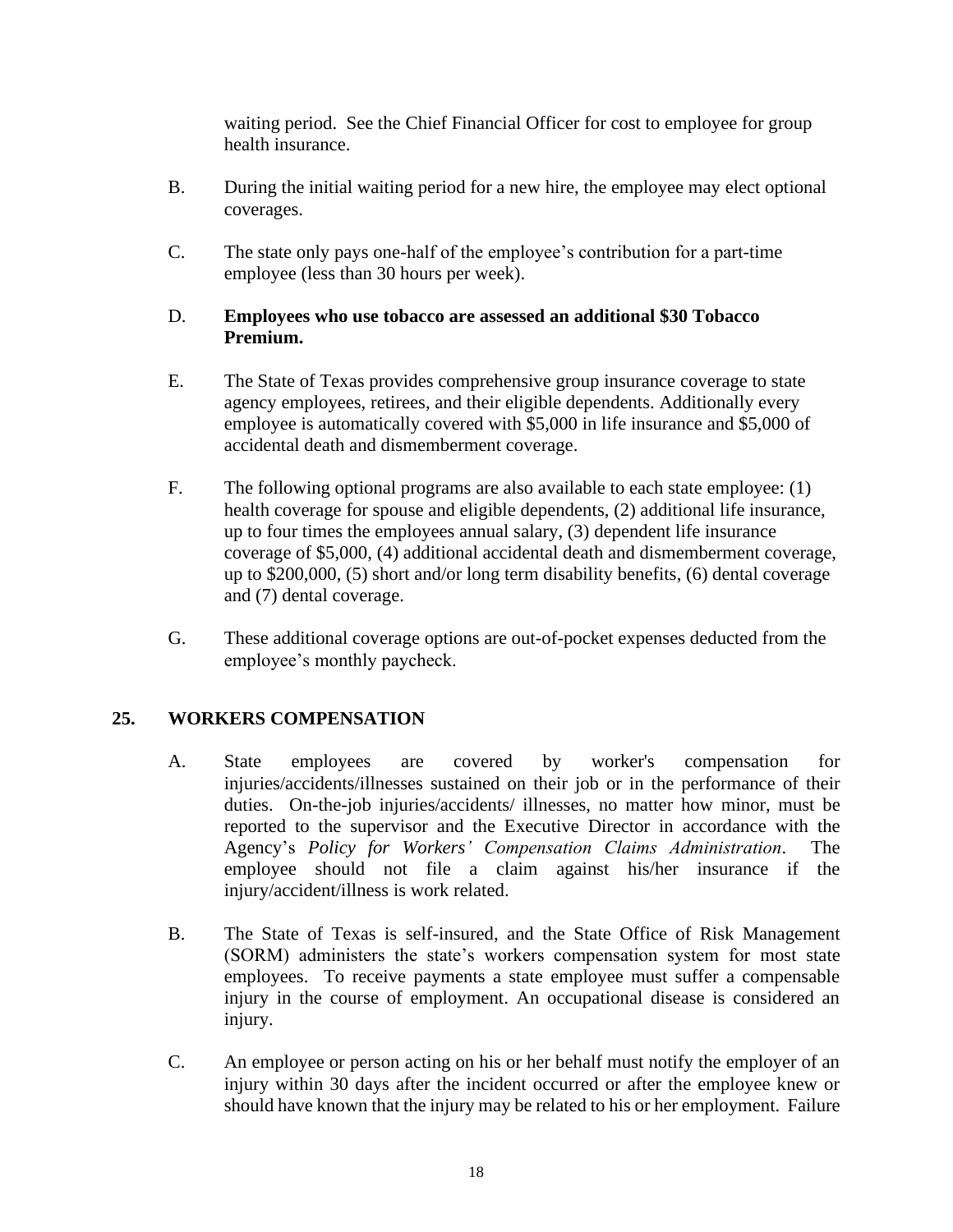waiting period. See the Chief Financial Officer for cost to employee for group health insurance.

B. During the initial waiting period for a new hire, the employee may elect optional coverages.

C. The state only pays one-half of the employee's contribution for a part-time employee (less than 30 hours per week).

D. **Employees who use tobacco are assessed an additional $30 Tobacco Premium.**

E. The State of Texas provides comprehensive group insurance coverage to state agency employees, retirees, and their eligible dependents. Additionally every employee is automatically covered with $5,000 in life insurance and $5,000 of accidental death and dismemberment coverage.

F. The following optional programs are also available to each state employee: (1) health coverage for spouse and eligible dependents, (2) additional life insurance, up to four times the employees annual salary, (3) dependent life insurance coverage of $5,000, (4) additional accidental death and dismemberment coverage, up to $200,000, (5) short and/or long term disability benefits, (6) dental coverage and (7) dental coverage.

G. These additional coverage options are out-of-pocket expenses deducted from the employee's monthly paycheck.

## 25. WORKERS COMPENSATION

A. State employees are covered by worker's compensation for injuries/accidents/illnesses sustained on their job or in the performance of their duties. On-the-job injuries/accidents/ illnesses, no matter how minor, must be reported to the supervisor and the Executive Director in accordance with the Agency's *Policy for Workers' Compensation Claims Administration*. The employee should not file a claim against his/her insurance if the injury/accident/illness is work related.

B. The State of Texas is self-insured, and the State Office of Risk Management (SORM) administers the state's workers compensation system for most state employees. To receive payments a state employee must suffer a compensable injury in the course of employment. An occupational disease is considered an injury.

C. An employee or person acting on his or her behalf must notify the employer of an injury within 30 days after the incident occurred or after the employee knew or should have known that the injury may be related to his or her employment. Failure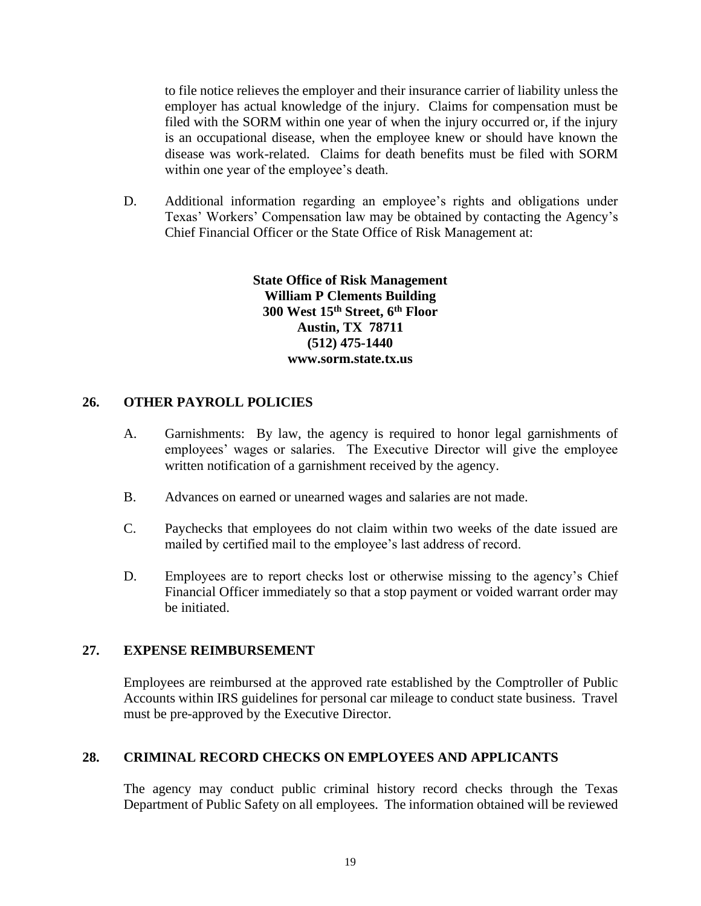to file notice relieves the employer and their insurance carrier of liability unless the employer has actual knowledge of the injury. Claims for compensation must be filed with the SORM within one year of when the injury occurred or, if the injury is an occupational disease, when the employee knew or should have known the disease was work-related. Claims for death benefits must be filed with SORM within one year of the employee's death.

D. Additional information regarding an employee's rights and obligations under Texas' Workers' Compensation law may be obtained by contacting the Agency's Chief Financial Officer or the State Office of Risk Management at:

**State Office of Risk Management**
**William P Clements Building**
**300 West 15th Street, 6th Floor**
**Austin, TX 78711**
**(512) 475-1440**
**www.sorm.state.tx.us**

## 26. OTHER PAYROLL POLICIES

A. Garnishments: By law, the agency is required to honor legal garnishments of employees' wages or salaries. The Executive Director will give the employee written notification of a garnishment received by the agency.

B. Advances on earned or unearned wages and salaries are not made.

C. Paychecks that employees do not claim within two weeks of the date issued are mailed by certified mail to the employee's last address of record.

D. Employees are to report checks lost or otherwise missing to the agency's Chief Financial Officer immediately so that a stop payment or voided warrant order may be initiated.

## 27. EXPENSE REIMBURSEMENT

Employees are reimbursed at the approved rate established by the Comptroller of Public Accounts within IRS guidelines for personal car mileage to conduct state business. Travel must be pre-approved by the Executive Director.

## 28. CRIMINAL RECORD CHECKS ON EMPLOYEES AND APPLICANTS

The agency may conduct public criminal history record checks through the Texas Department of Public Safety on all employees. The information obtained will be reviewed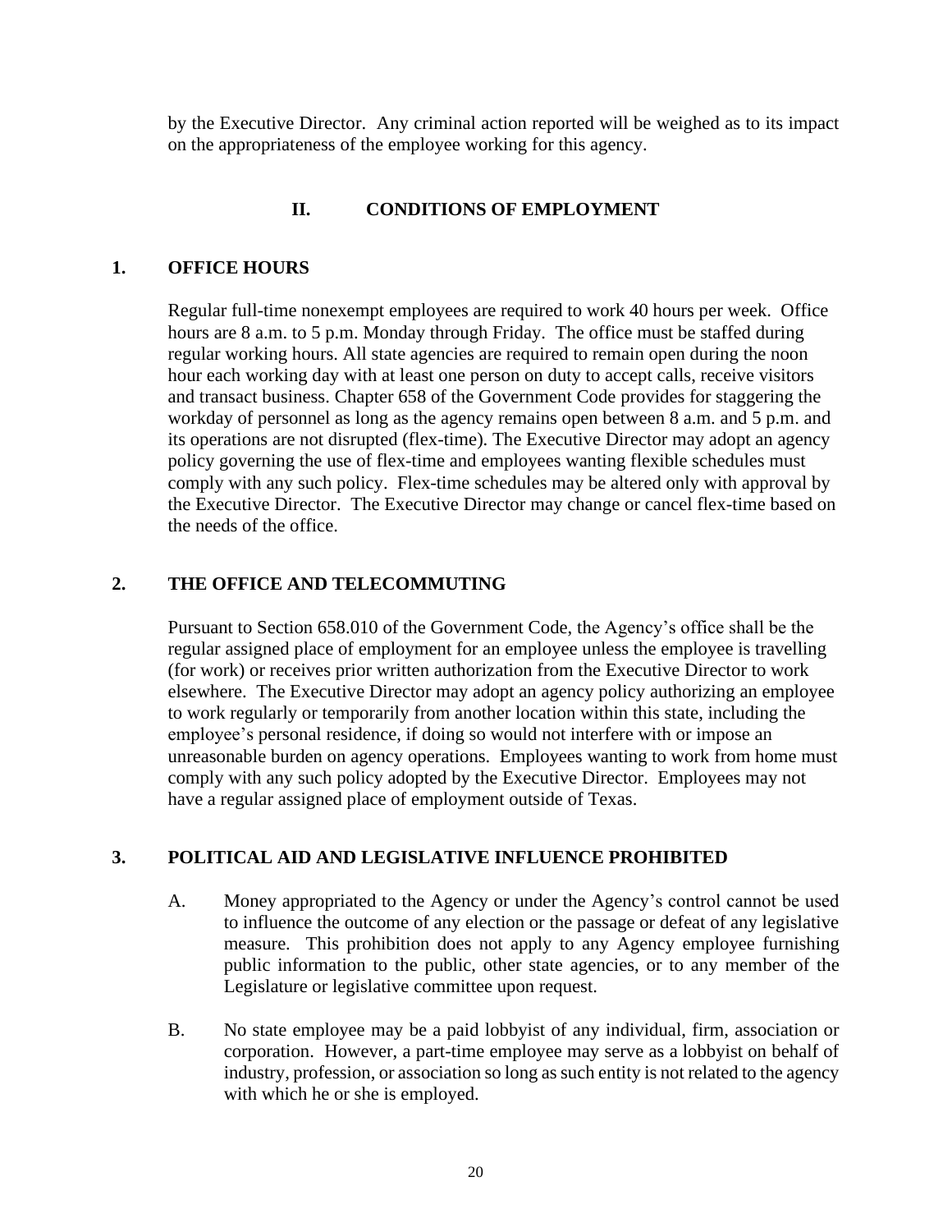by the Executive Director. Any criminal action reported will be weighed as to its impact on the appropriateness of the employee working for this agency.

## II. CONDITIONS OF EMPLOYMENT

### 1. OFFICE HOURS

Regular full-time nonexempt employees are required to work 40 hours per week. Office hours are 8 a.m. to 5 p.m. Monday through Friday. The office must be staffed during regular working hours. All state agencies are required to remain open during the noon hour each working day with at least one person on duty to accept calls, receive visitors and transact business. Chapter 658 of the Government Code provides for staggering the workday of personnel as long as the agency remains open between 8 a.m. and 5 p.m. and its operations are not disrupted (flex-time). The Executive Director may adopt an agency policy governing the use of flex-time and employees wanting flexible schedules must comply with any such policy. Flex-time schedules may be altered only with approval by the Executive Director. The Executive Director may change or cancel flex-time based on the needs of the office.

### 2. THE OFFICE AND TELECOMMUTING

Pursuant to Section 658.010 of the Government Code, the Agency's office shall be the regular assigned place of employment for an employee unless the employee is travelling (for work) or receives prior written authorization from the Executive Director to work elsewhere. The Executive Director may adopt an agency policy authorizing an employee to work regularly or temporarily from another location within this state, including the employee's personal residence, if doing so would not interfere with or impose an unreasonable burden on agency operations. Employees wanting to work from home must comply with any such policy adopted by the Executive Director. Employees may not have a regular assigned place of employment outside of Texas.

### 3. POLITICAL AID AND LEGISLATIVE INFLUENCE PROHIBITED

A. Money appropriated to the Agency or under the Agency's control cannot be used to influence the outcome of any election or the passage or defeat of any legislative measure. This prohibition does not apply to any Agency employee furnishing public information to the public, other state agencies, or to any member of the Legislature or legislative committee upon request.

B. No state employee may be a paid lobbyist of any individual, firm, association or corporation. However, a part-time employee may serve as a lobbyist on behalf of industry, profession, or association so long as such entity is not related to the agency with which he or she is employed.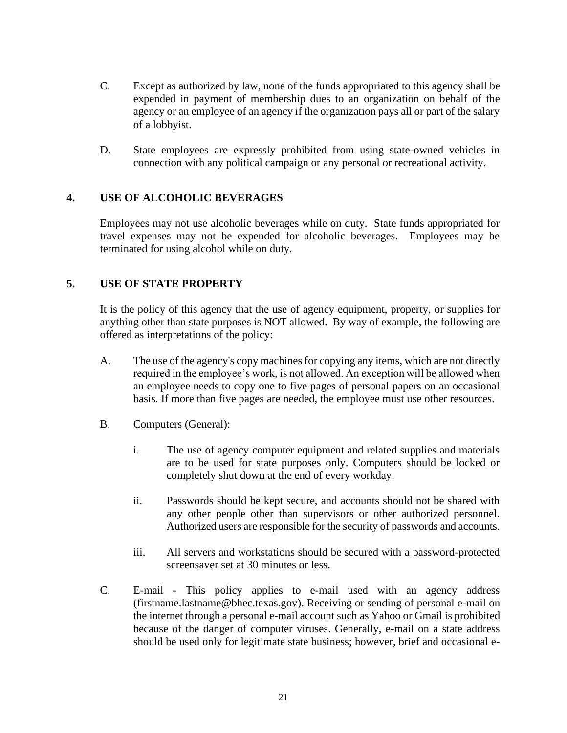C. Except as authorized by law, none of the funds appropriated to this agency shall be expended in payment of membership dues to an organization on behalf of the agency or an employee of an agency if the organization pays all or part of the salary of a lobbyist.

D. State employees are expressly prohibited from using state-owned vehicles in connection with any political campaign or any personal or recreational activity.

## 4. USE OF ALCOHOLIC BEVERAGES

Employees may not use alcoholic beverages while on duty. State funds appropriated for travel expenses may not be expended for alcoholic beverages. Employees may be terminated for using alcohol while on duty.

## 5. USE OF STATE PROPERTY

It is the policy of this agency that the use of agency equipment, property, or supplies for anything other than state purposes is NOT allowed. By way of example, the following are offered as interpretations of the policy:

A. The use of the agency's copy machines for copying any items, which are not directly required in the employee's work, is not allowed. An exception will be allowed when an employee needs to copy one to five pages of personal papers on an occasional basis. If more than five pages are needed, the employee must use other resources.

B. Computers (General):

i. The use of agency computer equipment and related supplies and materials are to be used for state purposes only. Computers should be locked or completely shut down at the end of every workday.

ii. Passwords should be kept secure, and accounts should not be shared with any other people other than supervisors or other authorized personnel. Authorized users are responsible for the security of passwords and accounts.

iii. All servers and workstations should be secured with a password-protected screensaver set at 30 minutes or less.

C. E-mail - This policy applies to e-mail used with an agency address (firstname.lastname@bhec.texas.gov). Receiving or sending of personal e-mail on the internet through a personal e-mail account such as Yahoo or Gmail is prohibited because of the danger of computer viruses. Generally, e-mail on a state address should be used only for legitimate state business; however, brief and occasional e-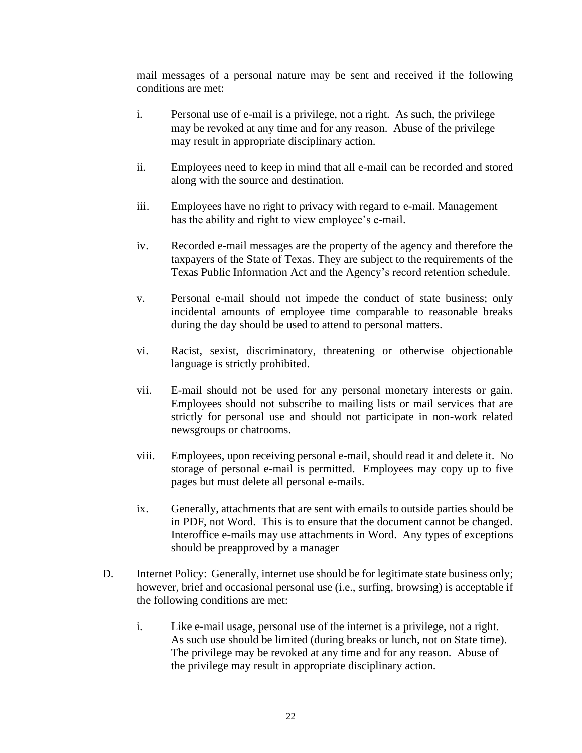mail messages of a personal nature may be sent and received if the following conditions are met:

i. Personal use of e-mail is a privilege, not a right. As such, the privilege may be revoked at any time and for any reason. Abuse of the privilege may result in appropriate disciplinary action.

ii. Employees need to keep in mind that all e-mail can be recorded and stored along with the source and destination.

iii. Employees have no right to privacy with regard to e-mail. Management has the ability and right to view employee's e-mail.

iv. Recorded e-mail messages are the property of the agency and therefore the taxpayers of the State of Texas. They are subject to the requirements of the Texas Public Information Act and the Agency's record retention schedule.

v. Personal e-mail should not impede the conduct of state business; only incidental amounts of employee time comparable to reasonable breaks during the day should be used to attend to personal matters.

vi. Racist, sexist, discriminatory, threatening or otherwise objectionable language is strictly prohibited.

vii. E-mail should not be used for any personal monetary interests or gain. Employees should not subscribe to mailing lists or mail services that are strictly for personal use and should not participate in non-work related newsgroups or chatrooms.

viii. Employees, upon receiving personal e-mail, should read it and delete it. No storage of personal e-mail is permitted. Employees may copy up to five pages but must delete all personal e-mails.

ix. Generally, attachments that are sent with emails to outside parties should be in PDF, not Word. This is to ensure that the document cannot be changed. Interoffice e-mails may use attachments in Word. Any types of exceptions should be preapproved by a manager

D. Internet Policy: Generally, internet use should be for legitimate state business only; however, brief and occasional personal use (i.e., surfing, browsing) is acceptable if the following conditions are met:

i. Like e-mail usage, personal use of the internet is a privilege, not a right. As such use should be limited (during breaks or lunch, not on State time). The privilege may be revoked at any time and for any reason. Abuse of the privilege may result in appropriate disciplinary action.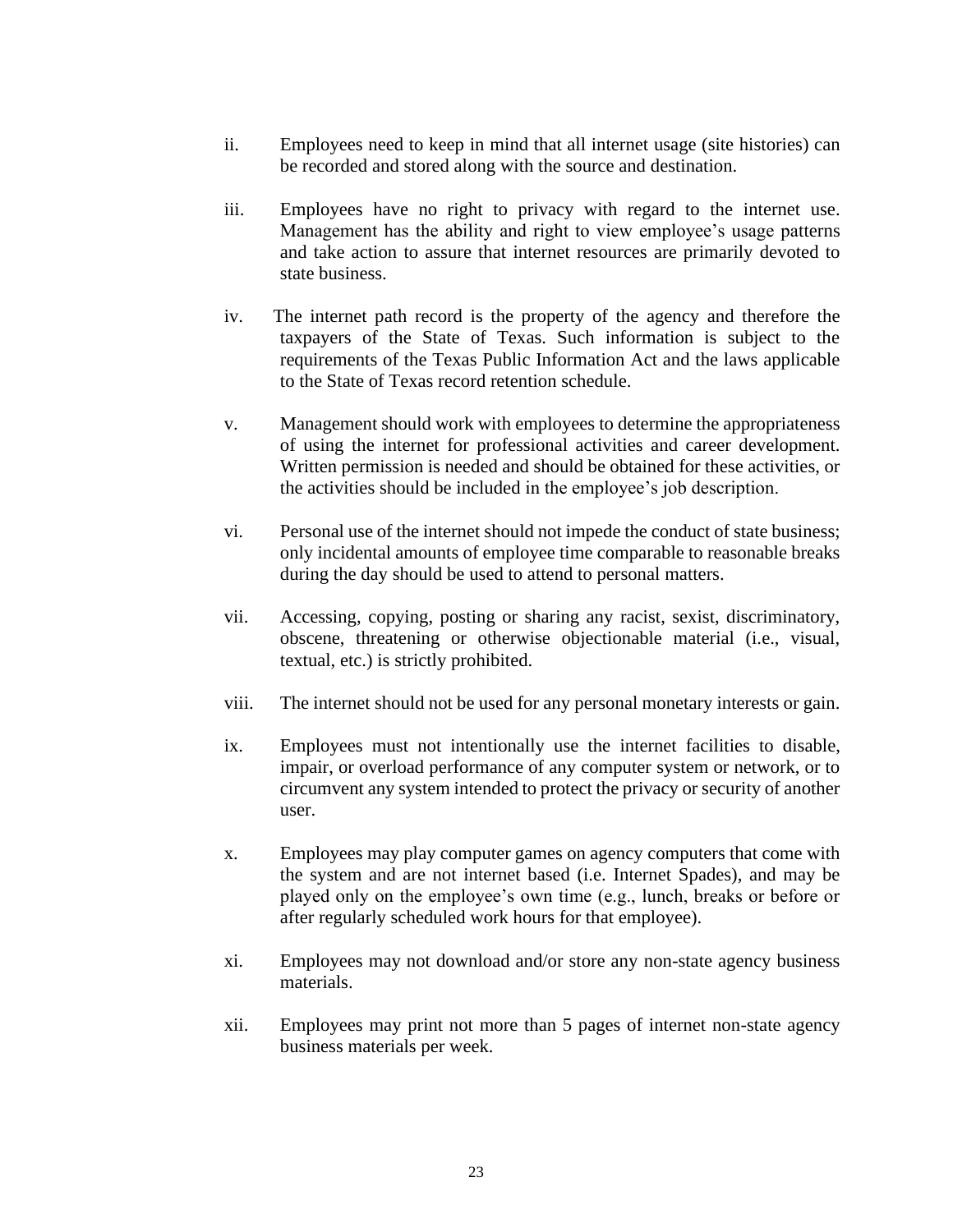ii. Employees need to keep in mind that all internet usage (site histories) can be recorded and stored along with the source and destination.

iii. Employees have no right to privacy with regard to the internet use. Management has the ability and right to view employee's usage patterns and take action to assure that internet resources are primarily devoted to state business.

iv. The internet path record is the property of the agency and therefore the taxpayers of the State of Texas. Such information is subject to the requirements of the Texas Public Information Act and the laws applicable to the State of Texas record retention schedule.

v. Management should work with employees to determine the appropriateness of using the internet for professional activities and career development. Written permission is needed and should be obtained for these activities, or the activities should be included in the employee's job description.

vi. Personal use of the internet should not impede the conduct of state business; only incidental amounts of employee time comparable to reasonable breaks during the day should be used to attend to personal matters.

vii. Accessing, copying, posting or sharing any racist, sexist, discriminatory, obscene, threatening or otherwise objectionable material (i.e., visual, textual, etc.) is strictly prohibited.

viii. The internet should not be used for any personal monetary interests or gain.

ix. Employees must not intentionally use the internet facilities to disable, impair, or overload performance of any computer system or network, or to circumvent any system intended to protect the privacy or security of another user.

x. Employees may play computer games on agency computers that come with the system and are not internet based (i.e. Internet Spades), and may be played only on the employee's own time (e.g., lunch, breaks or before or after regularly scheduled work hours for that employee).

xi. Employees may not download and/or store any non-state agency business materials.

xii. Employees may print not more than 5 pages of internet non-state agency business materials per week.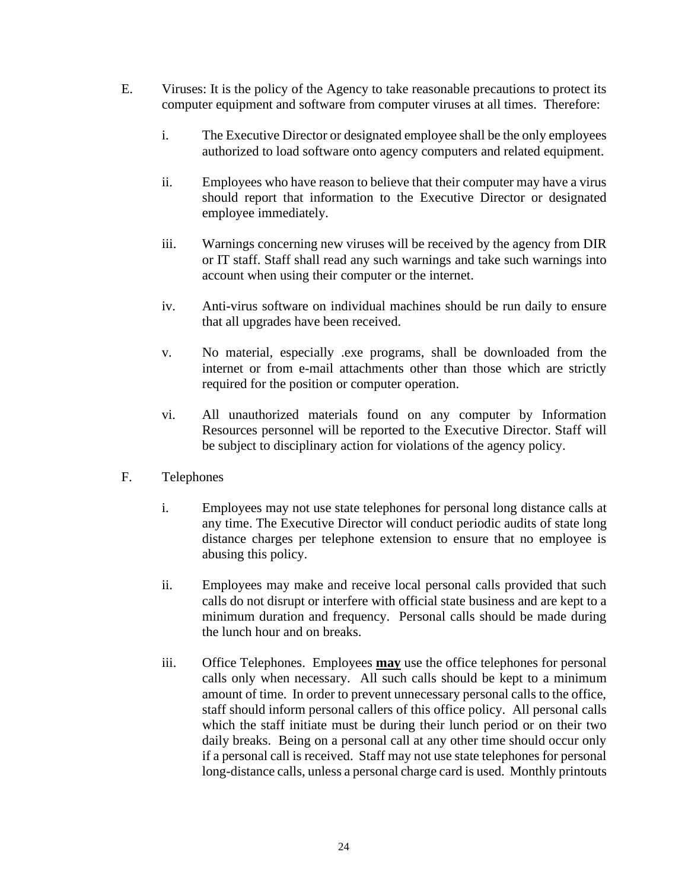E. Viruses: It is the policy of the Agency to take reasonable precautions to protect its computer equipment and software from computer viruses at all times. Therefore:

  i. The Executive Director or designated employee shall be the only employees authorized to load software onto agency computers and related equipment.

  ii. Employees who have reason to believe that their computer may have a virus should report that information to the Executive Director or designated employee immediately.

  iii. Warnings concerning new viruses will be received by the agency from DIR or IT staff. Staff shall read any such warnings and take such warnings into account when using their computer or the internet.

  iv. Anti-virus software on individual machines should be run daily to ensure that all upgrades have been received.

  v. No material, especially .exe programs, shall be downloaded from the internet or from e-mail attachments other than those which are strictly required for the position or computer operation.

  vi. All unauthorized materials found on any computer by Information Resources personnel will be reported to the Executive Director. Staff will be subject to disciplinary action for violations of the agency policy.

F. Telephones

  i. Employees may not use state telephones for personal long distance calls at any time. The Executive Director will conduct periodic audits of state long distance charges per telephone extension to ensure that no employee is abusing this policy.

  ii. Employees may make and receive local personal calls provided that such calls do not disrupt or interfere with official state business and are kept to a minimum duration and frequency. Personal calls should be made during the lunch hour and on breaks.

  iii. Office Telephones. Employees **<u>may</u>** use the office telephones for personal calls only when necessary. All such calls should be kept to a minimum amount of time. In order to prevent unnecessary personal calls to the office, staff should inform personal callers of this office policy. All personal calls which the staff initiate must be during their lunch period or on their two daily breaks. Being on a personal call at any other time should occur only if a personal call is received. Staff may not use state telephones for personal long-distance calls, unless a personal charge card is used. Monthly printouts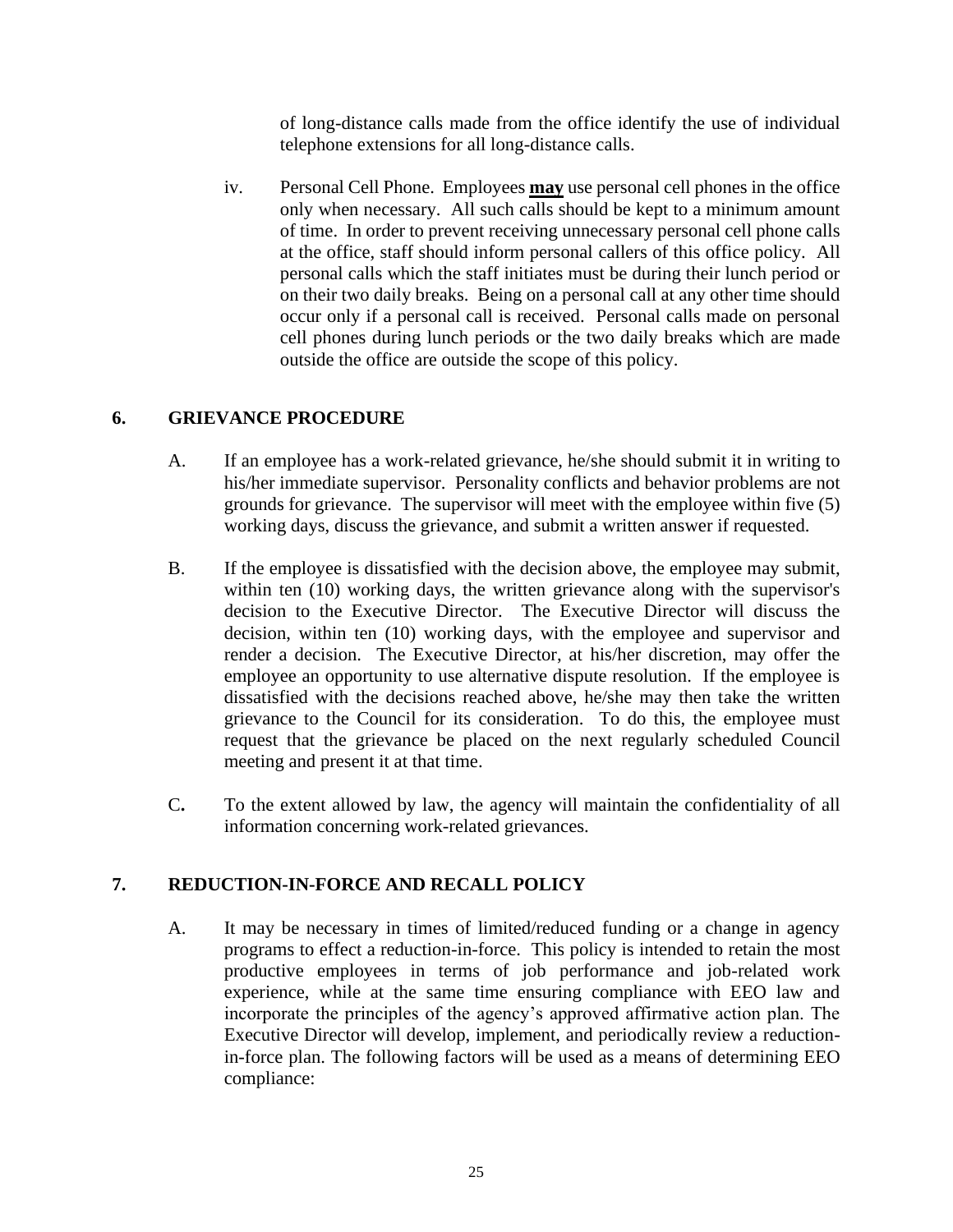of long-distance calls made from the office identify the use of individual telephone extensions for all long-distance calls.

iv. Personal Cell Phone. Employees **<u>may</u>** use personal cell phones in the office only when necessary. All such calls should be kept to a minimum amount of time. In order to prevent receiving unnecessary personal cell phone calls at the office, staff should inform personal callers of this office policy. All personal calls which the staff initiates must be during their lunch period or on their two daily breaks. Being on a personal call at any other time should occur only if a personal call is received. Personal calls made on personal cell phones during lunch periods or the two daily breaks which are made outside the office are outside the scope of this policy.

## 6. GRIEVANCE PROCEDURE

A. If an employee has a work-related grievance, he/she should submit it in writing to his/her immediate supervisor. Personality conflicts and behavior problems are not grounds for grievance. The supervisor will meet with the employee within five (5) working days, discuss the grievance, and submit a written answer if requested.

B. If the employee is dissatisfied with the decision above, the employee may submit, within ten (10) working days, the written grievance along with the supervisor's decision to the Executive Director. The Executive Director will discuss the decision, within ten (10) working days, with the employee and supervisor and render a decision. The Executive Director, at his/her discretion, may offer the employee an opportunity to use alternative dispute resolution. If the employee is dissatisfied with the decisions reached above, he/she may then take the written grievance to the Council for its consideration. To do this, the employee must request that the grievance be placed on the next regularly scheduled Council meeting and present it at that time.

C. To the extent allowed by law, the agency will maintain the confidentiality of all information concerning work-related grievances.

## 7. REDUCTION-IN-FORCE AND RECALL POLICY

A. It may be necessary in times of limited/reduced funding or a change in agency programs to effect a reduction-in-force. This policy is intended to retain the most productive employees in terms of job performance and job-related work experience, while at the same time ensuring compliance with EEO law and incorporate the principles of the agency's approved affirmative action plan. The Executive Director will develop, implement, and periodically review a reduction-in-force plan. The following factors will be used as a means of determining EEO compliance: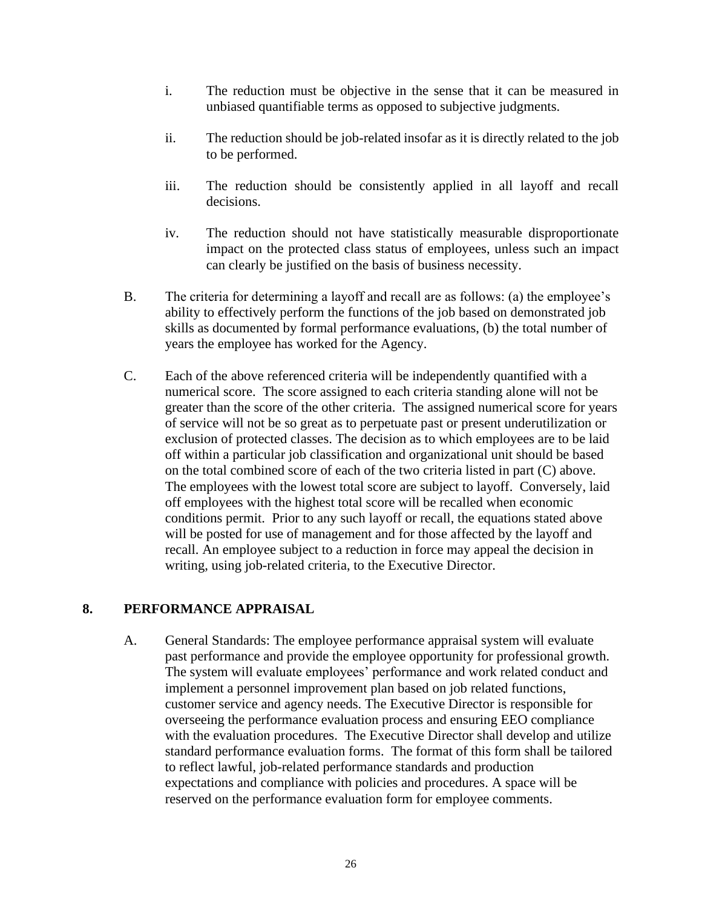i. The reduction must be objective in the sense that it can be measured in unbiased quantifiable terms as opposed to subjective judgments.

ii. The reduction should be job-related insofar as it is directly related to the job to be performed.

iii. The reduction should be consistently applied in all layoff and recall decisions.

iv. The reduction should not have statistically measurable disproportionate impact on the protected class status of employees, unless such an impact can clearly be justified on the basis of business necessity.

B. The criteria for determining a layoff and recall are as follows: (a) the employee's ability to effectively perform the functions of the job based on demonstrated job skills as documented by formal performance evaluations, (b) the total number of years the employee has worked for the Agency.

C. Each of the above referenced criteria will be independently quantified with a numerical score. The score assigned to each criteria standing alone will not be greater than the score of the other criteria. The assigned numerical score for years of service will not be so great as to perpetuate past or present underutilization or exclusion of protected classes. The decision as to which employees are to be laid off within a particular job classification and organizational unit should be based on the total combined score of each of the two criteria listed in part (C) above. The employees with the lowest total score are subject to layoff. Conversely, laid off employees with the highest total score will be recalled when economic conditions permit. Prior to any such layoff or recall, the equations stated above will be posted for use of management and for those affected by the layoff and recall. An employee subject to a reduction in force may appeal the decision in writing, using job-related criteria, to the Executive Director.

## 8. PERFORMANCE APPRAISAL

A. General Standards: The employee performance appraisal system will evaluate past performance and provide the employee opportunity for professional growth. The system will evaluate employees' performance and work related conduct and implement a personnel improvement plan based on job related functions, customer service and agency needs. The Executive Director is responsible for overseeing the performance evaluation process and ensuring EEO compliance with the evaluation procedures. The Executive Director shall develop and utilize standard performance evaluation forms. The format of this form shall be tailored to reflect lawful, job-related performance standards and production expectations and compliance with policies and procedures. A space will be reserved on the performance evaluation form for employee comments.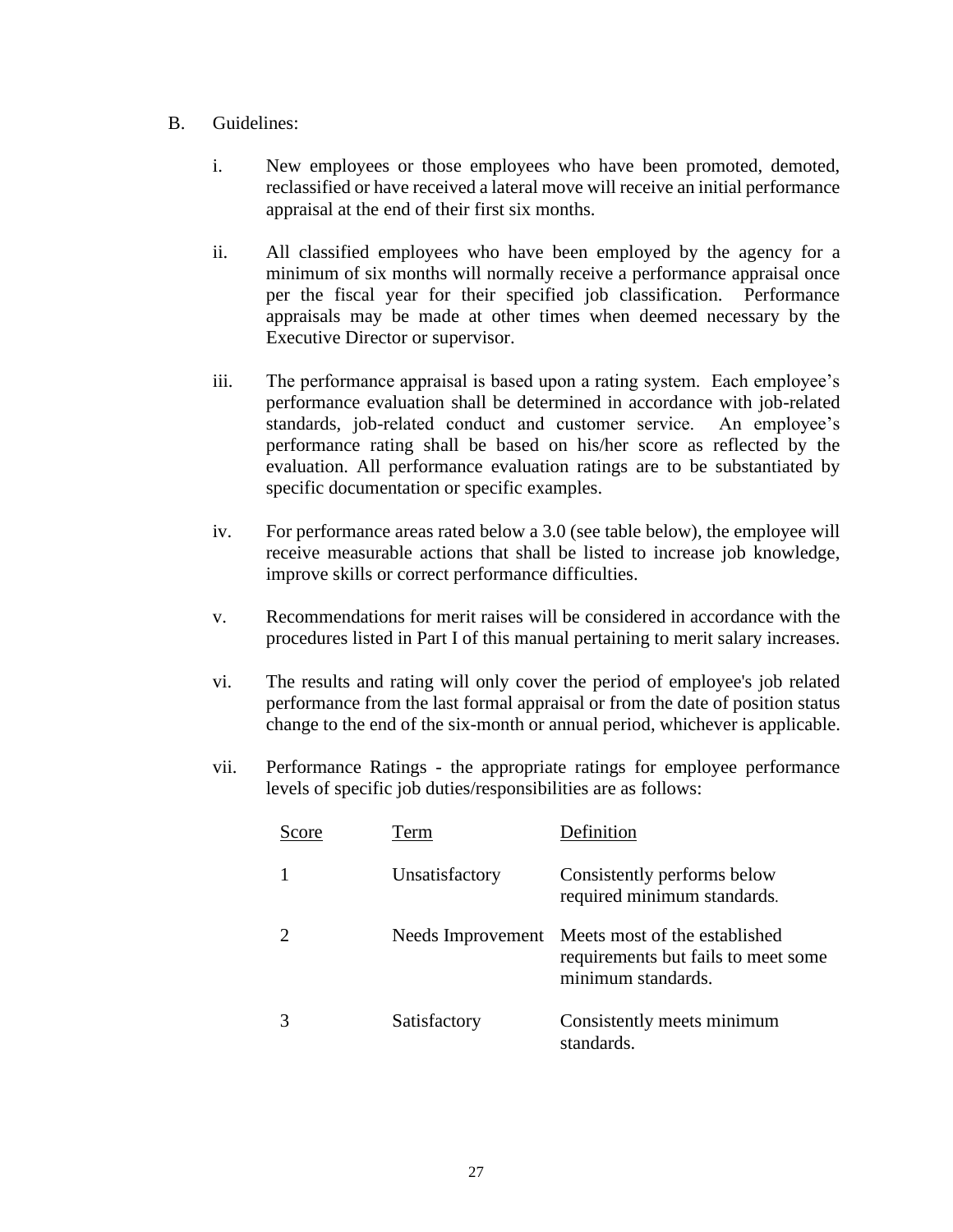B. Guidelines:

i. New employees or those employees who have been promoted, demoted, reclassified or have received a lateral move will receive an initial performance appraisal at the end of their first six months.

ii. All classified employees who have been employed by the agency for a minimum of six months will normally receive a performance appraisal once per the fiscal year for their specified job classification. Performance appraisals may be made at other times when deemed necessary by the Executive Director or supervisor.

iii. The performance appraisal is based upon a rating system. Each employee's performance evaluation shall be determined in accordance with job-related standards, job-related conduct and customer service. An employee's performance rating shall be based on his/her score as reflected by the evaluation. All performance evaluation ratings are to be substantiated by specific documentation or specific examples.

iv. For performance areas rated below a 3.0 (see table below), the employee will receive measurable actions that shall be listed to increase job knowledge, improve skills or correct performance difficulties.

v. Recommendations for merit raises will be considered in accordance with the procedures listed in Part I of this manual pertaining to merit salary increases.

vi. The results and rating will only cover the period of employee's job related performance from the last formal appraisal or from the date of position status change to the end of the six-month or annual period, whichever is applicable.

vii. Performance Ratings - the appropriate ratings for employee performance levels of specific job duties/responsibilities are as follows:

| Score | Term | Definition |
|---|---|---|
| 1 | Unsatisfactory | Consistently performs below required minimum standards. |
| 2 | Needs Improvement | Meets most of the established requirements but fails to meet some minimum standards. |
| 3 | Satisfactory | Consistently meets minimum standards. |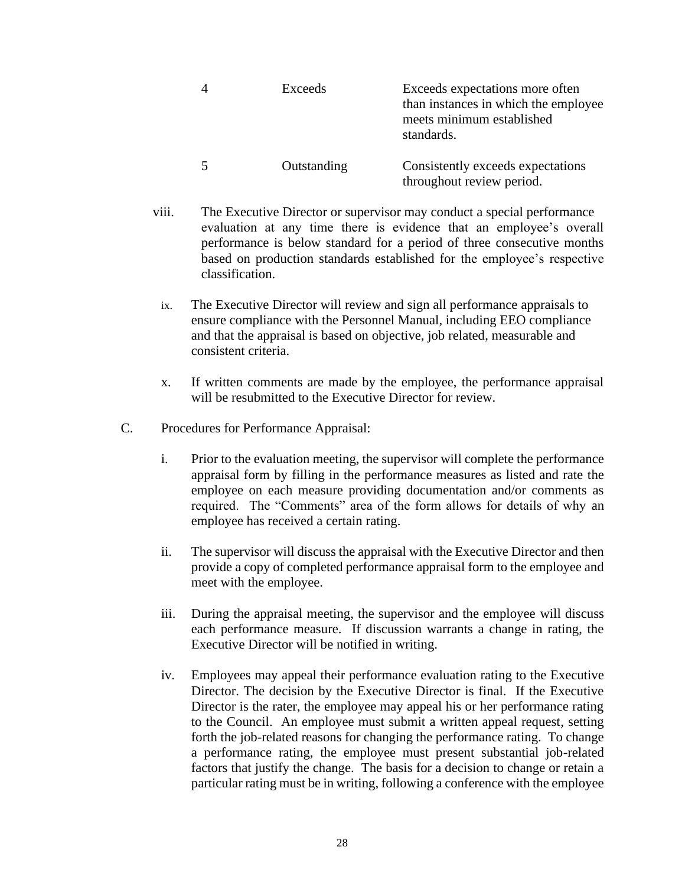| 4 | Exceeds | Exceeds expectations more often than instances in which the employee meets minimum established standards. |
|---|---|---|
| 5 | Outstanding | Consistently exceeds expectations throughout review period. |

viii. The Executive Director or supervisor may conduct a special performance evaluation at any time there is evidence that an employee's overall performance is below standard for a period of three consecutive months based on production standards established for the employee's respective classification.

ix. The Executive Director will review and sign all performance appraisals to ensure compliance with the Personnel Manual, including EEO compliance and that the appraisal is based on objective, job related, measurable and consistent criteria.

x. If written comments are made by the employee, the performance appraisal will be resubmitted to the Executive Director for review.

C. Procedures for Performance Appraisal:

i. Prior to the evaluation meeting, the supervisor will complete the performance appraisal form by filling in the performance measures as listed and rate the employee on each measure providing documentation and/or comments as required. The "Comments" area of the form allows for details of why an employee has received a certain rating.

ii. The supervisor will discuss the appraisal with the Executive Director and then provide a copy of completed performance appraisal form to the employee and meet with the employee.

iii. During the appraisal meeting, the supervisor and the employee will discuss each performance measure. If discussion warrants a change in rating, the Executive Director will be notified in writing.

iv. Employees may appeal their performance evaluation rating to the Executive Director. The decision by the Executive Director is final. If the Executive Director is the rater, the employee may appeal his or her performance rating to the Council. An employee must submit a written appeal request, setting forth the job-related reasons for changing the performance rating. To change a performance rating, the employee must present substantial job-related factors that justify the change. The basis for a decision to change or retain a particular rating must be in writing, following a conference with the employee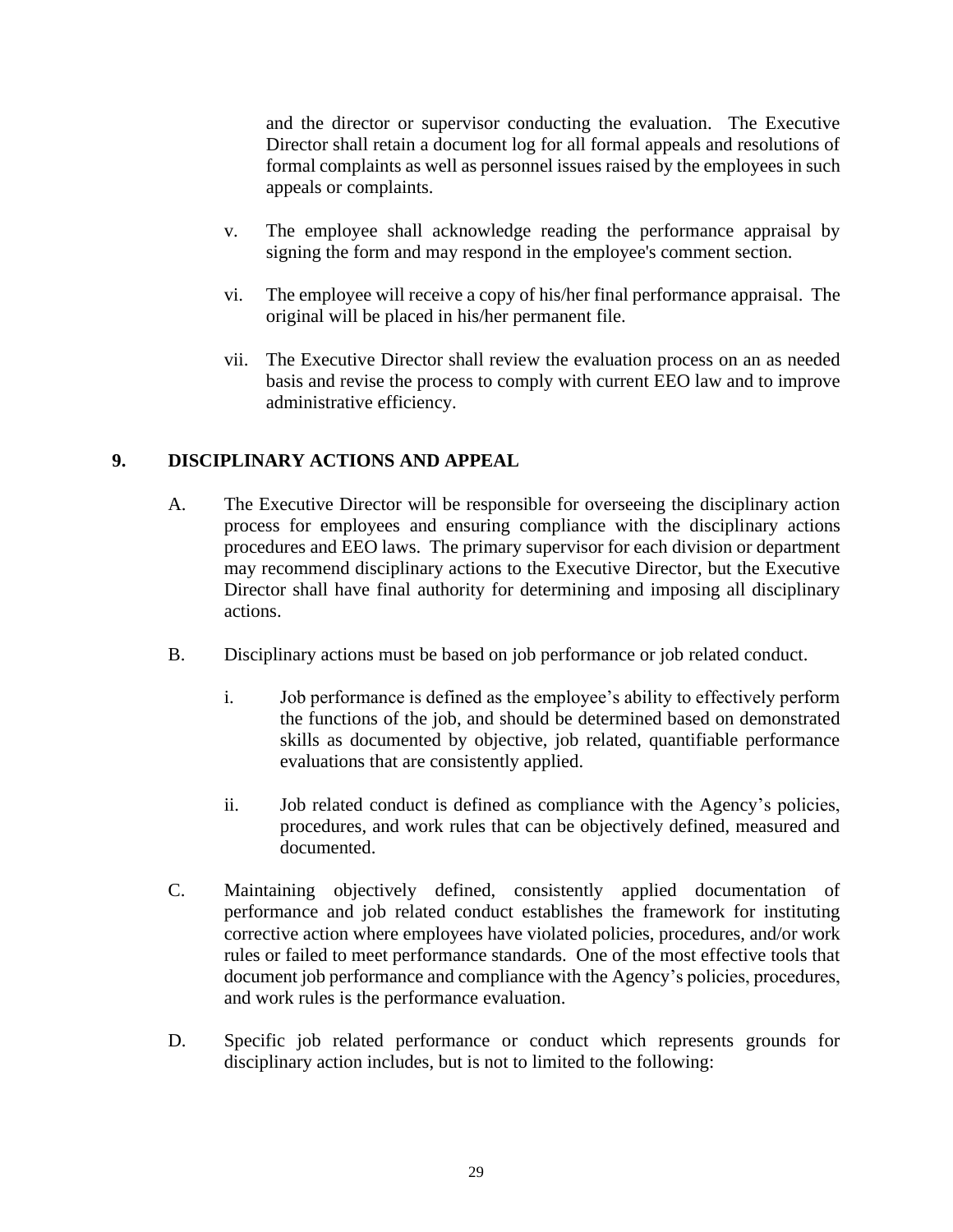and the director or supervisor conducting the evaluation. The Executive Director shall retain a document log for all formal appeals and resolutions of formal complaints as well as personnel issues raised by the employees in such appeals or complaints.

v. The employee shall acknowledge reading the performance appraisal by signing the form and may respond in the employee's comment section.

vi. The employee will receive a copy of his/her final performance appraisal. The original will be placed in his/her permanent file.

vii. The Executive Director shall review the evaluation process on an as needed basis and revise the process to comply with current EEO law and to improve administrative efficiency.

## 9. DISCIPLINARY ACTIONS AND APPEAL

A. The Executive Director will be responsible for overseeing the disciplinary action process for employees and ensuring compliance with the disciplinary actions procedures and EEO laws. The primary supervisor for each division or department may recommend disciplinary actions to the Executive Director, but the Executive Director shall have final authority for determining and imposing all disciplinary actions.

B. Disciplinary actions must be based on job performance or job related conduct.

   i. Job performance is defined as the employee's ability to effectively perform the functions of the job, and should be determined based on demonstrated skills as documented by objective, job related, quantifiable performance evaluations that are consistently applied.

   ii. Job related conduct is defined as compliance with the Agency's policies, procedures, and work rules that can be objectively defined, measured and documented.

C. Maintaining objectively defined, consistently applied documentation of performance and job related conduct establishes the framework for instituting corrective action where employees have violated policies, procedures, and/or work rules or failed to meet performance standards. One of the most effective tools that document job performance and compliance with the Agency's policies, procedures, and work rules is the performance evaluation.

D. Specific job related performance or conduct which represents grounds for disciplinary action includes, but is not to limited to the following: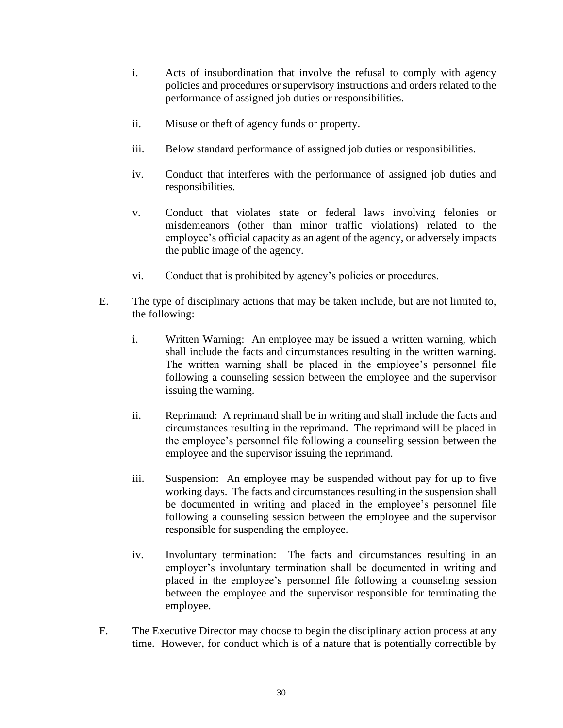i. Acts of insubordination that involve the refusal to comply with agency policies and procedures or supervisory instructions and orders related to the performance of assigned job duties or responsibilities.

ii. Misuse or theft of agency funds or property.

iii. Below standard performance of assigned job duties or responsibilities.

iv. Conduct that interferes with the performance of assigned job duties and responsibilities.

v. Conduct that violates state or federal laws involving felonies or misdemeanors (other than minor traffic violations) related to the employee's official capacity as an agent of the agency, or adversely impacts the public image of the agency.

vi. Conduct that is prohibited by agency's policies or procedures.

E. The type of disciplinary actions that may be taken include, but are not limited to, the following:

i. Written Warning: An employee may be issued a written warning, which shall include the facts and circumstances resulting in the written warning. The written warning shall be placed in the employee's personnel file following a counseling session between the employee and the supervisor issuing the warning.

ii. Reprimand: A reprimand shall be in writing and shall include the facts and circumstances resulting in the reprimand. The reprimand will be placed in the employee's personnel file following a counseling session between the employee and the supervisor issuing the reprimand.

iii. Suspension: An employee may be suspended without pay for up to five working days. The facts and circumstances resulting in the suspension shall be documented in writing and placed in the employee's personnel file following a counseling session between the employee and the supervisor responsible for suspending the employee.

iv. Involuntary termination: The facts and circumstances resulting in an employer's involuntary termination shall be documented in writing and placed in the employee's personnel file following a counseling session between the employee and the supervisor responsible for terminating the employee.

F. The Executive Director may choose to begin the disciplinary action process at any time. However, for conduct which is of a nature that is potentially correctible by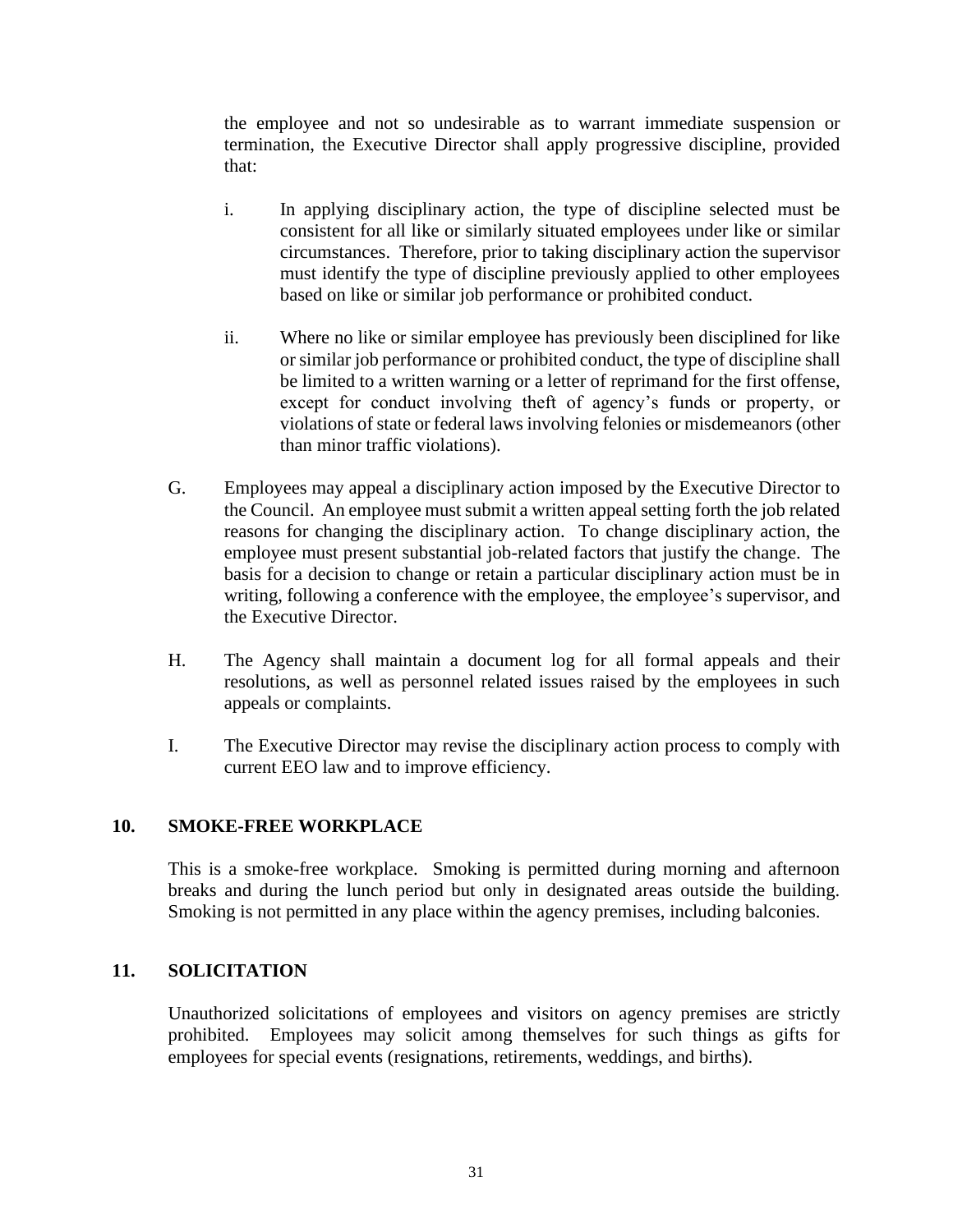the employee and not so undesirable as to warrant immediate suspension or termination, the Executive Director shall apply progressive discipline, provided that:

i. In applying disciplinary action, the type of discipline selected must be consistent for all like or similarly situated employees under like or similar circumstances. Therefore, prior to taking disciplinary action the supervisor must identify the type of discipline previously applied to other employees based on like or similar job performance or prohibited conduct.

ii. Where no like or similar employee has previously been disciplined for like or similar job performance or prohibited conduct, the type of discipline shall be limited to a written warning or a letter of reprimand for the first offense, except for conduct involving theft of agency's funds or property, or violations of state or federal laws involving felonies or misdemeanors (other than minor traffic violations).

G. Employees may appeal a disciplinary action imposed by the Executive Director to the Council. An employee must submit a written appeal setting forth the job related reasons for changing the disciplinary action. To change disciplinary action, the employee must present substantial job-related factors that justify the change. The basis for a decision to change or retain a particular disciplinary action must be in writing, following a conference with the employee, the employee's supervisor, and the Executive Director.

H. The Agency shall maintain a document log for all formal appeals and their resolutions, as well as personnel related issues raised by the employees in such appeals or complaints.

I. The Executive Director may revise the disciplinary action process to comply with current EEO law and to improve efficiency.

## 10. SMOKE-FREE WORKPLACE

This is a smoke-free workplace. Smoking is permitted during morning and afternoon breaks and during the lunch period but only in designated areas outside the building. Smoking is not permitted in any place within the agency premises, including balconies.

## 11. SOLICITATION

Unauthorized solicitations of employees and visitors on agency premises are strictly prohibited. Employees may solicit among themselves for such things as gifts for employees for special events (resignations, retirements, weddings, and births).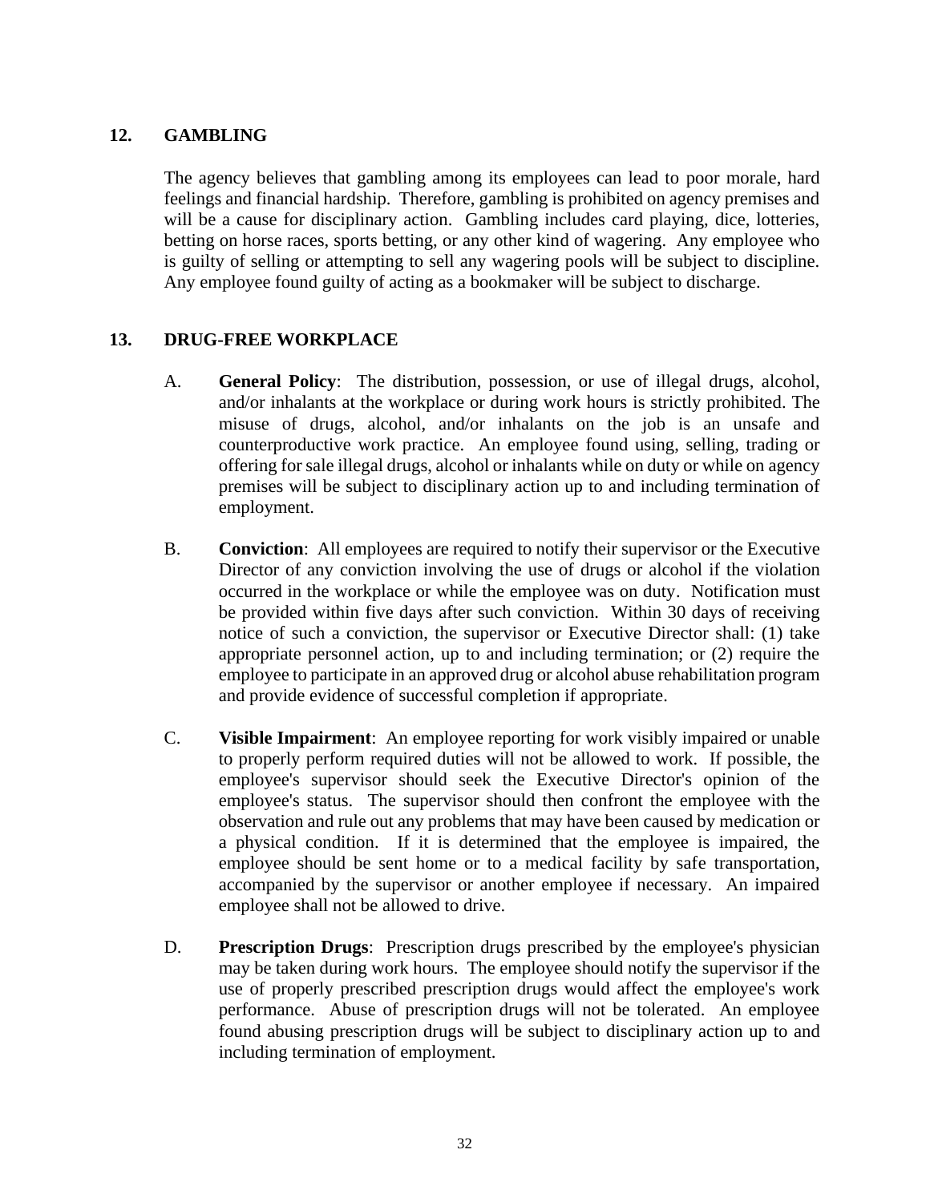## 12. GAMBLING

The agency believes that gambling among its employees can lead to poor morale, hard feelings and financial hardship. Therefore, gambling is prohibited on agency premises and will be a cause for disciplinary action. Gambling includes card playing, dice, lotteries, betting on horse races, sports betting, or any other kind of wagering. Any employee who is guilty of selling or attempting to sell any wagering pools will be subject to discipline. Any employee found guilty of acting as a bookmaker will be subject to discharge.

## 13. DRUG-FREE WORKPLACE

A. **General Policy**: The distribution, possession, or use of illegal drugs, alcohol, and/or inhalants at the workplace or during work hours is strictly prohibited. The misuse of drugs, alcohol, and/or inhalants on the job is an unsafe and counterproductive work practice. An employee found using, selling, trading or offering for sale illegal drugs, alcohol or inhalants while on duty or while on agency premises will be subject to disciplinary action up to and including termination of employment.

B. **Conviction**: All employees are required to notify their supervisor or the Executive Director of any conviction involving the use of drugs or alcohol if the violation occurred in the workplace or while the employee was on duty. Notification must be provided within five days after such conviction. Within 30 days of receiving notice of such a conviction, the supervisor or Executive Director shall: (1) take appropriate personnel action, up to and including termination; or (2) require the employee to participate in an approved drug or alcohol abuse rehabilitation program and provide evidence of successful completion if appropriate.

C. **Visible Impairment**: An employee reporting for work visibly impaired or unable to properly perform required duties will not be allowed to work. If possible, the employee's supervisor should seek the Executive Director's opinion of the employee's status. The supervisor should then confront the employee with the observation and rule out any problems that may have been caused by medication or a physical condition. If it is determined that the employee is impaired, the employee should be sent home or to a medical facility by safe transportation, accompanied by the supervisor or another employee if necessary. An impaired employee shall not be allowed to drive.

D. **Prescription Drugs**: Prescription drugs prescribed by the employee's physician may be taken during work hours. The employee should notify the supervisor if the use of properly prescribed prescription drugs would affect the employee's work performance. Abuse of prescription drugs will not be tolerated. An employee found abusing prescription drugs will be subject to disciplinary action up to and including termination of employment.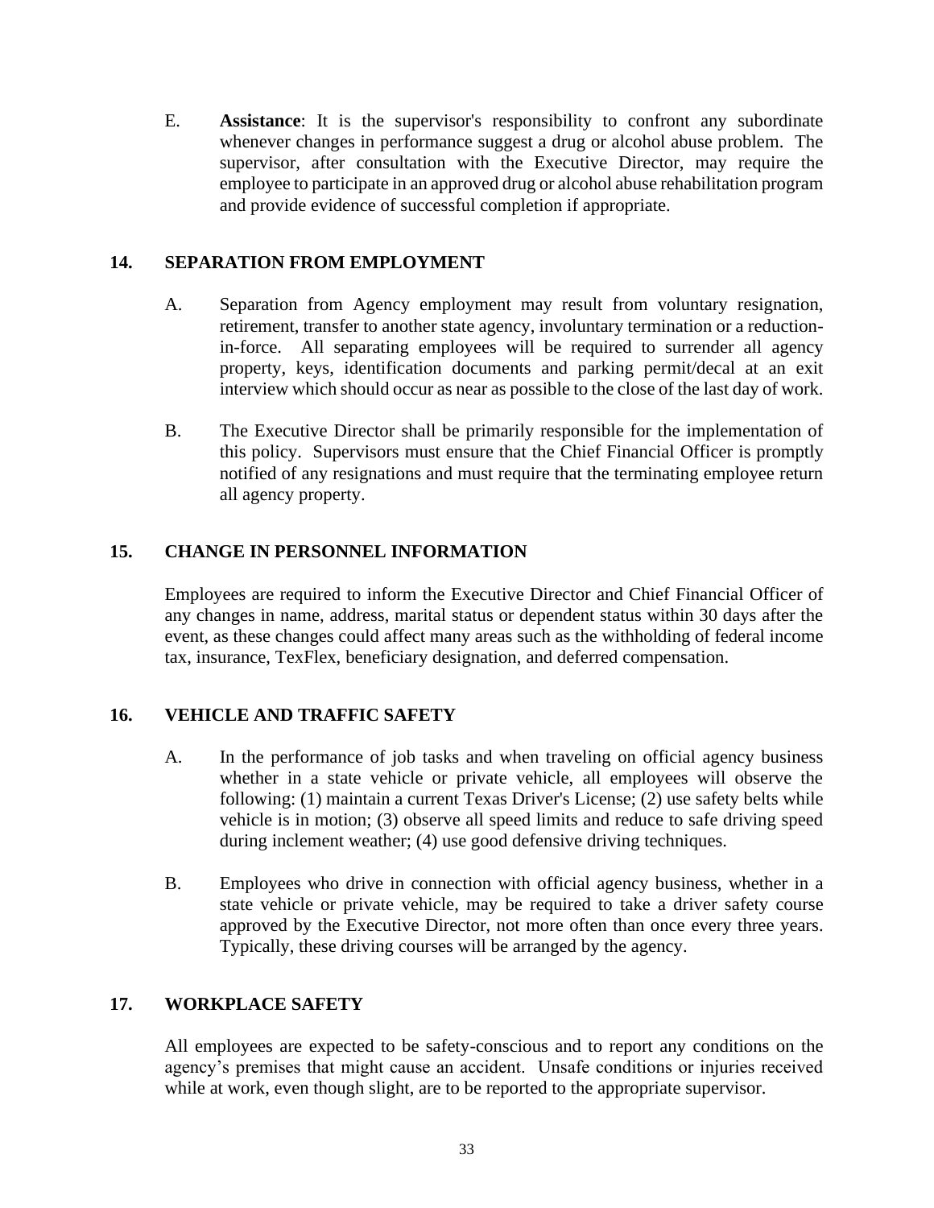E. **Assistance**: It is the supervisor's responsibility to confront any subordinate whenever changes in performance suggest a drug or alcohol abuse problem. The supervisor, after consultation with the Executive Director, may require the employee to participate in an approved drug or alcohol abuse rehabilitation program and provide evidence of successful completion if appropriate.

## 14. SEPARATION FROM EMPLOYMENT

A. Separation from Agency employment may result from voluntary resignation, retirement, transfer to another state agency, involuntary termination or a reduction-in-force. All separating employees will be required to surrender all agency property, keys, identification documents and parking permit/decal at an exit interview which should occur as near as possible to the close of the last day of work.

B. The Executive Director shall be primarily responsible for the implementation of this policy. Supervisors must ensure that the Chief Financial Officer is promptly notified of any resignations and must require that the terminating employee return all agency property.

## 15. CHANGE IN PERSONNEL INFORMATION

Employees are required to inform the Executive Director and Chief Financial Officer of any changes in name, address, marital status or dependent status within 30 days after the event, as these changes could affect many areas such as the withholding of federal income tax, insurance, TexFlex, beneficiary designation, and deferred compensation.

## 16. VEHICLE AND TRAFFIC SAFETY

A. In the performance of job tasks and when traveling on official agency business whether in a state vehicle or private vehicle, all employees will observe the following: (1) maintain a current Texas Driver's License; (2) use safety belts while vehicle is in motion; (3) observe all speed limits and reduce to safe driving speed during inclement weather; (4) use good defensive driving techniques.

B. Employees who drive in connection with official agency business, whether in a state vehicle or private vehicle, may be required to take a driver safety course approved by the Executive Director, not more often than once every three years. Typically, these driving courses will be arranged by the agency.

## 17. WORKPLACE SAFETY

All employees are expected to be safety-conscious and to report any conditions on the agency's premises that might cause an accident. Unsafe conditions or injuries received while at work, even though slight, are to be reported to the appropriate supervisor.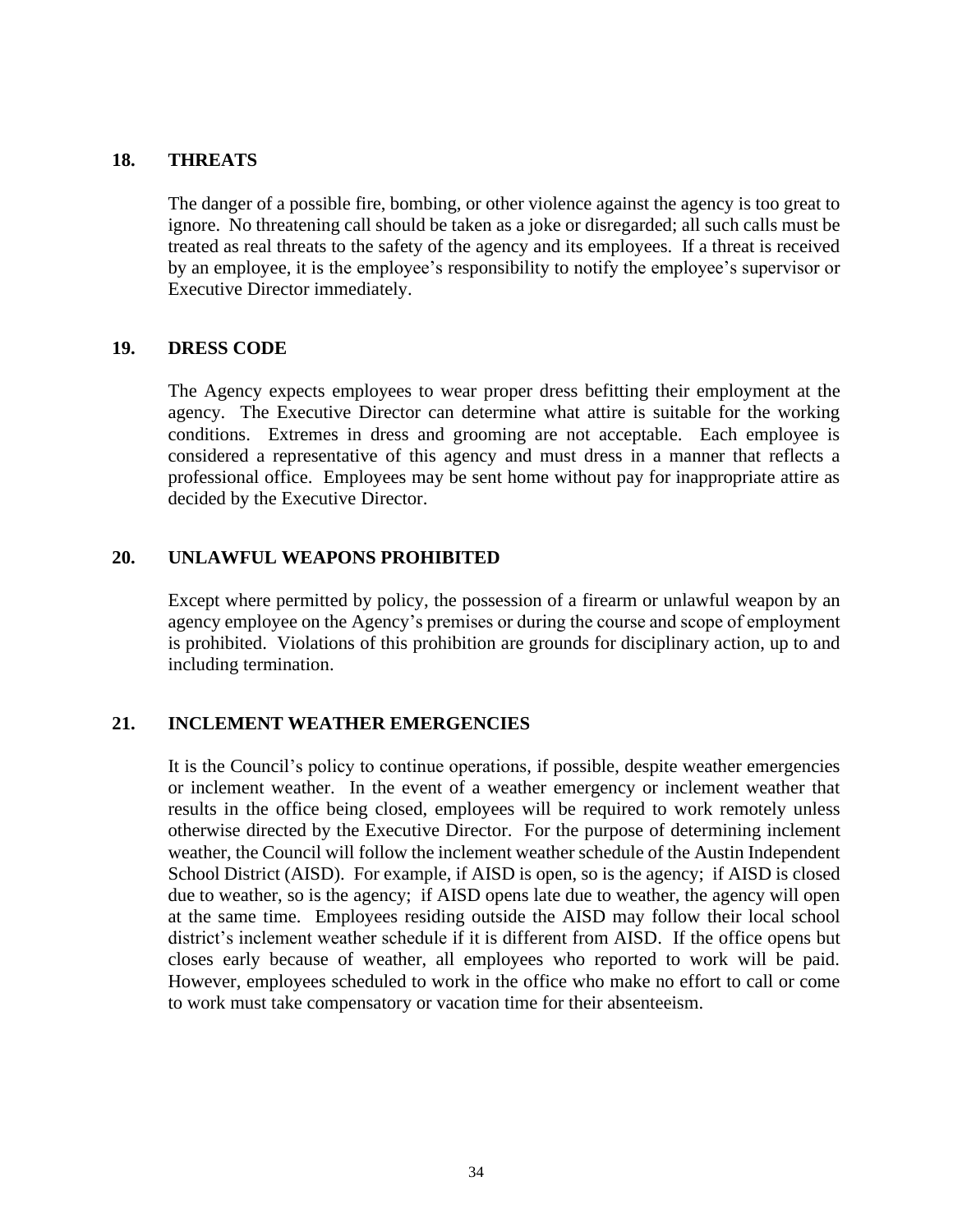## 18. THREATS

The danger of a possible fire, bombing, or other violence against the agency is too great to ignore. No threatening call should be taken as a joke or disregarded; all such calls must be treated as real threats to the safety of the agency and its employees. If a threat is received by an employee, it is the employee's responsibility to notify the employee's supervisor or Executive Director immediately.

## 19. DRESS CODE

The Agency expects employees to wear proper dress befitting their employment at the agency. The Executive Director can determine what attire is suitable for the working conditions. Extremes in dress and grooming are not acceptable. Each employee is considered a representative of this agency and must dress in a manner that reflects a professional office. Employees may be sent home without pay for inappropriate attire as decided by the Executive Director.

## 20. UNLAWFUL WEAPONS PROHIBITED

Except where permitted by policy, the possession of a firearm or unlawful weapon by an agency employee on the Agency's premises or during the course and scope of employment is prohibited. Violations of this prohibition are grounds for disciplinary action, up to and including termination.

## 21. INCLEMENT WEATHER EMERGENCIES

It is the Council's policy to continue operations, if possible, despite weather emergencies or inclement weather. In the event of a weather emergency or inclement weather that results in the office being closed, employees will be required to work remotely unless otherwise directed by the Executive Director. For the purpose of determining inclement weather, the Council will follow the inclement weather schedule of the Austin Independent School District (AISD). For example, if AISD is open, so is the agency; if AISD is closed due to weather, so is the agency; if AISD opens late due to weather, the agency will open at the same time. Employees residing outside the AISD may follow their local school district's inclement weather schedule if it is different from AISD. If the office opens but closes early because of weather, all employees who reported to work will be paid. However, employees scheduled to work in the office who make no effort to call or come to work must take compensatory or vacation time for their absenteeism.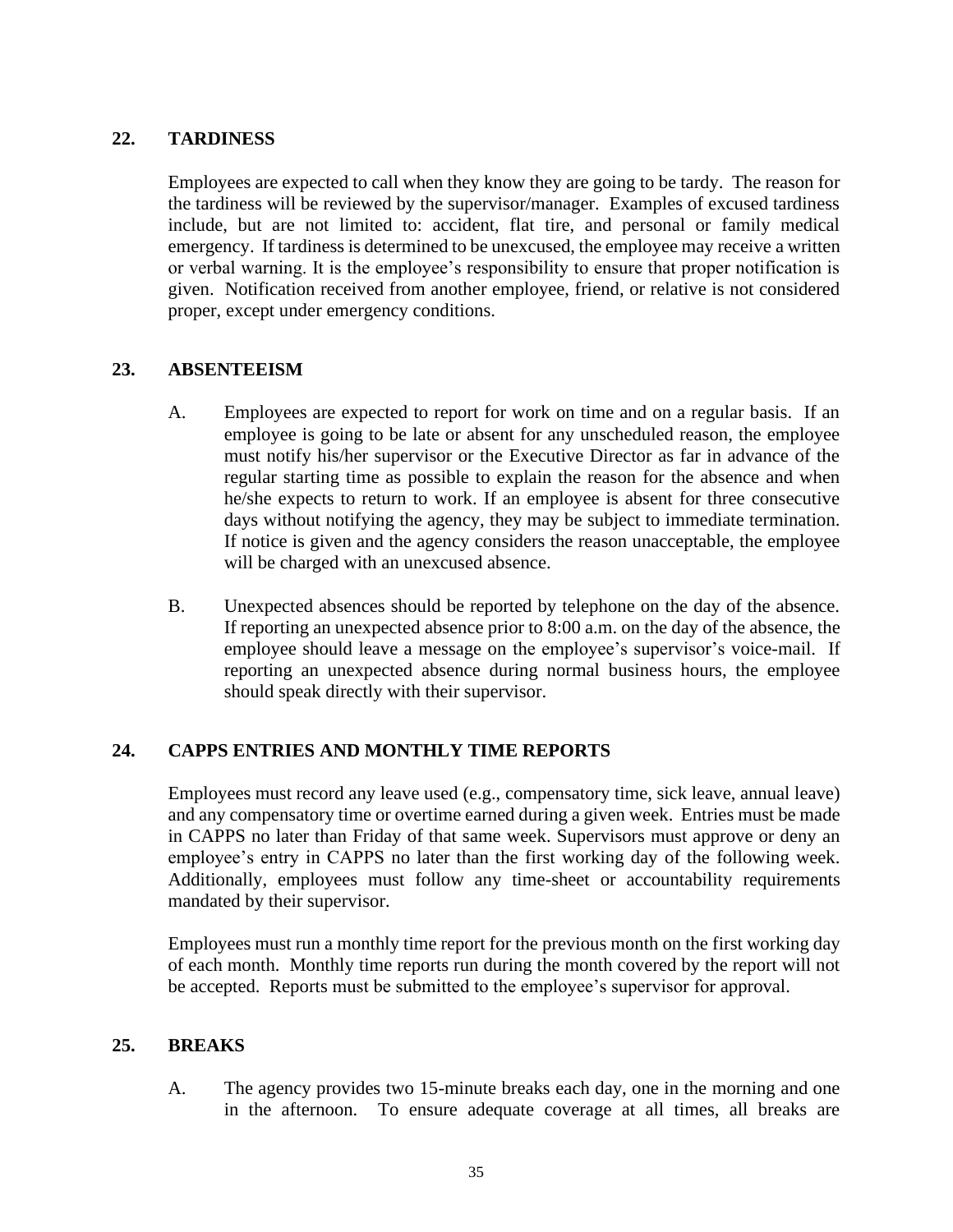## 22. TARDINESS

Employees are expected to call when they know they are going to be tardy. The reason for the tardiness will be reviewed by the supervisor/manager. Examples of excused tardiness include, but are not limited to: accident, flat tire, and personal or family medical emergency. If tardiness is determined to be unexcused, the employee may receive a written or verbal warning. It is the employee's responsibility to ensure that proper notification is given. Notification received from another employee, friend, or relative is not considered proper, except under emergency conditions.

## 23. ABSENTEEISM

A. Employees are expected to report for work on time and on a regular basis. If an employee is going to be late or absent for any unscheduled reason, the employee must notify his/her supervisor or the Executive Director as far in advance of the regular starting time as possible to explain the reason for the absence and when he/she expects to return to work. If an employee is absent for three consecutive days without notifying the agency, they may be subject to immediate termination. If notice is given and the agency considers the reason unacceptable, the employee will be charged with an unexcused absence.

B. Unexpected absences should be reported by telephone on the day of the absence. If reporting an unexpected absence prior to 8:00 a.m. on the day of the absence, the employee should leave a message on the employee's supervisor's voice-mail. If reporting an unexpected absence during normal business hours, the employee should speak directly with their supervisor.

## 24. CAPPS ENTRIES AND MONTHLY TIME REPORTS

Employees must record any leave used (e.g., compensatory time, sick leave, annual leave) and any compensatory time or overtime earned during a given week. Entries must be made in CAPPS no later than Friday of that same week. Supervisors must approve or deny an employee's entry in CAPPS no later than the first working day of the following week. Additionally, employees must follow any time-sheet or accountability requirements mandated by their supervisor.

Employees must run a monthly time report for the previous month on the first working day of each month. Monthly time reports run during the month covered by the report will not be accepted. Reports must be submitted to the employee's supervisor for approval.

## 25. BREAKS

A. The agency provides two 15-minute breaks each day, one in the morning and one in the afternoon. To ensure adequate coverage at all times, all breaks are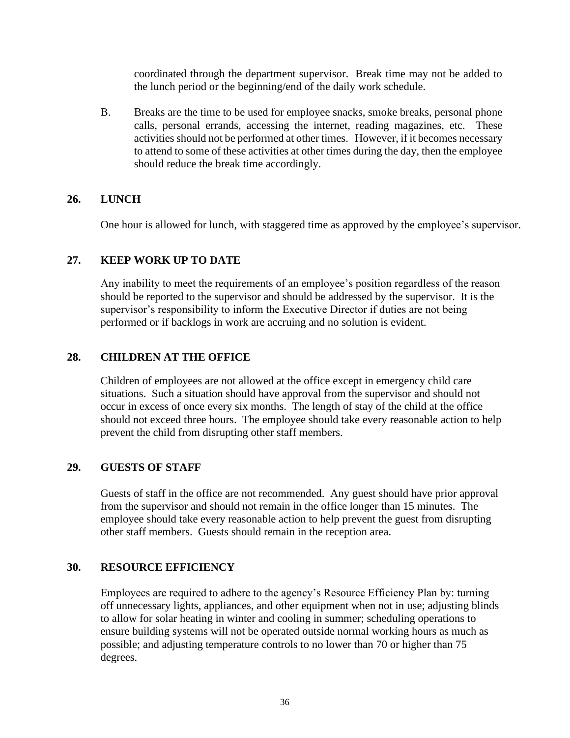coordinated through the department supervisor. Break time may not be added to the lunch period or the beginning/end of the daily work schedule.

B. Breaks are the time to be used for employee snacks, smoke breaks, personal phone calls, personal errands, accessing the internet, reading magazines, etc. These activities should not be performed at other times. However, if it becomes necessary to attend to some of these activities at other times during the day, then the employee should reduce the break time accordingly.

## 26. LUNCH

One hour is allowed for lunch, with staggered time as approved by the employee's supervisor.

## 27. KEEP WORK UP TO DATE

Any inability to meet the requirements of an employee's position regardless of the reason should be reported to the supervisor and should be addressed by the supervisor. It is the supervisor's responsibility to inform the Executive Director if duties are not being performed or if backlogs in work are accruing and no solution is evident.

## 28. CHILDREN AT THE OFFICE

Children of employees are not allowed at the office except in emergency child care situations. Such a situation should have approval from the supervisor and should not occur in excess of once every six months. The length of stay of the child at the office should not exceed three hours. The employee should take every reasonable action to help prevent the child from disrupting other staff members.

## 29. GUESTS OF STAFF

Guests of staff in the office are not recommended. Any guest should have prior approval from the supervisor and should not remain in the office longer than 15 minutes. The employee should take every reasonable action to help prevent the guest from disrupting other staff members. Guests should remain in the reception area.

## 30. RESOURCE EFFICIENCY

Employees are required to adhere to the agency's Resource Efficiency Plan by: turning off unnecessary lights, appliances, and other equipment when not in use; adjusting blinds to allow for solar heating in winter and cooling in summer; scheduling operations to ensure building systems will not be operated outside normal working hours as much as possible; and adjusting temperature controls to no lower than 70 or higher than 75 degrees.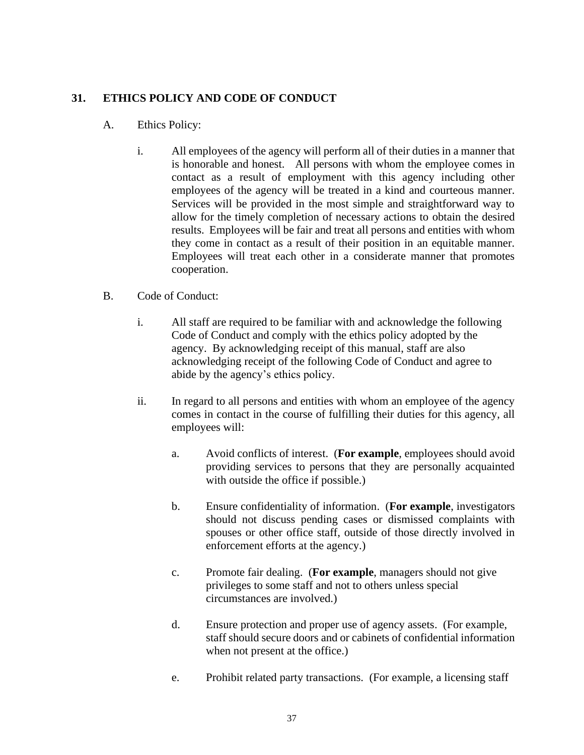## 31. ETHICS POLICY AND CODE OF CONDUCT

A. Ethics Policy:

i. All employees of the agency will perform all of their duties in a manner that is honorable and honest. All persons with whom the employee comes in contact as a result of employment with this agency including other employees of the agency will be treated in a kind and courteous manner. Services will be provided in the most simple and straightforward way to allow for the timely completion of necessary actions to obtain the desired results. Employees will be fair and treat all persons and entities with whom they come in contact as a result of their position in an equitable manner. Employees will treat each other in a considerate manner that promotes cooperation.

B. Code of Conduct:

i. All staff are required to be familiar with and acknowledge the following Code of Conduct and comply with the ethics policy adopted by the agency. By acknowledging receipt of this manual, staff are also acknowledging receipt of the following Code of Conduct and agree to abide by the agency's ethics policy.

ii. In regard to all persons and entities with whom an employee of the agency comes in contact in the course of fulfilling their duties for this agency, all employees will:

a. Avoid conflicts of interest. (**For example**, employees should avoid providing services to persons that they are personally acquainted with outside the office if possible.)

b. Ensure confidentiality of information. (**For example**, investigators should not discuss pending cases or dismissed complaints with spouses or other office staff, outside of those directly involved in enforcement efforts at the agency.)

c. Promote fair dealing. (**For example**, managers should not give privileges to some staff and not to others unless special circumstances are involved.)

d. Ensure protection and proper use of agency assets. (For example, staff should secure doors and or cabinets of confidential information when not present at the office.)

e. Prohibit related party transactions. (For example, a licensing staff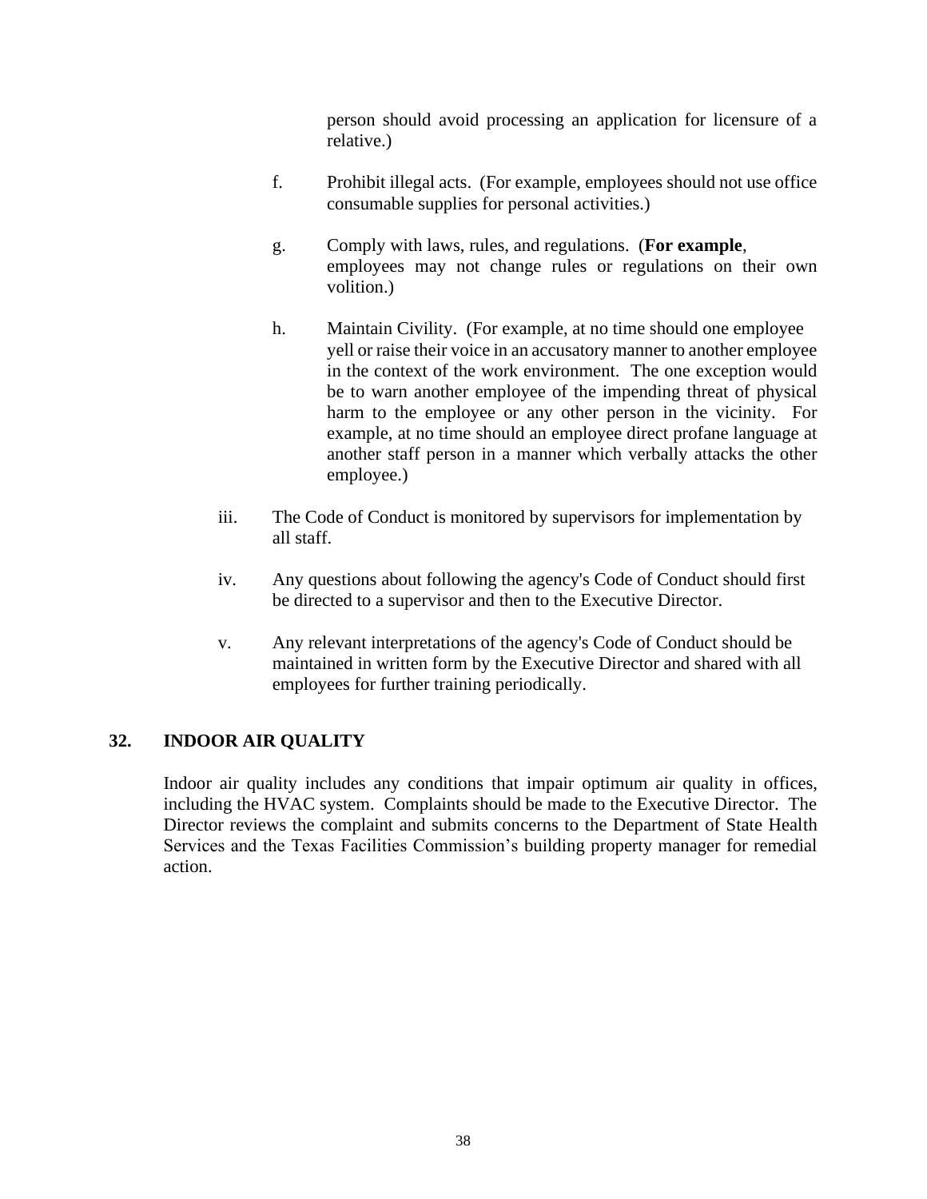person should avoid processing an application for licensure of a relative.)

f. Prohibit illegal acts. (For example, employees should not use office consumable supplies for personal activities.)

g. Comply with laws, rules, and regulations. (**For example**, employees may not change rules or regulations on their own volition.)

h. Maintain Civility. (For example, at no time should one employee yell or raise their voice in an accusatory manner to another employee in the context of the work environment. The one exception would be to warn another employee of the impending threat of physical harm to the employee or any other person in the vicinity. For example, at no time should an employee direct profane language at another staff person in a manner which verbally attacks the other employee.)

iii. The Code of Conduct is monitored by supervisors for implementation by all staff.

iv. Any questions about following the agency's Code of Conduct should first be directed to a supervisor and then to the Executive Director.

v. Any relevant interpretations of the agency's Code of Conduct should be maintained in written form by the Executive Director and shared with all employees for further training periodically.

## 32. INDOOR AIR QUALITY

Indoor air quality includes any conditions that impair optimum air quality in offices, including the HVAC system. Complaints should be made to the Executive Director. The Director reviews the complaint and submits concerns to the Department of State Health Services and the Texas Facilities Commission's building property manager for remedial action.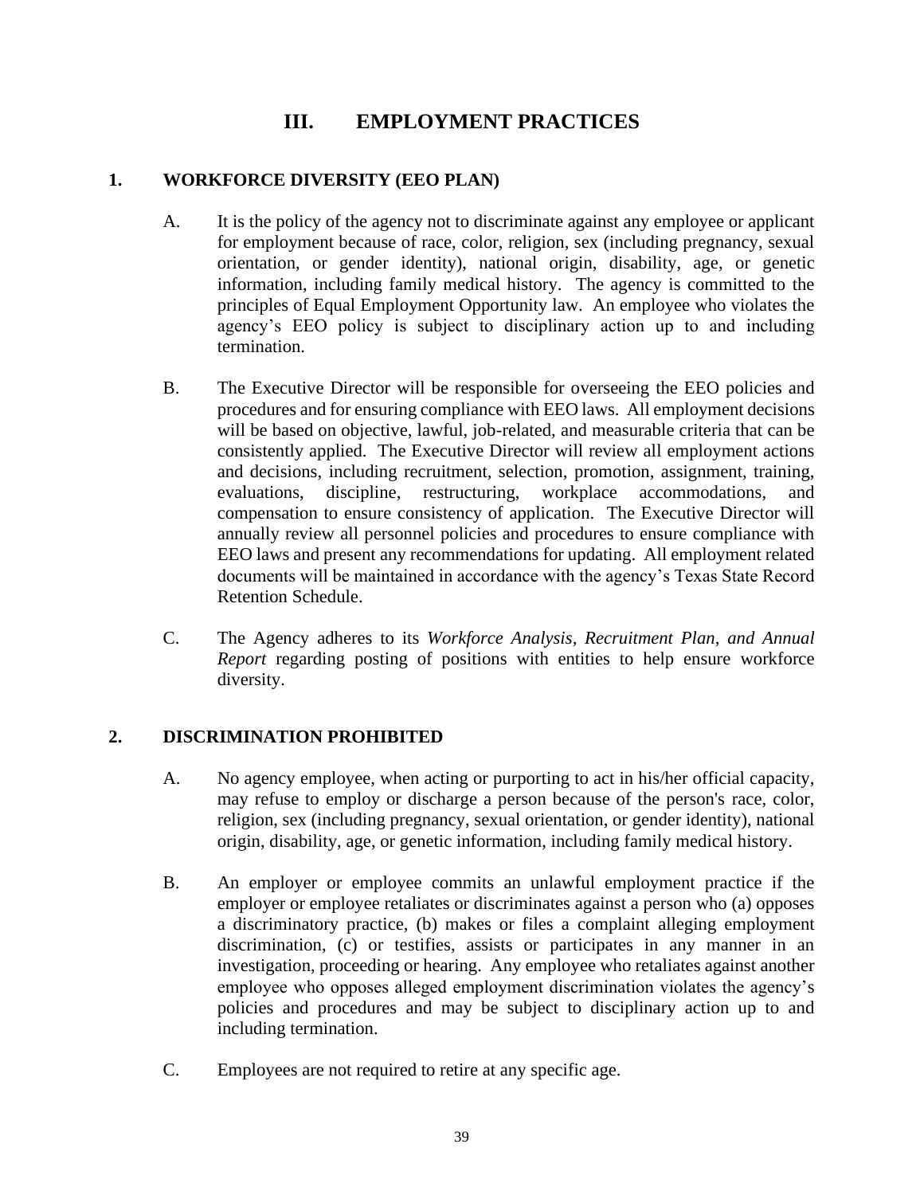# III. EMPLOYMENT PRACTICES

## 1. WORKFORCE DIVERSITY (EEO PLAN)

A. It is the policy of the agency not to discriminate against any employee or applicant for employment because of race, color, religion, sex (including pregnancy, sexual orientation, or gender identity), national origin, disability, age, or genetic information, including family medical history. The agency is committed to the principles of Equal Employment Opportunity law. An employee who violates the agency's EEO policy is subject to disciplinary action up to and including termination.

B. The Executive Director will be responsible for overseeing the EEO policies and procedures and for ensuring compliance with EEO laws. All employment decisions will be based on objective, lawful, job-related, and measurable criteria that can be consistently applied. The Executive Director will review all employment actions and decisions, including recruitment, selection, promotion, assignment, training, evaluations, discipline, restructuring, workplace accommodations, and compensation to ensure consistency of application. The Executive Director will annually review all personnel policies and procedures to ensure compliance with EEO laws and present any recommendations for updating. All employment related documents will be maintained in accordance with the agency's Texas State Record Retention Schedule.

C. The Agency adheres to its *Workforce Analysis, Recruitment Plan, and Annual Report* regarding posting of positions with entities to help ensure workforce diversity.

## 2. DISCRIMINATION PROHIBITED

A. No agency employee, when acting or purporting to act in his/her official capacity, may refuse to employ or discharge a person because of the person's race, color, religion, sex (including pregnancy, sexual orientation, or gender identity), national origin, disability, age, or genetic information, including family medical history.

B. An employer or employee commits an unlawful employment practice if the employer or employee retaliates or discriminates against a person who (a) opposes a discriminatory practice, (b) makes or files a complaint alleging employment discrimination, (c) or testifies, assists or participates in any manner in an investigation, proceeding or hearing. Any employee who retaliates against another employee who opposes alleged employment discrimination violates the agency's policies and procedures and may be subject to disciplinary action up to and including termination.

C. Employees are not required to retire at any specific age.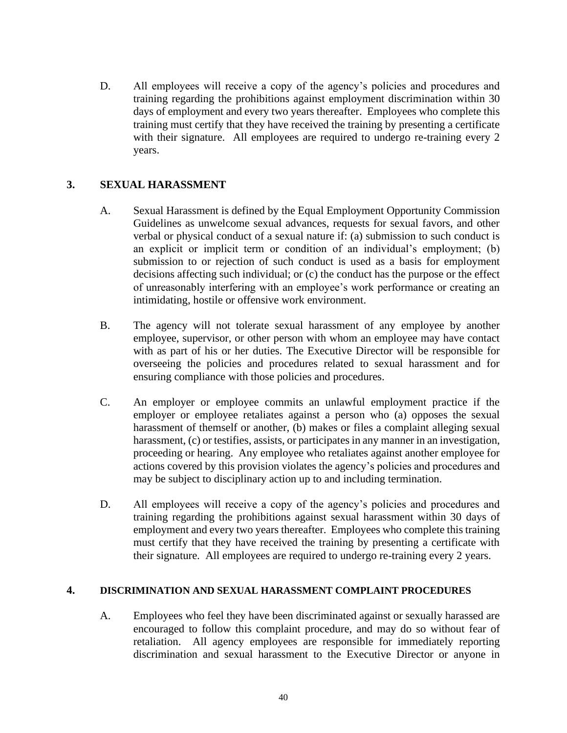D. All employees will receive a copy of the agency's policies and procedures and training regarding the prohibitions against employment discrimination within 30 days of employment and every two years thereafter. Employees who complete this training must certify that they have received the training by presenting a certificate with their signature. All employees are required to undergo re-training every 2 years.

## 3. SEXUAL HARASSMENT

A. Sexual Harassment is defined by the Equal Employment Opportunity Commission Guidelines as unwelcome sexual advances, requests for sexual favors, and other verbal or physical conduct of a sexual nature if: (a) submission to such conduct is an explicit or implicit term or condition of an individual's employment; (b) submission to or rejection of such conduct is used as a basis for employment decisions affecting such individual; or (c) the conduct has the purpose or the effect of unreasonably interfering with an employee's work performance or creating an intimidating, hostile or offensive work environment.

B. The agency will not tolerate sexual harassment of any employee by another employee, supervisor, or other person with whom an employee may have contact with as part of his or her duties. The Executive Director will be responsible for overseeing the policies and procedures related to sexual harassment and for ensuring compliance with those policies and procedures.

C. An employer or employee commits an unlawful employment practice if the employer or employee retaliates against a person who (a) opposes the sexual harassment of themself or another, (b) makes or files a complaint alleging sexual harassment, (c) or testifies, assists, or participates in any manner in an investigation, proceeding or hearing. Any employee who retaliates against another employee for actions covered by this provision violates the agency's policies and procedures and may be subject to disciplinary action up to and including termination.

D. All employees will receive a copy of the agency's policies and procedures and training regarding the prohibitions against sexual harassment within 30 days of employment and every two years thereafter. Employees who complete this training must certify that they have received the training by presenting a certificate with their signature. All employees are required to undergo re-training every 2 years.

## 4. DISCRIMINATION AND SEXUAL HARASSMENT COMPLAINT PROCEDURES

A. Employees who feel they have been discriminated against or sexually harassed are encouraged to follow this complaint procedure, and may do so without fear of retaliation. All agency employees are responsible for immediately reporting discrimination and sexual harassment to the Executive Director or anyone in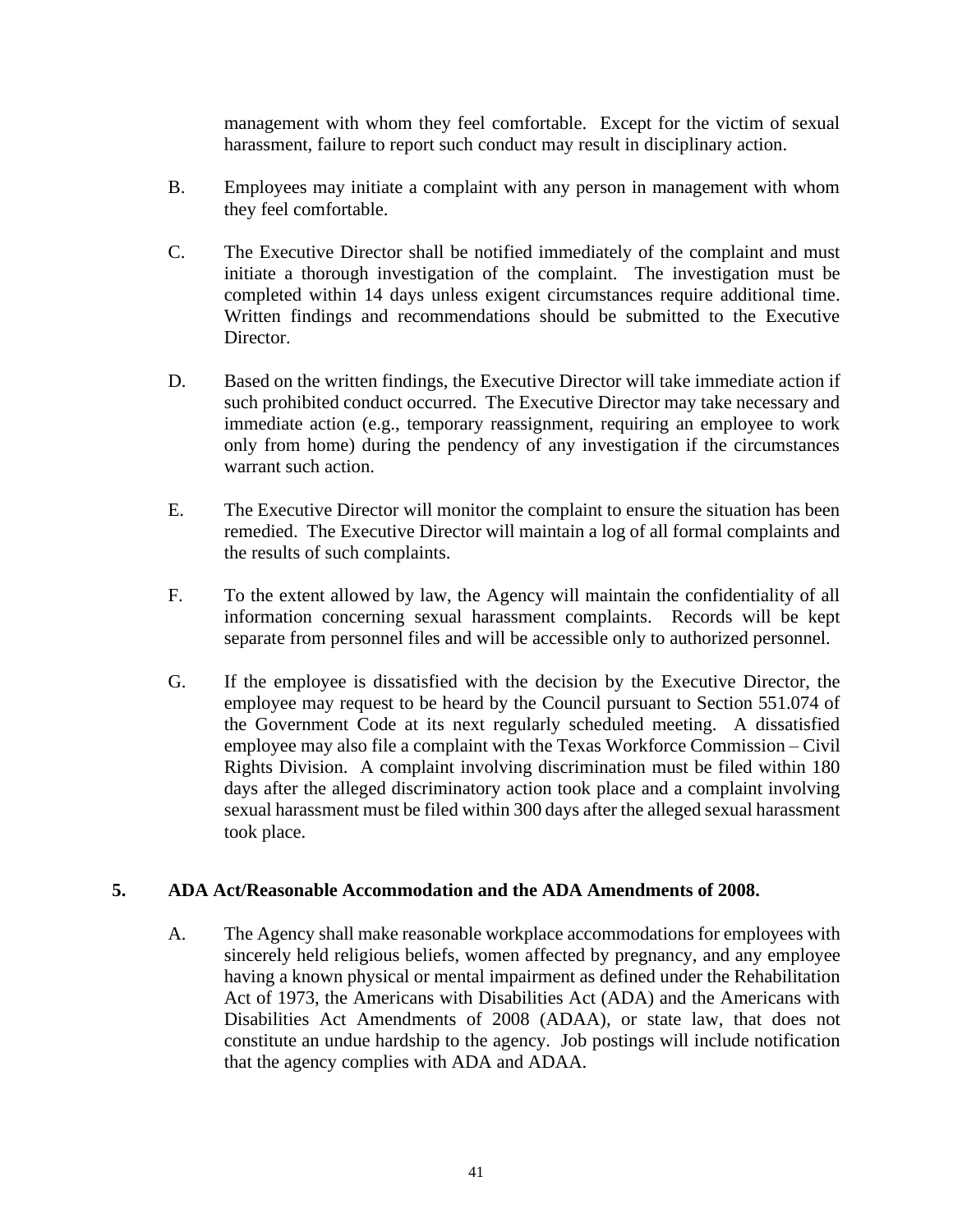management with whom they feel comfortable. Except for the victim of sexual harassment, failure to report such conduct may result in disciplinary action.

B. Employees may initiate a complaint with any person in management with whom they feel comfortable.

C. The Executive Director shall be notified immediately of the complaint and must initiate a thorough investigation of the complaint. The investigation must be completed within 14 days unless exigent circumstances require additional time. Written findings and recommendations should be submitted to the Executive Director.

D. Based on the written findings, the Executive Director will take immediate action if such prohibited conduct occurred. The Executive Director may take necessary and immediate action (e.g., temporary reassignment, requiring an employee to work only from home) during the pendency of any investigation if the circumstances warrant such action.

E. The Executive Director will monitor the complaint to ensure the situation has been remedied. The Executive Director will maintain a log of all formal complaints and the results of such complaints.

F. To the extent allowed by law, the Agency will maintain the confidentiality of all information concerning sexual harassment complaints. Records will be kept separate from personnel files and will be accessible only to authorized personnel.

G. If the employee is dissatisfied with the decision by the Executive Director, the employee may request to be heard by the Council pursuant to Section 551.074 of the Government Code at its next regularly scheduled meeting. A dissatisfied employee may also file a complaint with the Texas Workforce Commission – Civil Rights Division. A complaint involving discrimination must be filed within 180 days after the alleged discriminatory action took place and a complaint involving sexual harassment must be filed within 300 days after the alleged sexual harassment took place.

**5. ADA Act/Reasonable Accommodation and the ADA Amendments of 2008.**

A. The Agency shall make reasonable workplace accommodations for employees with sincerely held religious beliefs, women affected by pregnancy, and any employee having a known physical or mental impairment as defined under the Rehabilitation Act of 1973, the Americans with Disabilities Act (ADA) and the Americans with Disabilities Act Amendments of 2008 (ADAA), or state law, that does not constitute an undue hardship to the agency. Job postings will include notification that the agency complies with ADA and ADAA.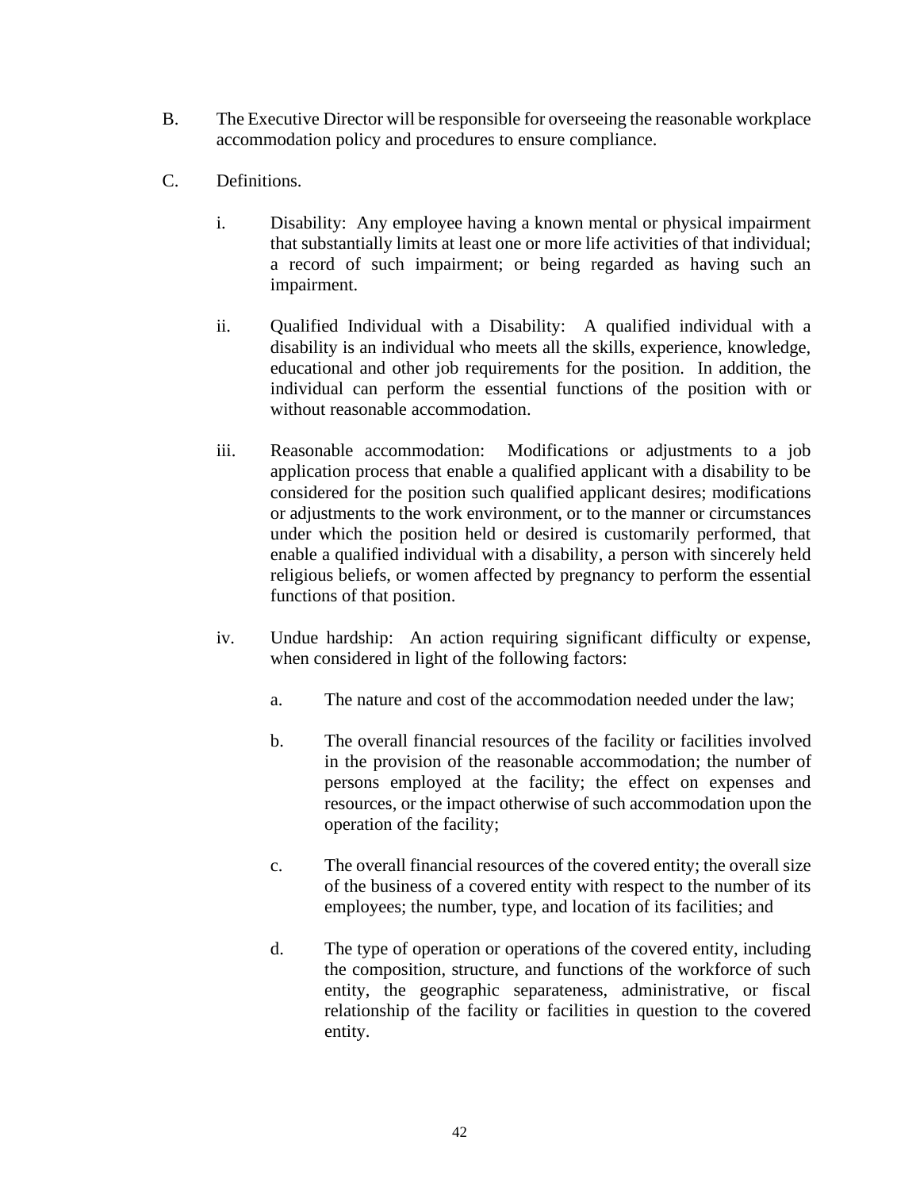B. The Executive Director will be responsible for overseeing the reasonable workplace accommodation policy and procedures to ensure compliance.

C. Definitions.

   i. Disability: Any employee having a known mental or physical impairment that substantially limits at least one or more life activities of that individual; a record of such impairment; or being regarded as having such an impairment.

   ii. Qualified Individual with a Disability: A qualified individual with a disability is an individual who meets all the skills, experience, knowledge, educational and other job requirements for the position. In addition, the individual can perform the essential functions of the position with or without reasonable accommodation.

   iii. Reasonable accommodation: Modifications or adjustments to a job application process that enable a qualified applicant with a disability to be considered for the position such qualified applicant desires; modifications or adjustments to the work environment, or to the manner or circumstances under which the position held or desired is customarily performed, that enable a qualified individual with a disability, a person with sincerely held religious beliefs, or women affected by pregnancy to perform the essential functions of that position.

   iv. Undue hardship: An action requiring significant difficulty or expense, when considered in light of the following factors:

      a. The nature and cost of the accommodation needed under the law;

      b. The overall financial resources of the facility or facilities involved in the provision of the reasonable accommodation; the number of persons employed at the facility; the effect on expenses and resources, or the impact otherwise of such accommodation upon the operation of the facility;

      c. The overall financial resources of the covered entity; the overall size of the business of a covered entity with respect to the number of its employees; the number, type, and location of its facilities; and

      d. The type of operation or operations of the covered entity, including the composition, structure, and functions of the workforce of such entity, the geographic separateness, administrative, or fiscal relationship of the facility or facilities in question to the covered entity.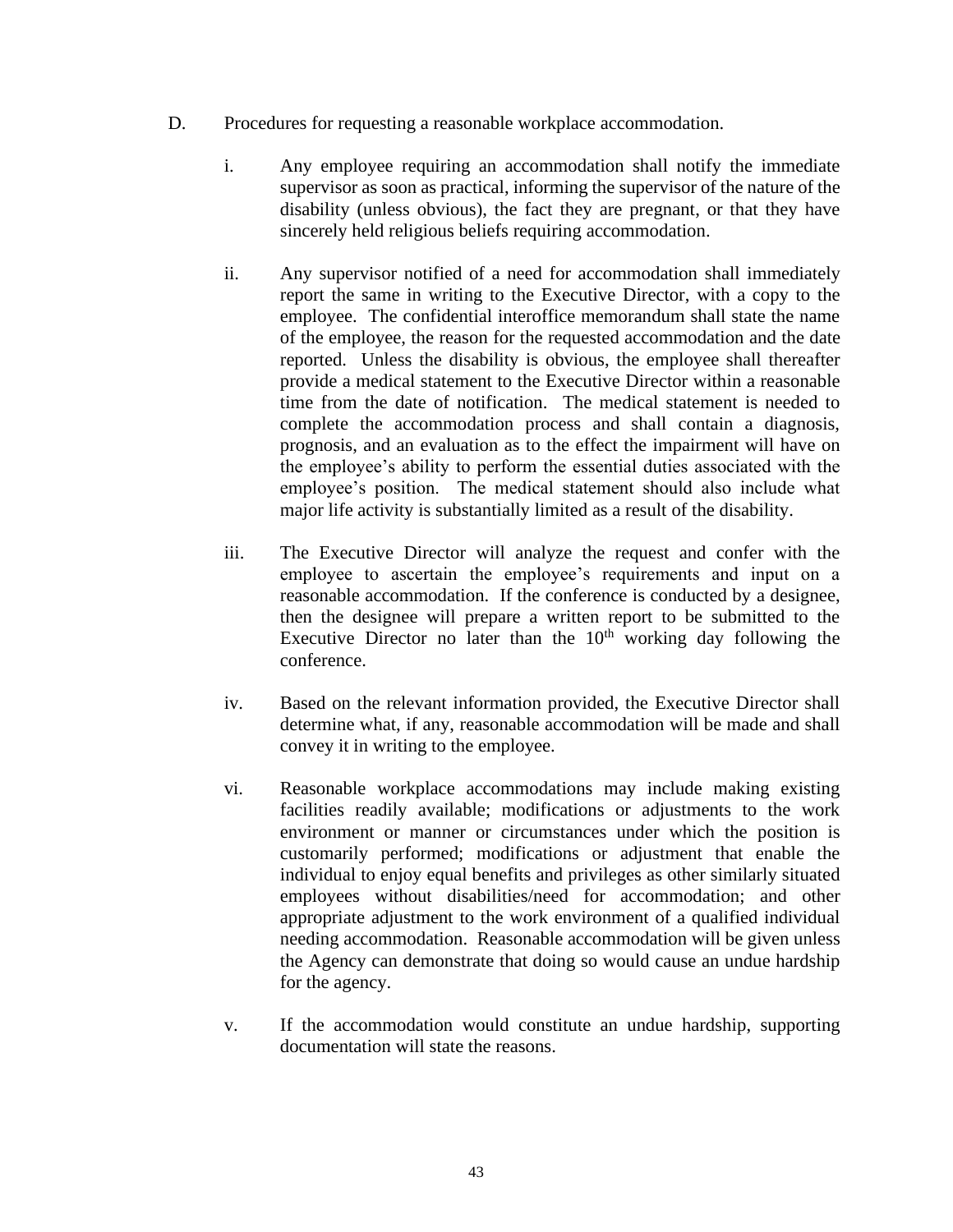D. Procedures for requesting a reasonable workplace accommodation.

i. Any employee requiring an accommodation shall notify the immediate supervisor as soon as practical, informing the supervisor of the nature of the disability (unless obvious), the fact they are pregnant, or that they have sincerely held religious beliefs requiring accommodation.

ii. Any supervisor notified of a need for accommodation shall immediately report the same in writing to the Executive Director, with a copy to the employee. The confidential interoffice memorandum shall state the name of the employee, the reason for the requested accommodation and the date reported. Unless the disability is obvious, the employee shall thereafter provide a medical statement to the Executive Director within a reasonable time from the date of notification. The medical statement is needed to complete the accommodation process and shall contain a diagnosis, prognosis, and an evaluation as to the effect the impairment will have on the employee's ability to perform the essential duties associated with the employee's position. The medical statement should also include what major life activity is substantially limited as a result of the disability.

iii. The Executive Director will analyze the request and confer with the employee to ascertain the employee's requirements and input on a reasonable accommodation. If the conference is conducted by a designee, then the designee will prepare a written report to be submitted to the Executive Director no later than the 10th working day following the conference.

iv. Based on the relevant information provided, the Executive Director shall determine what, if any, reasonable accommodation will be made and shall convey it in writing to the employee.

vi. Reasonable workplace accommodations may include making existing facilities readily available; modifications or adjustments to the work environment or manner or circumstances under which the position is customarily performed; modifications or adjustment that enable the individual to enjoy equal benefits and privileges as other similarly situated employees without disabilities/need for accommodation; and other appropriate adjustment to the work environment of a qualified individual needing accommodation. Reasonable accommodation will be given unless the Agency can demonstrate that doing so would cause an undue hardship for the agency.

v. If the accommodation would constitute an undue hardship, supporting documentation will state the reasons.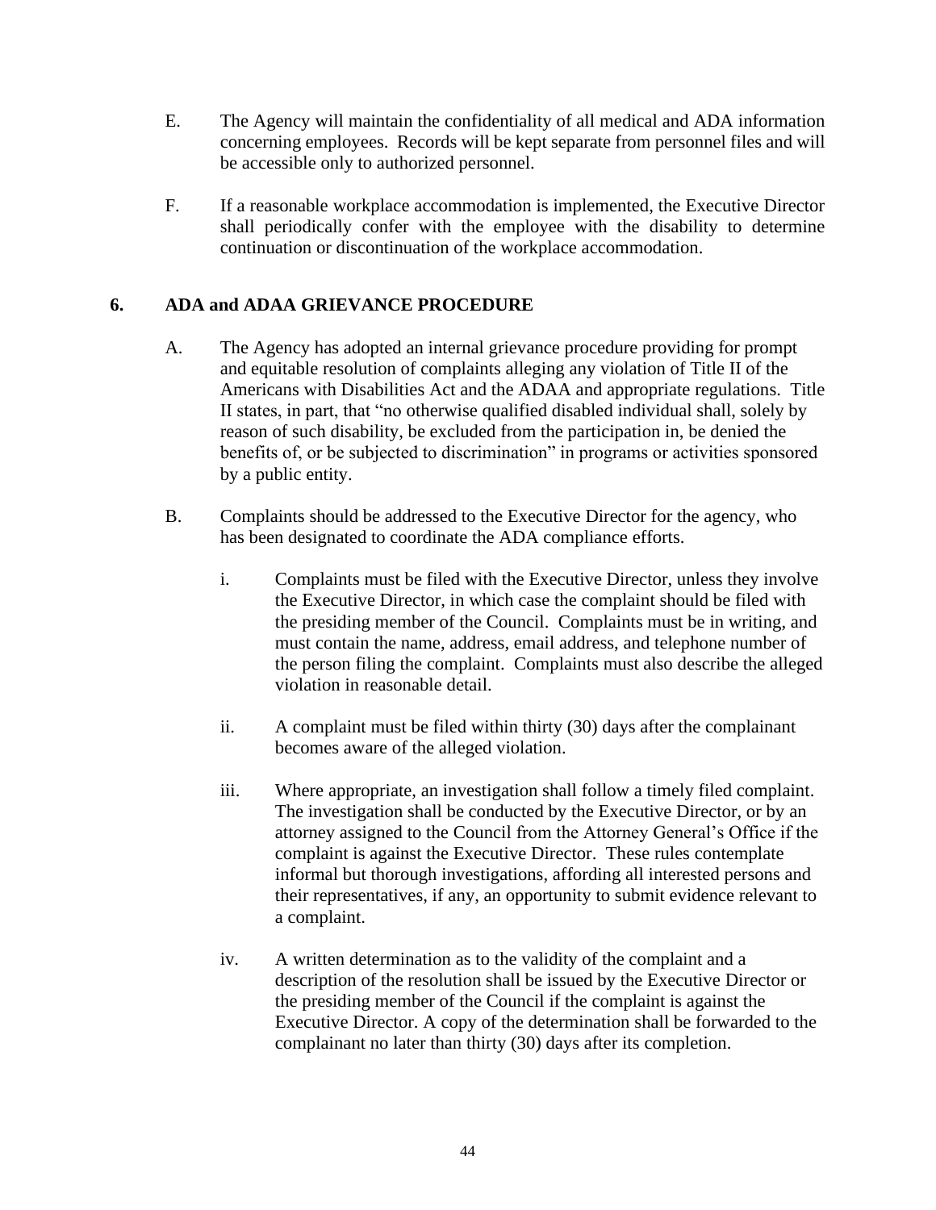E. The Agency will maintain the confidentiality of all medical and ADA information concerning employees. Records will be kept separate from personnel files and will be accessible only to authorized personnel.

F. If a reasonable workplace accommodation is implemented, the Executive Director shall periodically confer with the employee with the disability to determine continuation or discontinuation of the workplace accommodation.

## 6. ADA and ADAA GRIEVANCE PROCEDURE

A. The Agency has adopted an internal grievance procedure providing for prompt and equitable resolution of complaints alleging any violation of Title II of the Americans with Disabilities Act and the ADAA and appropriate regulations. Title II states, in part, that "no otherwise qualified disabled individual shall, solely by reason of such disability, be excluded from the participation in, be denied the benefits of, or be subjected to discrimination" in programs or activities sponsored by a public entity.

B. Complaints should be addressed to the Executive Director for the agency, who has been designated to coordinate the ADA compliance efforts.

i. Complaints must be filed with the Executive Director, unless they involve the Executive Director, in which case the complaint should be filed with the presiding member of the Council. Complaints must be in writing, and must contain the name, address, email address, and telephone number of the person filing the complaint. Complaints must also describe the alleged violation in reasonable detail.

ii. A complaint must be filed within thirty (30) days after the complainant becomes aware of the alleged violation.

iii. Where appropriate, an investigation shall follow a timely filed complaint. The investigation shall be conducted by the Executive Director, or by an attorney assigned to the Council from the Attorney General's Office if the complaint is against the Executive Director. These rules contemplate informal but thorough investigations, affording all interested persons and their representatives, if any, an opportunity to submit evidence relevant to a complaint.

iv. A written determination as to the validity of the complaint and a description of the resolution shall be issued by the Executive Director or the presiding member of the Council if the complaint is against the Executive Director. A copy of the determination shall be forwarded to the complainant no later than thirty (30) days after its completion.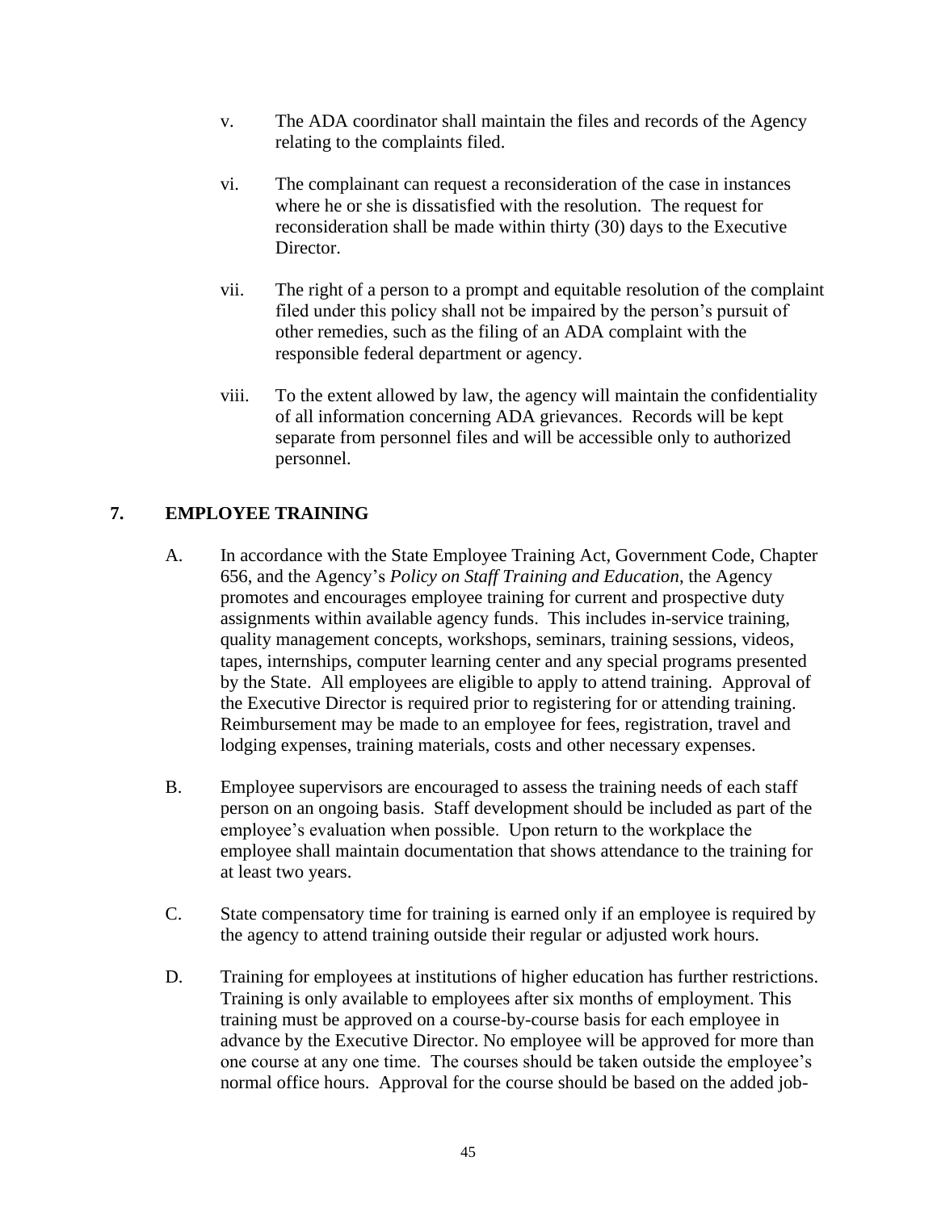v. The ADA coordinator shall maintain the files and records of the Agency relating to the complaints filed.

vi. The complainant can request a reconsideration of the case in instances where he or she is dissatisfied with the resolution. The request for reconsideration shall be made within thirty (30) days to the Executive Director.

vii. The right of a person to a prompt and equitable resolution of the complaint filed under this policy shall not be impaired by the person's pursuit of other remedies, such as the filing of an ADA complaint with the responsible federal department or agency.

viii. To the extent allowed by law, the agency will maintain the confidentiality of all information concerning ADA grievances. Records will be kept separate from personnel files and will be accessible only to authorized personnel.

## 7. EMPLOYEE TRAINING

A. In accordance with the State Employee Training Act, Government Code, Chapter 656, and the Agency's *Policy on Staff Training and Education*, the Agency promotes and encourages employee training for current and prospective duty assignments within available agency funds. This includes in-service training, quality management concepts, workshops, seminars, training sessions, videos, tapes, internships, computer learning center and any special programs presented by the State. All employees are eligible to apply to attend training. Approval of the Executive Director is required prior to registering for or attending training. Reimbursement may be made to an employee for fees, registration, travel and lodging expenses, training materials, costs and other necessary expenses.

B. Employee supervisors are encouraged to assess the training needs of each staff person on an ongoing basis. Staff development should be included as part of the employee's evaluation when possible. Upon return to the workplace the employee shall maintain documentation that shows attendance to the training for at least two years.

C. State compensatory time for training is earned only if an employee is required by the agency to attend training outside their regular or adjusted work hours.

D. Training for employees at institutions of higher education has further restrictions. Training is only available to employees after six months of employment. This training must be approved on a course-by-course basis for each employee in advance by the Executive Director. No employee will be approved for more than one course at any one time. The courses should be taken outside the employee's normal office hours. Approval for the course should be based on the added job-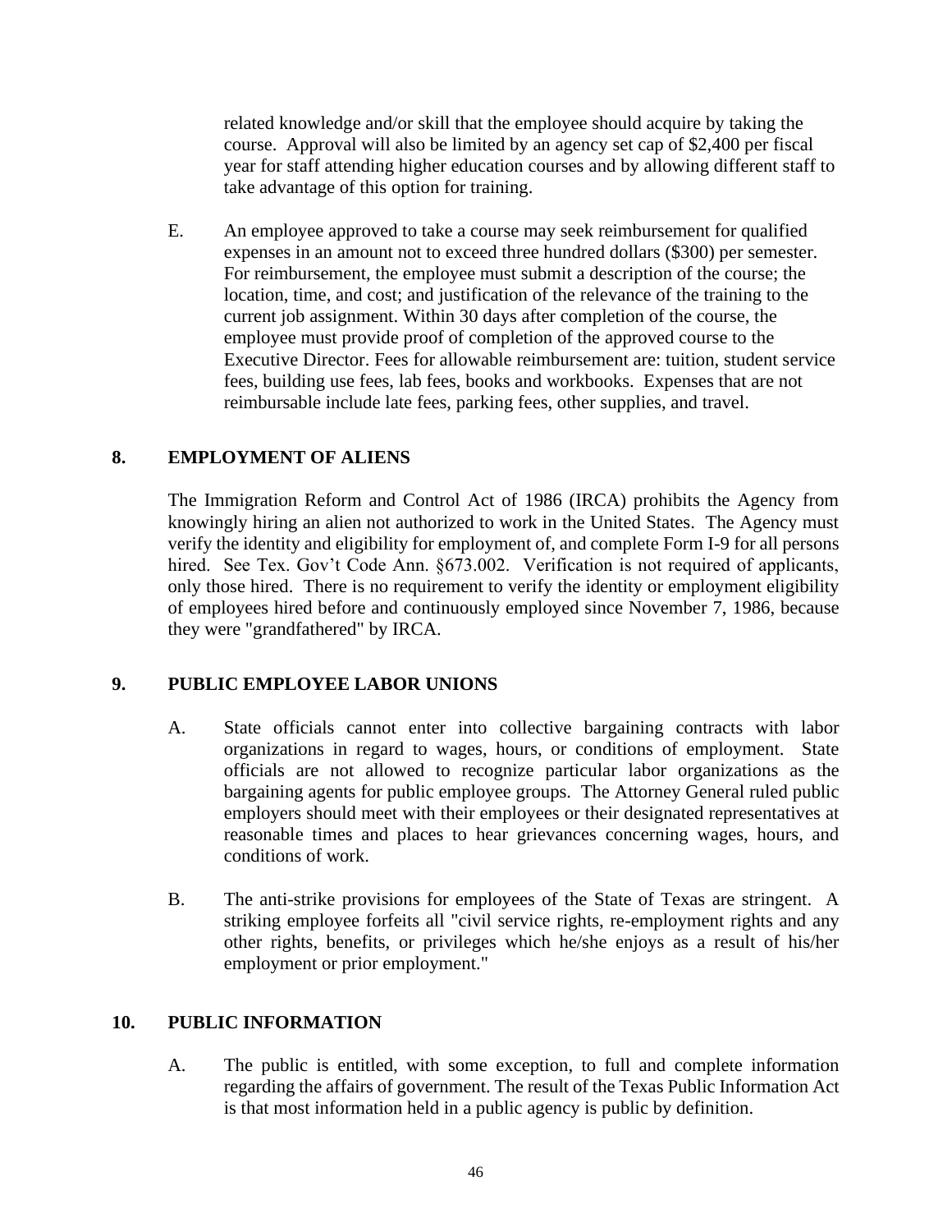related knowledge and/or skill that the employee should acquire by taking the course. Approval will also be limited by an agency set cap of $2,400 per fiscal year for staff attending higher education courses and by allowing different staff to take advantage of this option for training.

E. An employee approved to take a course may seek reimbursement for qualified expenses in an amount not to exceed three hundred dollars ($300) per semester. For reimbursement, the employee must submit a description of the course; the location, time, and cost; and justification of the relevance of the training to the current job assignment. Within 30 days after completion of the course, the employee must provide proof of completion of the approved course to the Executive Director. Fees for allowable reimbursement are: tuition, student service fees, building use fees, lab fees, books and workbooks. Expenses that are not reimbursable include late fees, parking fees, other supplies, and travel.

## 8. EMPLOYMENT OF ALIENS

The Immigration Reform and Control Act of 1986 (IRCA) prohibits the Agency from knowingly hiring an alien not authorized to work in the United States. The Agency must verify the identity and eligibility for employment of, and complete Form I-9 for all persons hired. See Tex. Gov't Code Ann. §673.002. Verification is not required of applicants, only those hired. There is no requirement to verify the identity or employment eligibility of employees hired before and continuously employed since November 7, 1986, because they were "grandfathered" by IRCA.

## 9. PUBLIC EMPLOYEE LABOR UNIONS

A. State officials cannot enter into collective bargaining contracts with labor organizations in regard to wages, hours, or conditions of employment. State officials are not allowed to recognize particular labor organizations as the bargaining agents for public employee groups. The Attorney General ruled public employers should meet with their employees or their designated representatives at reasonable times and places to hear grievances concerning wages, hours, and conditions of work.

B. The anti-strike provisions for employees of the State of Texas are stringent. A striking employee forfeits all "civil service rights, re-employment rights and any other rights, benefits, or privileges which he/she enjoys as a result of his/her employment or prior employment."

## 10. PUBLIC INFORMATION

A. The public is entitled, with some exception, to full and complete information regarding the affairs of government. The result of the Texas Public Information Act is that most information held in a public agency is public by definition.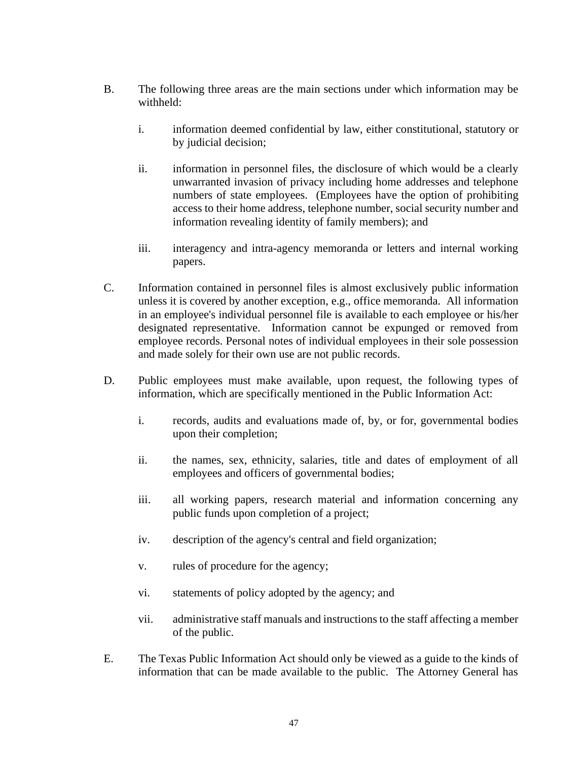B. The following three areas are the main sections under which information may be withheld:

   i. information deemed confidential by law, either constitutional, statutory or by judicial decision;

   ii. information in personnel files, the disclosure of which would be a clearly unwarranted invasion of privacy including home addresses and telephone numbers of state employees. (Employees have the option of prohibiting access to their home address, telephone number, social security number and information revealing identity of family members); and

   iii. interagency and intra-agency memoranda or letters and internal working papers.

C. Information contained in personnel files is almost exclusively public information unless it is covered by another exception, e.g., office memoranda. All information in an employee's individual personnel file is available to each employee or his/her designated representative. Information cannot be expunged or removed from employee records. Personal notes of individual employees in their sole possession and made solely for their own use are not public records.

D. Public employees must make available, upon request, the following types of information, which are specifically mentioned in the Public Information Act:

   i. records, audits and evaluations made of, by, or for, governmental bodies upon their completion;

   ii. the names, sex, ethnicity, salaries, title and dates of employment of all employees and officers of governmental bodies;

   iii. all working papers, research material and information concerning any public funds upon completion of a project;

   iv. description of the agency's central and field organization;

   v. rules of procedure for the agency;

   vi. statements of policy adopted by the agency; and

   vii. administrative staff manuals and instructions to the staff affecting a member of the public.

E. The Texas Public Information Act should only be viewed as a guide to the kinds of information that can be made available to the public. The Attorney General has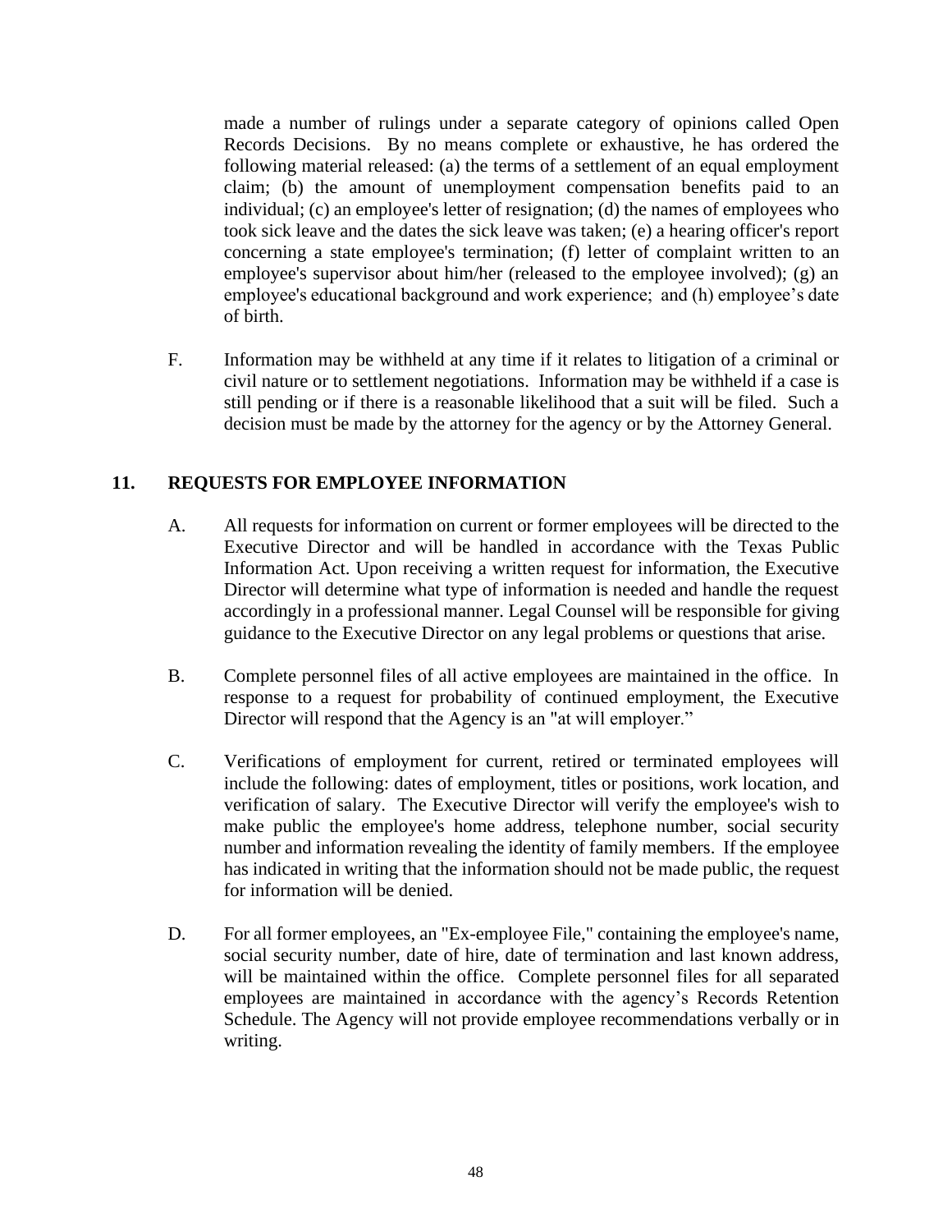made a number of rulings under a separate category of opinions called Open Records Decisions. By no means complete or exhaustive, he has ordered the following material released: (a) the terms of a settlement of an equal employment claim; (b) the amount of unemployment compensation benefits paid to an individual; (c) an employee's letter of resignation; (d) the names of employees who took sick leave and the dates the sick leave was taken; (e) a hearing officer's report concerning a state employee's termination; (f) letter of complaint written to an employee's supervisor about him/her (released to the employee involved); (g) an employee's educational background and work experience; and (h) employee's date of birth.

F. Information may be withheld at any time if it relates to litigation of a criminal or civil nature or to settlement negotiations. Information may be withheld if a case is still pending or if there is a reasonable likelihood that a suit will be filed. Such a decision must be made by the attorney for the agency or by the Attorney General.

## 11. REQUESTS FOR EMPLOYEE INFORMATION

A. All requests for information on current or former employees will be directed to the Executive Director and will be handled in accordance with the Texas Public Information Act. Upon receiving a written request for information, the Executive Director will determine what type of information is needed and handle the request accordingly in a professional manner. Legal Counsel will be responsible for giving guidance to the Executive Director on any legal problems or questions that arise.

B. Complete personnel files of all active employees are maintained in the office. In response to a request for probability of continued employment, the Executive Director will respond that the Agency is an "at will employer."

C. Verifications of employment for current, retired or terminated employees will include the following: dates of employment, titles or positions, work location, and verification of salary. The Executive Director will verify the employee's wish to make public the employee's home address, telephone number, social security number and information revealing the identity of family members. If the employee has indicated in writing that the information should not be made public, the request for information will be denied.

D. For all former employees, an "Ex-employee File," containing the employee's name, social security number, date of hire, date of termination and last known address, will be maintained within the office. Complete personnel files for all separated employees are maintained in accordance with the agency's Records Retention Schedule. The Agency will not provide employee recommendations verbally or in writing.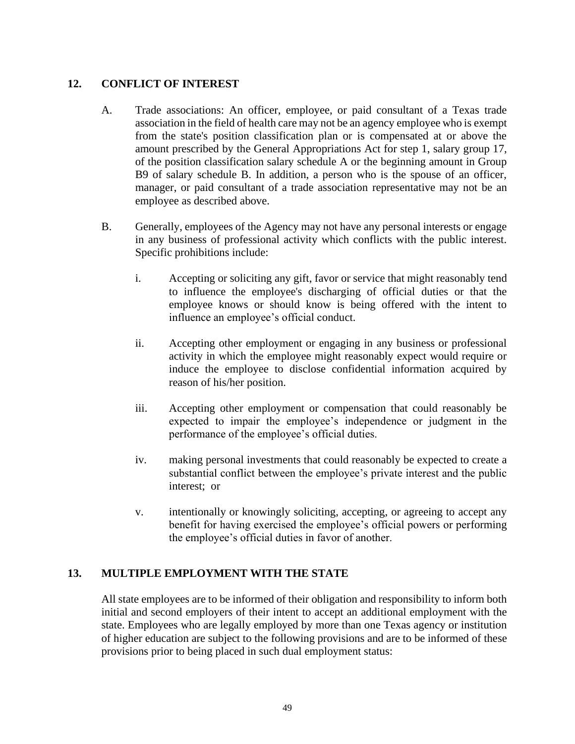## 12. CONFLICT OF INTEREST

A. Trade associations: An officer, employee, or paid consultant of a Texas trade association in the field of health care may not be an agency employee who is exempt from the state's position classification plan or is compensated at or above the amount prescribed by the General Appropriations Act for step 1, salary group 17, of the position classification salary schedule A or the beginning amount in Group B9 of salary schedule B. In addition, a person who is the spouse of an officer, manager, or paid consultant of a trade association representative may not be an employee as described above.

B. Generally, employees of the Agency may not have any personal interests or engage in any business of professional activity which conflicts with the public interest. Specific prohibitions include:

   i. Accepting or soliciting any gift, favor or service that might reasonably tend to influence the employee's discharging of official duties or that the employee knows or should know is being offered with the intent to influence an employee's official conduct.

   ii. Accepting other employment or engaging in any business or professional activity in which the employee might reasonably expect would require or induce the employee to disclose confidential information acquired by reason of his/her position.

   iii. Accepting other employment or compensation that could reasonably be expected to impair the employee's independence or judgment in the performance of the employee's official duties.

   iv. making personal investments that could reasonably be expected to create a substantial conflict between the employee's private interest and the public interest; or

   v. intentionally or knowingly soliciting, accepting, or agreeing to accept any benefit for having exercised the employee's official powers or performing the employee's official duties in favor of another.

## 13. MULTIPLE EMPLOYMENT WITH THE STATE

All state employees are to be informed of their obligation and responsibility to inform both initial and second employers of their intent to accept an additional employment with the state. Employees who are legally employed by more than one Texas agency or institution of higher education are subject to the following provisions and are to be informed of these provisions prior to being placed in such dual employment status: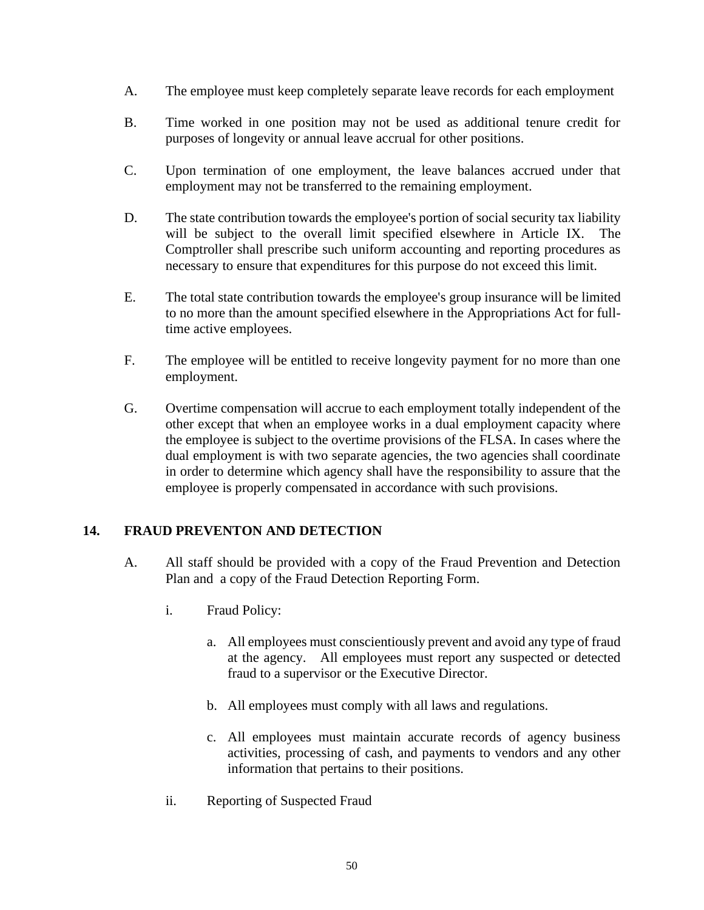A. The employee must keep completely separate leave records for each employment

B. Time worked in one position may not be used as additional tenure credit for purposes of longevity or annual leave accrual for other positions.

C. Upon termination of one employment, the leave balances accrued under that employment may not be transferred to the remaining employment.

D. The state contribution towards the employee's portion of social security tax liability will be subject to the overall limit specified elsewhere in Article IX. The Comptroller shall prescribe such uniform accounting and reporting procedures as necessary to ensure that expenditures for this purpose do not exceed this limit.

E. The total state contribution towards the employee's group insurance will be limited to no more than the amount specified elsewhere in the Appropriations Act for full-time active employees.

F. The employee will be entitled to receive longevity payment for no more than one employment.

G. Overtime compensation will accrue to each employment totally independent of the other except that when an employee works in a dual employment capacity where the employee is subject to the overtime provisions of the FLSA. In cases where the dual employment is with two separate agencies, the two agencies shall coordinate in order to determine which agency shall have the responsibility to assure that the employee is properly compensated in accordance with such provisions.

## 14. FRAUD PREVENTON AND DETECTION

A. All staff should be provided with a copy of the Fraud Prevention and Detection Plan and a copy of the Fraud Detection Reporting Form.

i. Fraud Policy:

a. All employees must conscientiously prevent and avoid any type of fraud at the agency. All employees must report any suspected or detected fraud to a supervisor or the Executive Director.

b. All employees must comply with all laws and regulations.

c. All employees must maintain accurate records of agency business activities, processing of cash, and payments to vendors and any other information that pertains to their positions.

ii. Reporting of Suspected Fraud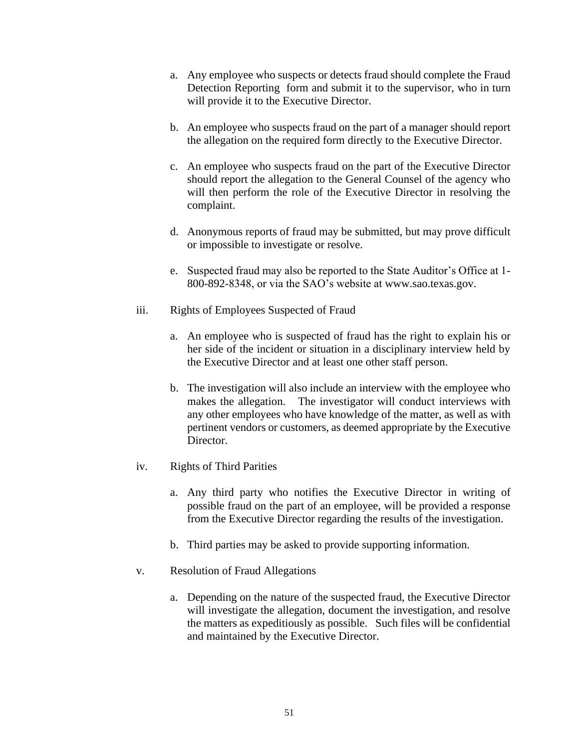a. Any employee who suspects or detects fraud should complete the Fraud Detection Reporting form and submit it to the supervisor, who in turn will provide it to the Executive Director.

b. An employee who suspects fraud on the part of a manager should report the allegation on the required form directly to the Executive Director.

c. An employee who suspects fraud on the part of the Executive Director should report the allegation to the General Counsel of the agency who will then perform the role of the Executive Director in resolving the complaint.

d. Anonymous reports of fraud may be submitted, but may prove difficult or impossible to investigate or resolve.

e. Suspected fraud may also be reported to the State Auditor's Office at 1-800-892-8348, or via the SAO's website at www.sao.texas.gov.

iii. Rights of Employees Suspected of Fraud

a. An employee who is suspected of fraud has the right to explain his or her side of the incident or situation in a disciplinary interview held by the Executive Director and at least one other staff person.

b. The investigation will also include an interview with the employee who makes the allegation. The investigator will conduct interviews with any other employees who have knowledge of the matter, as well as with pertinent vendors or customers, as deemed appropriate by the Executive Director.

iv. Rights of Third Parities

a. Any third party who notifies the Executive Director in writing of possible fraud on the part of an employee, will be provided a response from the Executive Director regarding the results of the investigation.

b. Third parties may be asked to provide supporting information.

v. Resolution of Fraud Allegations

a. Depending on the nature of the suspected fraud, the Executive Director will investigate the allegation, document the investigation, and resolve the matters as expeditiously as possible. Such files will be confidential and maintained by the Executive Director.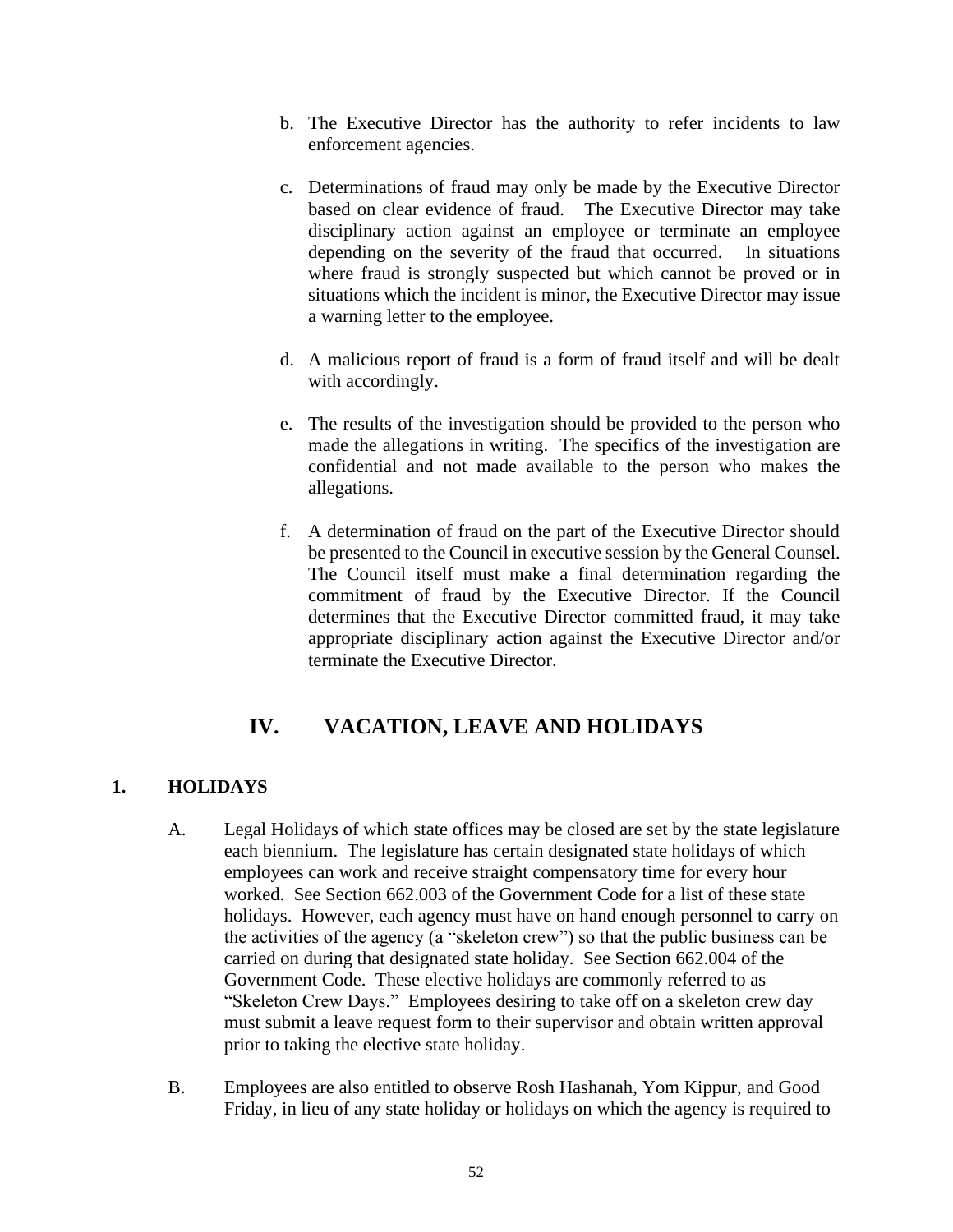b. The Executive Director has the authority to refer incidents to law enforcement agencies.

c. Determinations of fraud may only be made by the Executive Director based on clear evidence of fraud. The Executive Director may take disciplinary action against an employee or terminate an employee depending on the severity of the fraud that occurred. In situations where fraud is strongly suspected but which cannot be proved or in situations which the incident is minor, the Executive Director may issue a warning letter to the employee.

d. A malicious report of fraud is a form of fraud itself and will be dealt with accordingly.

e. The results of the investigation should be provided to the person who made the allegations in writing. The specifics of the investigation are confidential and not made available to the person who makes the allegations.

f. A determination of fraud on the part of the Executive Director should be presented to the Council in executive session by the General Counsel. The Council itself must make a final determination regarding the commitment of fraud by the Executive Director. If the Council determines that the Executive Director committed fraud, it may take appropriate disciplinary action against the Executive Director and/or terminate the Executive Director.

## IV. VACATION, LEAVE AND HOLIDAYS

### 1. HOLIDAYS

A. Legal Holidays of which state offices may be closed are set by the state legislature each biennium. The legislature has certain designated state holidays of which employees can work and receive straight compensatory time for every hour worked. See Section 662.003 of the Government Code for a list of these state holidays. However, each agency must have on hand enough personnel to carry on the activities of the agency (a "skeleton crew") so that the public business can be carried on during that designated state holiday. See Section 662.004 of the Government Code. These elective holidays are commonly referred to as "Skeleton Crew Days." Employees desiring to take off on a skeleton crew day must submit a leave request form to their supervisor and obtain written approval prior to taking the elective state holiday.

B. Employees are also entitled to observe Rosh Hashanah, Yom Kippur, and Good Friday, in lieu of any state holiday or holidays on which the agency is required to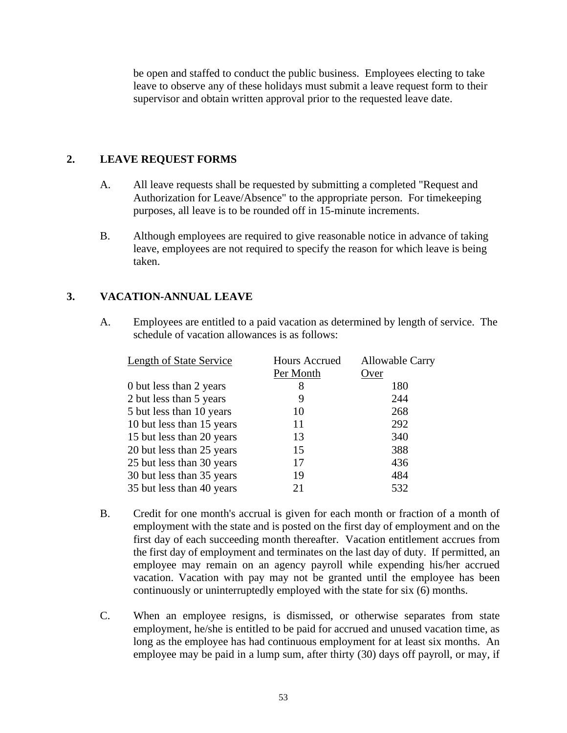be open and staffed to conduct the public business. Employees electing to take leave to observe any of these holidays must submit a leave request form to their supervisor and obtain written approval prior to the requested leave date.

## 2. LEAVE REQUEST FORMS

A. All leave requests shall be requested by submitting a completed "Request and Authorization for Leave/Absence" to the appropriate person. For timekeeping purposes, all leave is to be rounded off in 15-minute increments.

B. Although employees are required to give reasonable notice in advance of taking leave, employees are not required to specify the reason for which leave is being taken.

## 3. VACATION-ANNUAL LEAVE

A. Employees are entitled to a paid vacation as determined by length of service. The schedule of vacation allowances is as follows:

| Length of State Service | Hours Accrued Per Month | Allowable Carry Over |
|---|---|---|
| 0 but less than 2 years | 8 | 180 |
| 2 but less than 5 years | 9 | 244 |
| 5 but less than 10 years | 10 | 268 |
| 10 but less than 15 years | 11 | 292 |
| 15 but less than 20 years | 13 | 340 |
| 20 but less than 25 years | 15 | 388 |
| 25 but less than 30 years | 17 | 436 |
| 30 but less than 35 years | 19 | 484 |
| 35 but less than 40 years | 21 | 532 |

B. Credit for one month's accrual is given for each month or fraction of a month of employment with the state and is posted on the first day of employment and on the first day of each succeeding month thereafter. Vacation entitlement accrues from the first day of employment and terminates on the last day of duty. If permitted, an employee may remain on an agency payroll while expending his/her accrued vacation. Vacation with pay may not be granted until the employee has been continuously or uninterruptedly employed with the state for six (6) months.

C. When an employee resigns, is dismissed, or otherwise separates from state employment, he/she is entitled to be paid for accrued and unused vacation time, as long as the employee has had continuous employment for at least six months. An employee may be paid in a lump sum, after thirty (30) days off payroll, or may, if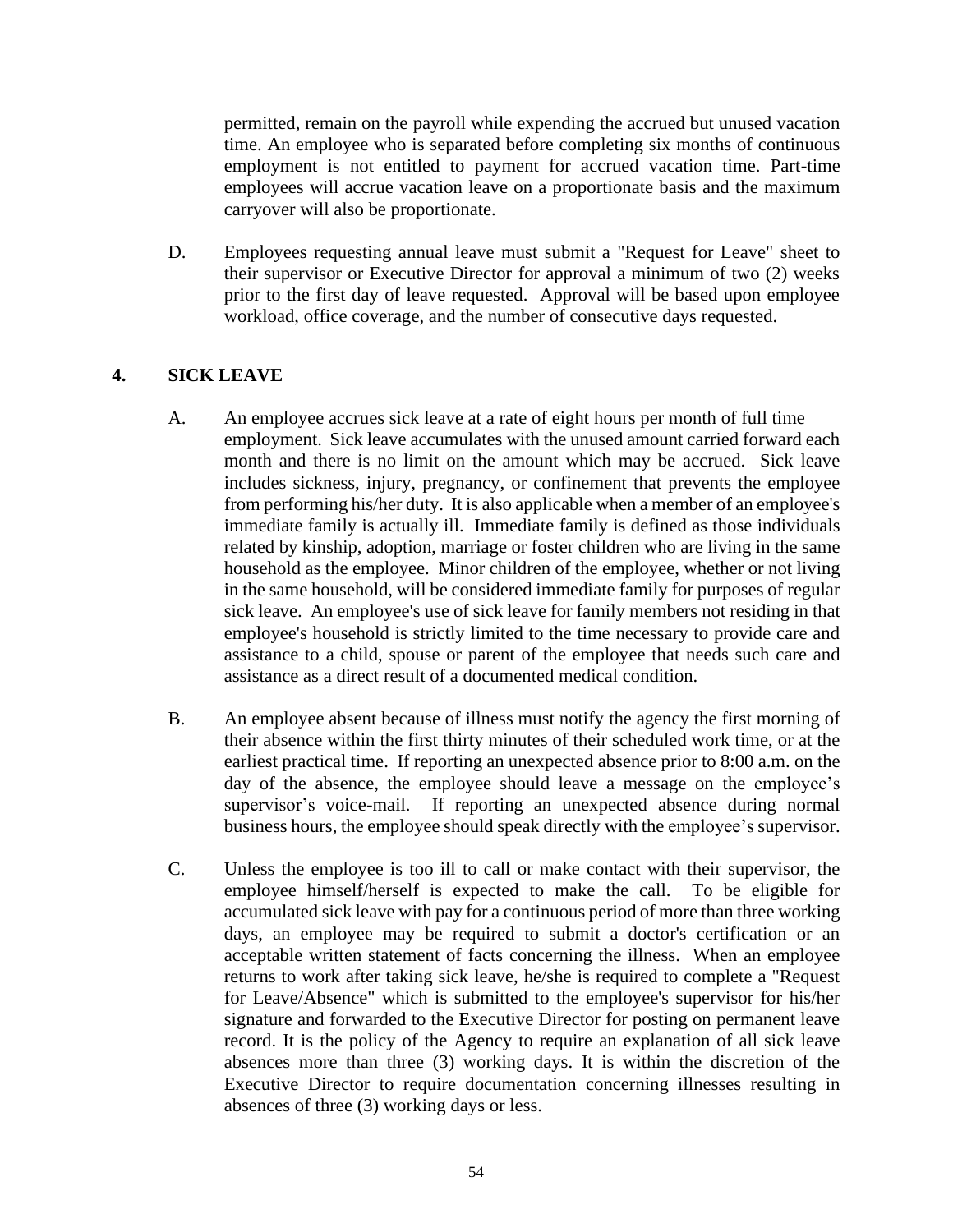permitted, remain on the payroll while expending the accrued but unused vacation time. An employee who is separated before completing six months of continuous employment is not entitled to payment for accrued vacation time. Part-time employees will accrue vacation leave on a proportionate basis and the maximum carryover will also be proportionate.

D. Employees requesting annual leave must submit a "Request for Leave" sheet to their supervisor or Executive Director for approval a minimum of two (2) weeks prior to the first day of leave requested. Approval will be based upon employee workload, office coverage, and the number of consecutive days requested.

## 4. SICK LEAVE

A. An employee accrues sick leave at a rate of eight hours per month of full time employment. Sick leave accumulates with the unused amount carried forward each month and there is no limit on the amount which may be accrued. Sick leave includes sickness, injury, pregnancy, or confinement that prevents the employee from performing his/her duty. It is also applicable when a member of an employee's immediate family is actually ill. Immediate family is defined as those individuals related by kinship, adoption, marriage or foster children who are living in the same household as the employee. Minor children of the employee, whether or not living in the same household, will be considered immediate family for purposes of regular sick leave. An employee's use of sick leave for family members not residing in that employee's household is strictly limited to the time necessary to provide care and assistance to a child, spouse or parent of the employee that needs such care and assistance as a direct result of a documented medical condition.

B. An employee absent because of illness must notify the agency the first morning of their absence within the first thirty minutes of their scheduled work time, or at the earliest practical time. If reporting an unexpected absence prior to 8:00 a.m. on the day of the absence, the employee should leave a message on the employee's supervisor's voice-mail. If reporting an unexpected absence during normal business hours, the employee should speak directly with the employee's supervisor.

C. Unless the employee is too ill to call or make contact with their supervisor, the employee himself/herself is expected to make the call. To be eligible for accumulated sick leave with pay for a continuous period of more than three working days, an employee may be required to submit a doctor's certification or an acceptable written statement of facts concerning the illness. When an employee returns to work after taking sick leave, he/she is required to complete a "Request for Leave/Absence" which is submitted to the employee's supervisor for his/her signature and forwarded to the Executive Director for posting on permanent leave record. It is the policy of the Agency to require an explanation of all sick leave absences more than three (3) working days. It is within the discretion of the Executive Director to require documentation concerning illnesses resulting in absences of three (3) working days or less.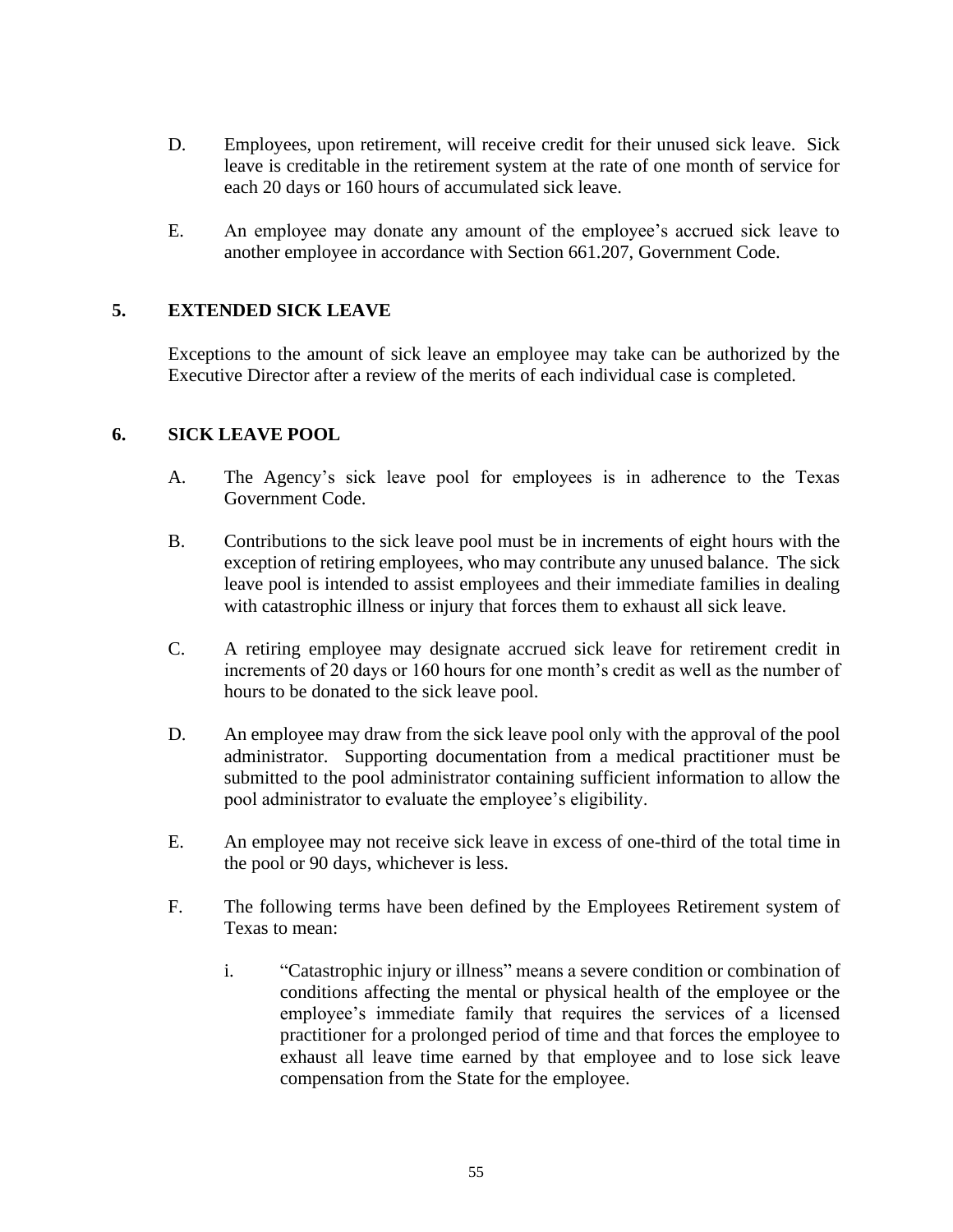D. Employees, upon retirement, will receive credit for their unused sick leave. Sick leave is creditable in the retirement system at the rate of one month of service for each 20 days or 160 hours of accumulated sick leave.

E. An employee may donate any amount of the employee's accrued sick leave to another employee in accordance with Section 661.207, Government Code.

## 5. EXTENDED SICK LEAVE

Exceptions to the amount of sick leave an employee may take can be authorized by the Executive Director after a review of the merits of each individual case is completed.

## 6. SICK LEAVE POOL

A. The Agency's sick leave pool for employees is in adherence to the Texas Government Code.

B. Contributions to the sick leave pool must be in increments of eight hours with the exception of retiring employees, who may contribute any unused balance. The sick leave pool is intended to assist employees and their immediate families in dealing with catastrophic illness or injury that forces them to exhaust all sick leave.

C. A retiring employee may designate accrued sick leave for retirement credit in increments of 20 days or 160 hours for one month's credit as well as the number of hours to be donated to the sick leave pool.

D. An employee may draw from the sick leave pool only with the approval of the pool administrator. Supporting documentation from a medical practitioner must be submitted to the pool administrator containing sufficient information to allow the pool administrator to evaluate the employee's eligibility.

E. An employee may not receive sick leave in excess of one-third of the total time in the pool or 90 days, whichever is less.

F. The following terms have been defined by the Employees Retirement system of Texas to mean:

   i. "Catastrophic injury or illness" means a severe condition or combination of conditions affecting the mental or physical health of the employee or the employee's immediate family that requires the services of a licensed practitioner for a prolonged period of time and that forces the employee to exhaust all leave time earned by that employee and to lose sick leave compensation from the State for the employee.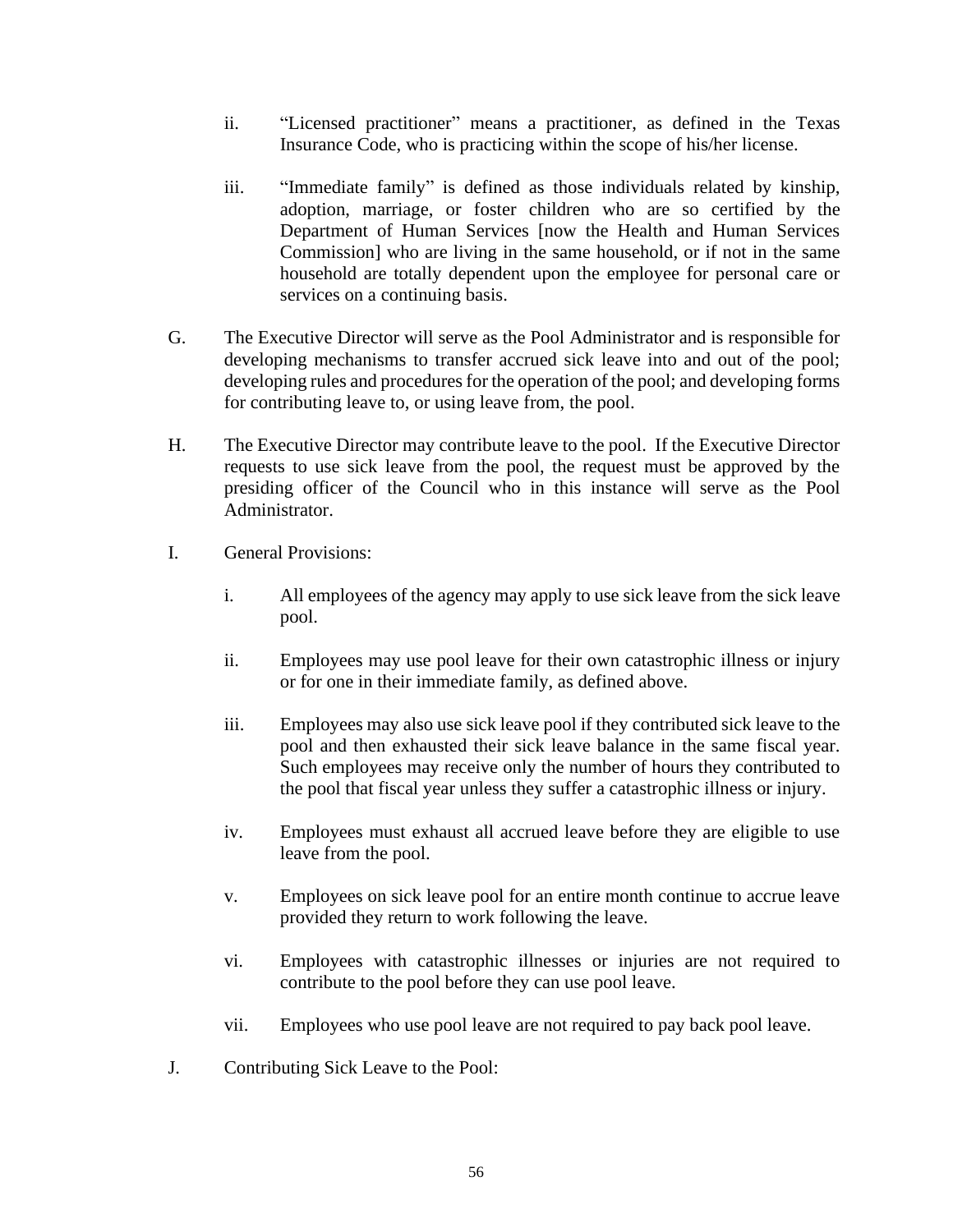ii. "Licensed practitioner" means a practitioner, as defined in the Texas Insurance Code, who is practicing within the scope of his/her license.

iii. "Immediate family" is defined as those individuals related by kinship, adoption, marriage, or foster children who are so certified by the Department of Human Services [now the Health and Human Services Commission] who are living in the same household, or if not in the same household are totally dependent upon the employee for personal care or services on a continuing basis.

G. The Executive Director will serve as the Pool Administrator and is responsible for developing mechanisms to transfer accrued sick leave into and out of the pool; developing rules and procedures for the operation of the pool; and developing forms for contributing leave to, or using leave from, the pool.

H. The Executive Director may contribute leave to the pool. If the Executive Director requests to use sick leave from the pool, the request must be approved by the presiding officer of the Council who in this instance will serve as the Pool Administrator.

I. General Provisions:

i. All employees of the agency may apply to use sick leave from the sick leave pool.

ii. Employees may use pool leave for their own catastrophic illness or injury or for one in their immediate family, as defined above.

iii. Employees may also use sick leave pool if they contributed sick leave to the pool and then exhausted their sick leave balance in the same fiscal year. Such employees may receive only the number of hours they contributed to the pool that fiscal year unless they suffer a catastrophic illness or injury.

iv. Employees must exhaust all accrued leave before they are eligible to use leave from the pool.

v. Employees on sick leave pool for an entire month continue to accrue leave provided they return to work following the leave.

vi. Employees with catastrophic illnesses or injuries are not required to contribute to the pool before they can use pool leave.

vii. Employees who use pool leave are not required to pay back pool leave.

J. Contributing Sick Leave to the Pool: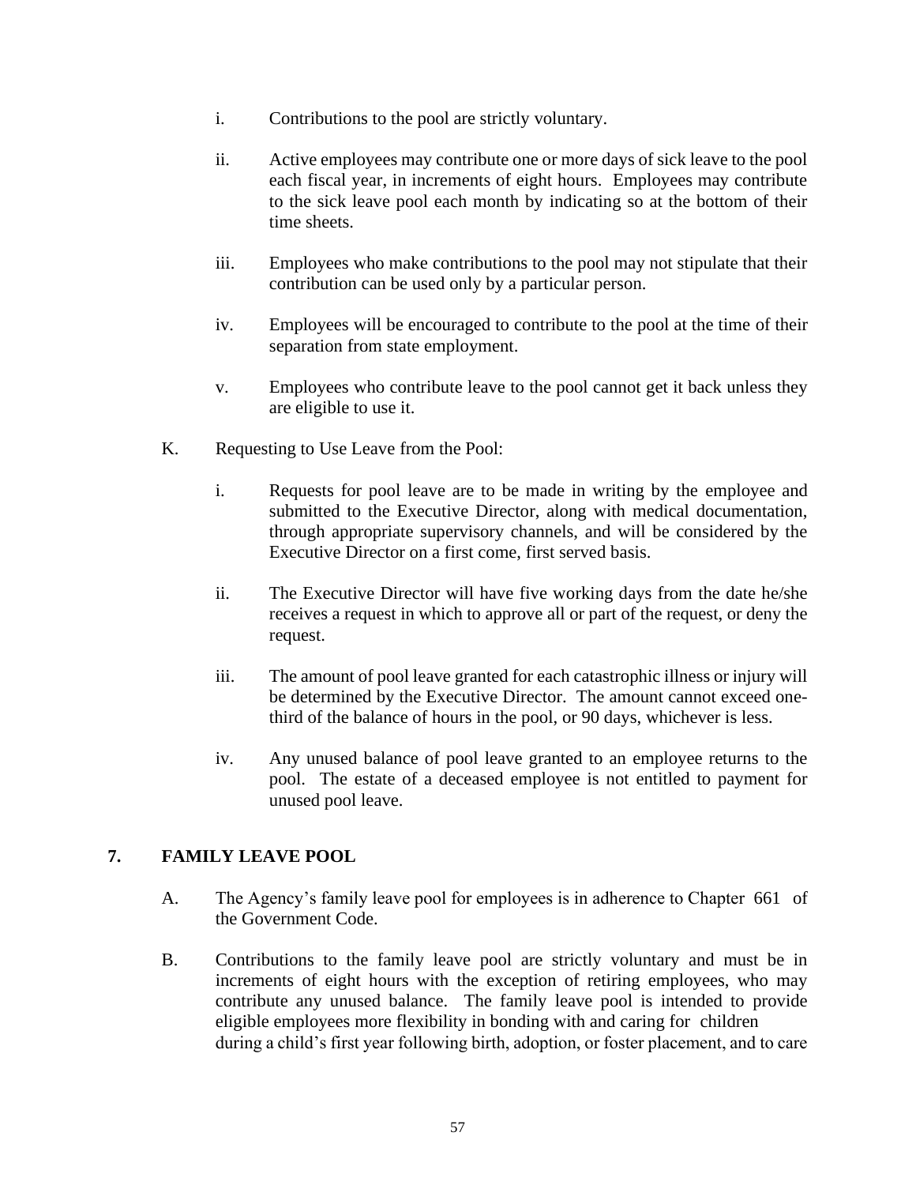i. Contributions to the pool are strictly voluntary.

ii. Active employees may contribute one or more days of sick leave to the pool each fiscal year, in increments of eight hours. Employees may contribute to the sick leave pool each month by indicating so at the bottom of their time sheets.

iii. Employees who make contributions to the pool may not stipulate that their contribution can be used only by a particular person.

iv. Employees will be encouraged to contribute to the pool at the time of their separation from state employment.

v. Employees who contribute leave to the pool cannot get it back unless they are eligible to use it.

K. Requesting to Use Leave from the Pool:

i. Requests for pool leave are to be made in writing by the employee and submitted to the Executive Director, along with medical documentation, through appropriate supervisory channels, and will be considered by the Executive Director on a first come, first served basis.

ii. The Executive Director will have five working days from the date he/she receives a request in which to approve all or part of the request, or deny the request.

iii. The amount of pool leave granted for each catastrophic illness or injury will be determined by the Executive Director. The amount cannot exceed one-third of the balance of hours in the pool, or 90 days, whichever is less.

iv. Any unused balance of pool leave granted to an employee returns to the pool. The estate of a deceased employee is not entitled to payment for unused pool leave.

## 7. FAMILY LEAVE POOL

A. The Agency's family leave pool for employees is in adherence to Chapter 661 of the Government Code.

B. Contributions to the family leave pool are strictly voluntary and must be in increments of eight hours with the exception of retiring employees, who may contribute any unused balance. The family leave pool is intended to provide eligible employees more flexibility in bonding with and caring for children during a child's first year following birth, adoption, or foster placement, and to care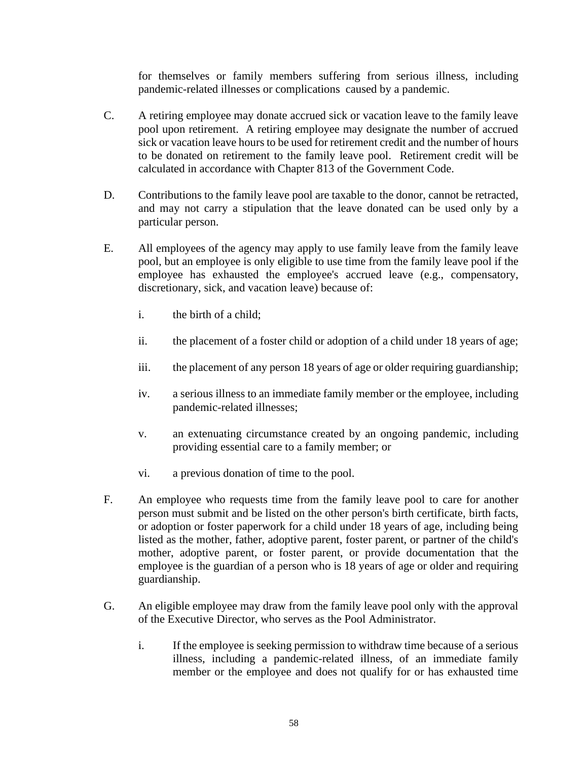for themselves or family members suffering from serious illness, including pandemic-related illnesses or complications caused by a pandemic.

C. A retiring employee may donate accrued sick or vacation leave to the family leave pool upon retirement. A retiring employee may designate the number of accrued sick or vacation leave hours to be used for retirement credit and the number of hours to be donated on retirement to the family leave pool. Retirement credit will be calculated in accordance with Chapter 813 of the Government Code.

D. Contributions to the family leave pool are taxable to the donor, cannot be retracted, and may not carry a stipulation that the leave donated can be used only by a particular person.

E. All employees of the agency may apply to use family leave from the family leave pool, but an employee is only eligible to use time from the family leave pool if the employee has exhausted the employee's accrued leave (e.g., compensatory, discretionary, sick, and vacation leave) because of:

   i. the birth of a child;

   ii. the placement of a foster child or adoption of a child under 18 years of age;

   iii. the placement of any person 18 years of age or older requiring guardianship;

   iv. a serious illness to an immediate family member or the employee, including pandemic-related illnesses;

   v. an extenuating circumstance created by an ongoing pandemic, including providing essential care to a family member; or

   vi. a previous donation of time to the pool.

F. An employee who requests time from the family leave pool to care for another person must submit and be listed on the other person's birth certificate, birth facts, or adoption or foster paperwork for a child under 18 years of age, including being listed as the mother, father, adoptive parent, foster parent, or partner of the child's mother, adoptive parent, or foster parent, or provide documentation that the employee is the guardian of a person who is 18 years of age or older and requiring guardianship.

G. An eligible employee may draw from the family leave pool only with the approval of the Executive Director, who serves as the Pool Administrator.

   i. If the employee is seeking permission to withdraw time because of a serious illness, including a pandemic-related illness, of an immediate family member or the employee and does not qualify for or has exhausted time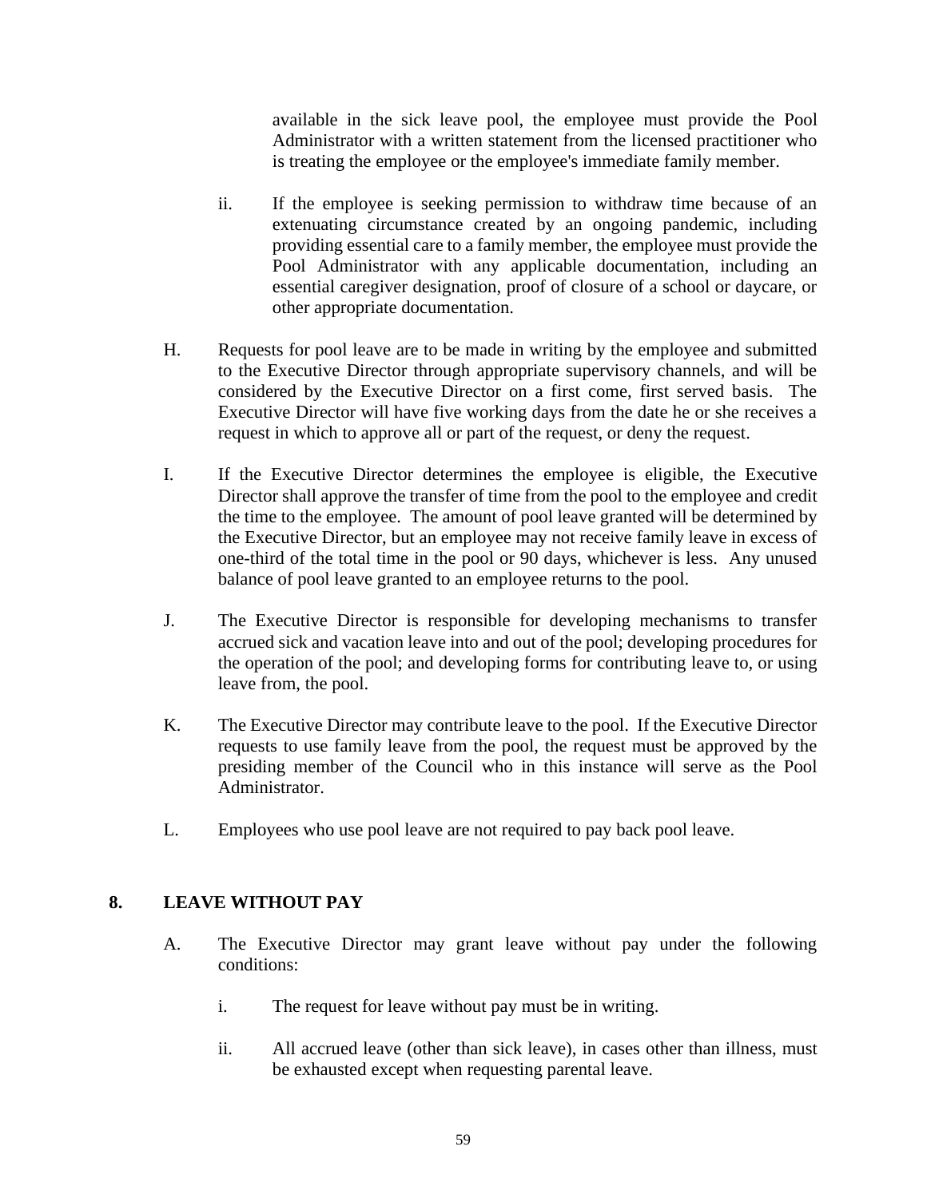available in the sick leave pool, the employee must provide the Pool Administrator with a written statement from the licensed practitioner who is treating the employee or the employee's immediate family member.

ii. If the employee is seeking permission to withdraw time because of an extenuating circumstance created by an ongoing pandemic, including providing essential care to a family member, the employee must provide the Pool Administrator with any applicable documentation, including an essential caregiver designation, proof of closure of a school or daycare, or other appropriate documentation.

H. Requests for pool leave are to be made in writing by the employee and submitted to the Executive Director through appropriate supervisory channels, and will be considered by the Executive Director on a first come, first served basis. The Executive Director will have five working days from the date he or she receives a request in which to approve all or part of the request, or deny the request.

I. If the Executive Director determines the employee is eligible, the Executive Director shall approve the transfer of time from the pool to the employee and credit the time to the employee. The amount of pool leave granted will be determined by the Executive Director, but an employee may not receive family leave in excess of one-third of the total time in the pool or 90 days, whichever is less. Any unused balance of pool leave granted to an employee returns to the pool.

J. The Executive Director is responsible for developing mechanisms to transfer accrued sick and vacation leave into and out of the pool; developing procedures for the operation of the pool; and developing forms for contributing leave to, or using leave from, the pool.

K. The Executive Director may contribute leave to the pool. If the Executive Director requests to use family leave from the pool, the request must be approved by the presiding member of the Council who in this instance will serve as the Pool Administrator.

L. Employees who use pool leave are not required to pay back pool leave.

## 8. LEAVE WITHOUT PAY

A. The Executive Director may grant leave without pay under the following conditions:

i. The request for leave without pay must be in writing.

ii. All accrued leave (other than sick leave), in cases other than illness, must be exhausted except when requesting parental leave.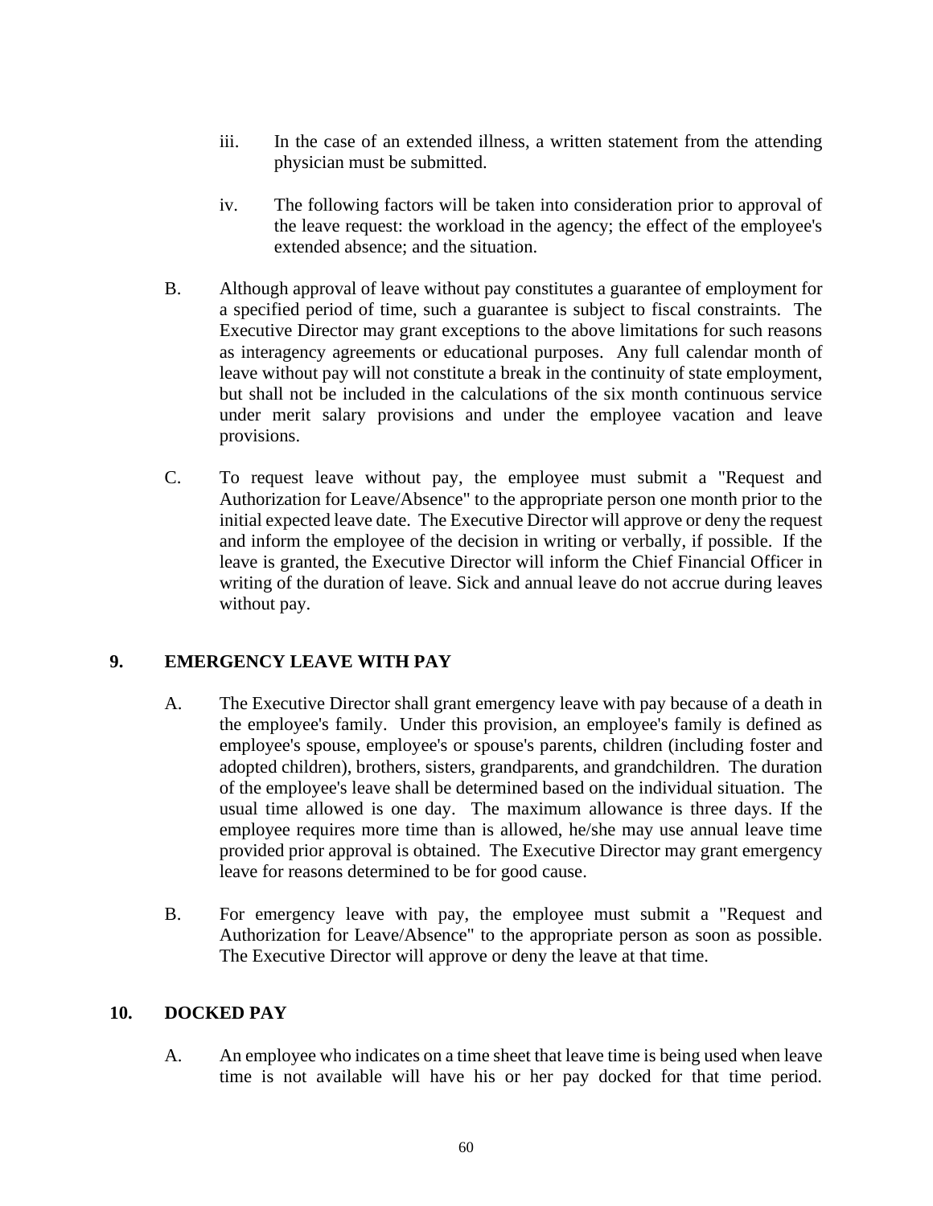iii. In the case of an extended illness, a written statement from the attending physician must be submitted.

iv. The following factors will be taken into consideration prior to approval of the leave request: the workload in the agency; the effect of the employee's extended absence; and the situation.

B. Although approval of leave without pay constitutes a guarantee of employment for a specified period of time, such a guarantee is subject to fiscal constraints. The Executive Director may grant exceptions to the above limitations for such reasons as interagency agreements or educational purposes. Any full calendar month of leave without pay will not constitute a break in the continuity of state employment, but shall not be included in the calculations of the six month continuous service under merit salary provisions and under the employee vacation and leave provisions.

C. To request leave without pay, the employee must submit a "Request and Authorization for Leave/Absence" to the appropriate person one month prior to the initial expected leave date. The Executive Director will approve or deny the request and inform the employee of the decision in writing or verbally, if possible. If the leave is granted, the Executive Director will inform the Chief Financial Officer in writing of the duration of leave. Sick and annual leave do not accrue during leaves without pay.

## 9. EMERGENCY LEAVE WITH PAY

A. The Executive Director shall grant emergency leave with pay because of a death in the employee's family. Under this provision, an employee's family is defined as employee's spouse, employee's or spouse's parents, children (including foster and adopted children), brothers, sisters, grandparents, and grandchildren. The duration of the employee's leave shall be determined based on the individual situation. The usual time allowed is one day. The maximum allowance is three days. If the employee requires more time than is allowed, he/she may use annual leave time provided prior approval is obtained. The Executive Director may grant emergency leave for reasons determined to be for good cause.

B. For emergency leave with pay, the employee must submit a "Request and Authorization for Leave/Absence" to the appropriate person as soon as possible. The Executive Director will approve or deny the leave at that time.

## 10. DOCKED PAY

A. An employee who indicates on a time sheet that leave time is being used when leave time is not available will have his or her pay docked for that time period.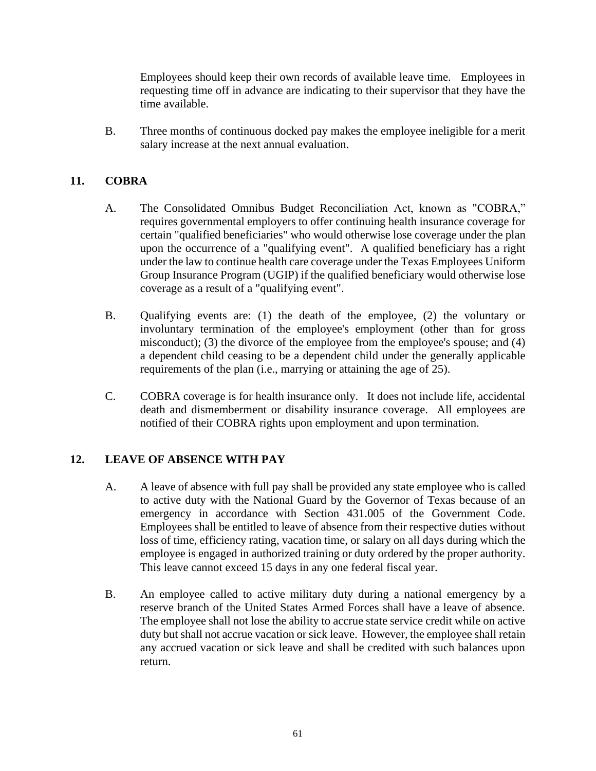Employees should keep their own records of available leave time. Employees in requesting time off in advance are indicating to their supervisor that they have the time available.

B. Three months of continuous docked pay makes the employee ineligible for a merit salary increase at the next annual evaluation.

## 11. COBRA

A. The Consolidated Omnibus Budget Reconciliation Act, known as "COBRA," requires governmental employers to offer continuing health insurance coverage for certain "qualified beneficiaries" who would otherwise lose coverage under the plan upon the occurrence of a "qualifying event". A qualified beneficiary has a right under the law to continue health care coverage under the Texas Employees Uniform Group Insurance Program (UGIP) if the qualified beneficiary would otherwise lose coverage as a result of a "qualifying event".

B. Qualifying events are: (1) the death of the employee, (2) the voluntary or involuntary termination of the employee's employment (other than for gross misconduct); (3) the divorce of the employee from the employee's spouse; and (4) a dependent child ceasing to be a dependent child under the generally applicable requirements of the plan (i.e., marrying or attaining the age of 25).

C. COBRA coverage is for health insurance only. It does not include life, accidental death and dismemberment or disability insurance coverage. All employees are notified of their COBRA rights upon employment and upon termination.

## 12. LEAVE OF ABSENCE WITH PAY

A. A leave of absence with full pay shall be provided any state employee who is called to active duty with the National Guard by the Governor of Texas because of an emergency in accordance with Section 431.005 of the Government Code. Employees shall be entitled to leave of absence from their respective duties without loss of time, efficiency rating, vacation time, or salary on all days during which the employee is engaged in authorized training or duty ordered by the proper authority. This leave cannot exceed 15 days in any one federal fiscal year.

B. An employee called to active military duty during a national emergency by a reserve branch of the United States Armed Forces shall have a leave of absence. The employee shall not lose the ability to accrue state service credit while on active duty but shall not accrue vacation or sick leave. However, the employee shall retain any accrued vacation or sick leave and shall be credited with such balances upon return.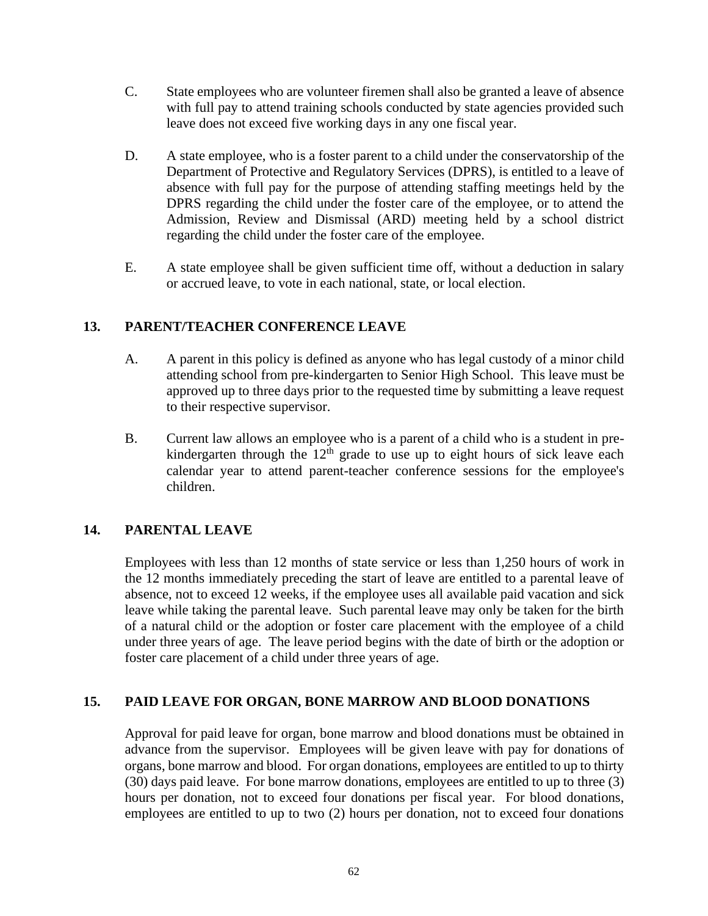C. State employees who are volunteer firemen shall also be granted a leave of absence with full pay to attend training schools conducted by state agencies provided such leave does not exceed five working days in any one fiscal year.

D. A state employee, who is a foster parent to a child under the conservatorship of the Department of Protective and Regulatory Services (DPRS), is entitled to a leave of absence with full pay for the purpose of attending staffing meetings held by the DPRS regarding the child under the foster care of the employee, or to attend the Admission, Review and Dismissal (ARD) meeting held by a school district regarding the child under the foster care of the employee.

E. A state employee shall be given sufficient time off, without a deduction in salary or accrued leave, to vote in each national, state, or local election.

## 13. PARENT/TEACHER CONFERENCE LEAVE

A. A parent in this policy is defined as anyone who has legal custody of a minor child attending school from pre-kindergarten to Senior High School. This leave must be approved up to three days prior to the requested time by submitting a leave request to their respective supervisor.

B. Current law allows an employee who is a parent of a child who is a student in pre-kindergarten through the 12th grade to use up to eight hours of sick leave each calendar year to attend parent-teacher conference sessions for the employee's children.

## 14. PARENTAL LEAVE

Employees with less than 12 months of state service or less than 1,250 hours of work in the 12 months immediately preceding the start of leave are entitled to a parental leave of absence, not to exceed 12 weeks, if the employee uses all available paid vacation and sick leave while taking the parental leave. Such parental leave may only be taken for the birth of a natural child or the adoption or foster care placement with the employee of a child under three years of age. The leave period begins with the date of birth or the adoption or foster care placement of a child under three years of age.

## 15. PAID LEAVE FOR ORGAN, BONE MARROW AND BLOOD DONATIONS

Approval for paid leave for organ, bone marrow and blood donations must be obtained in advance from the supervisor. Employees will be given leave with pay for donations of organs, bone marrow and blood. For organ donations, employees are entitled to up to thirty (30) days paid leave. For bone marrow donations, employees are entitled to up to three (3) hours per donation, not to exceed four donations per fiscal year. For blood donations, employees are entitled to up to two (2) hours per donation, not to exceed four donations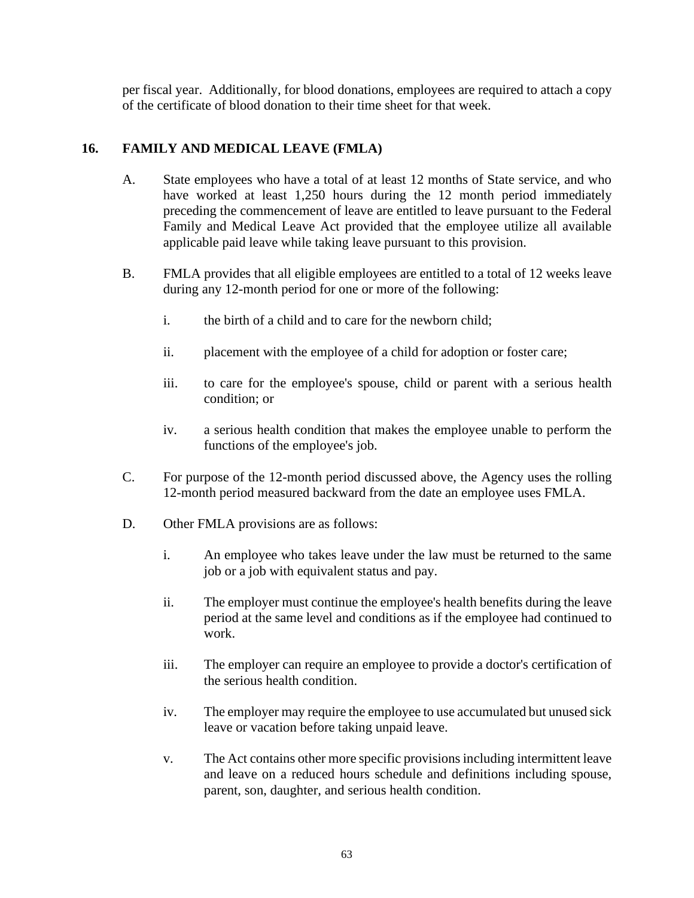per fiscal year. Additionally, for blood donations, employees are required to attach a copy of the certificate of blood donation to their time sheet for that week.

## 16. FAMILY AND MEDICAL LEAVE (FMLA)

A. State employees who have a total of at least 12 months of State service, and who have worked at least 1,250 hours during the 12 month period immediately preceding the commencement of leave are entitled to leave pursuant to the Federal Family and Medical Leave Act provided that the employee utilize all available applicable paid leave while taking leave pursuant to this provision.

B. FMLA provides that all eligible employees are entitled to a total of 12 weeks leave during any 12-month period for one or more of the following:

   i. the birth of a child and to care for the newborn child;

   ii. placement with the employee of a child for adoption or foster care;

   iii. to care for the employee's spouse, child or parent with a serious health condition; or

   iv. a serious health condition that makes the employee unable to perform the functions of the employee's job.

C. For purpose of the 12-month period discussed above, the Agency uses the rolling 12-month period measured backward from the date an employee uses FMLA.

D. Other FMLA provisions are as follows:

   i. An employee who takes leave under the law must be returned to the same job or a job with equivalent status and pay.

   ii. The employer must continue the employee's health benefits during the leave period at the same level and conditions as if the employee had continued to work.

   iii. The employer can require an employee to provide a doctor's certification of the serious health condition.

   iv. The employer may require the employee to use accumulated but unused sick leave or vacation before taking unpaid leave.

   v. The Act contains other more specific provisions including intermittent leave and leave on a reduced hours schedule and definitions including spouse, parent, son, daughter, and serious health condition.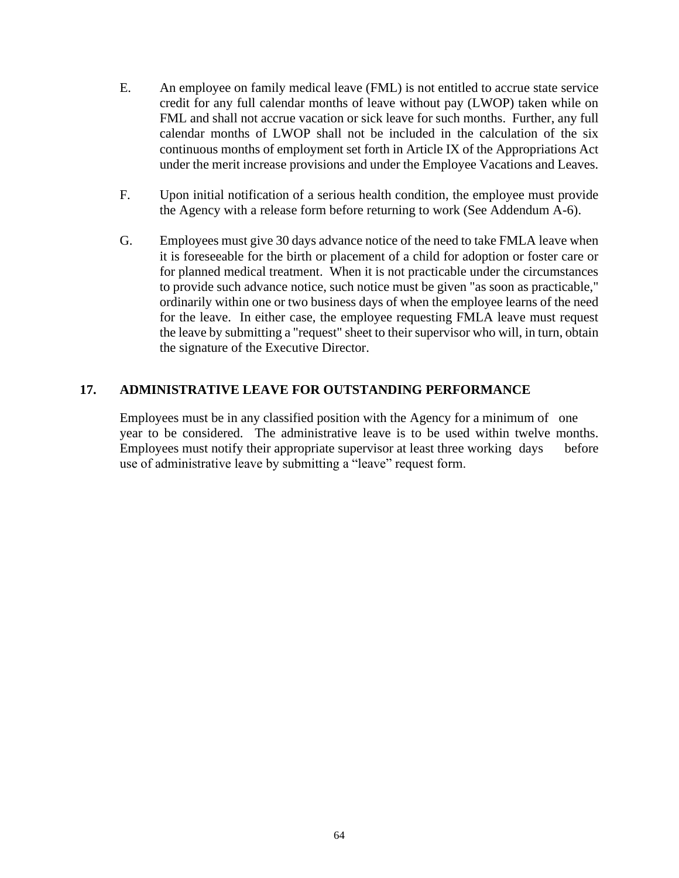E. An employee on family medical leave (FML) is not entitled to accrue state service credit for any full calendar months of leave without pay (LWOP) taken while on FML and shall not accrue vacation or sick leave for such months. Further, any full calendar months of LWOP shall not be included in the calculation of the six continuous months of employment set forth in Article IX of the Appropriations Act under the merit increase provisions and under the Employee Vacations and Leaves.

F. Upon initial notification of a serious health condition, the employee must provide the Agency with a release form before returning to work (See Addendum A-6).

G. Employees must give 30 days advance notice of the need to take FMLA leave when it is foreseeable for the birth or placement of a child for adoption or foster care or for planned medical treatment. When it is not practicable under the circumstances to provide such advance notice, such notice must be given "as soon as practicable," ordinarily within one or two business days of when the employee learns of the need for the leave. In either case, the employee requesting FMLA leave must request the leave by submitting a "request" sheet to their supervisor who will, in turn, obtain the signature of the Executive Director.

## 17. ADMINISTRATIVE LEAVE FOR OUTSTANDING PERFORMANCE

Employees must be in any classified position with the Agency for a minimum of one year to be considered. The administrative leave is to be used within twelve months. Employees must notify their appropriate supervisor at least three working days before use of administrative leave by submitting a “leave” request form.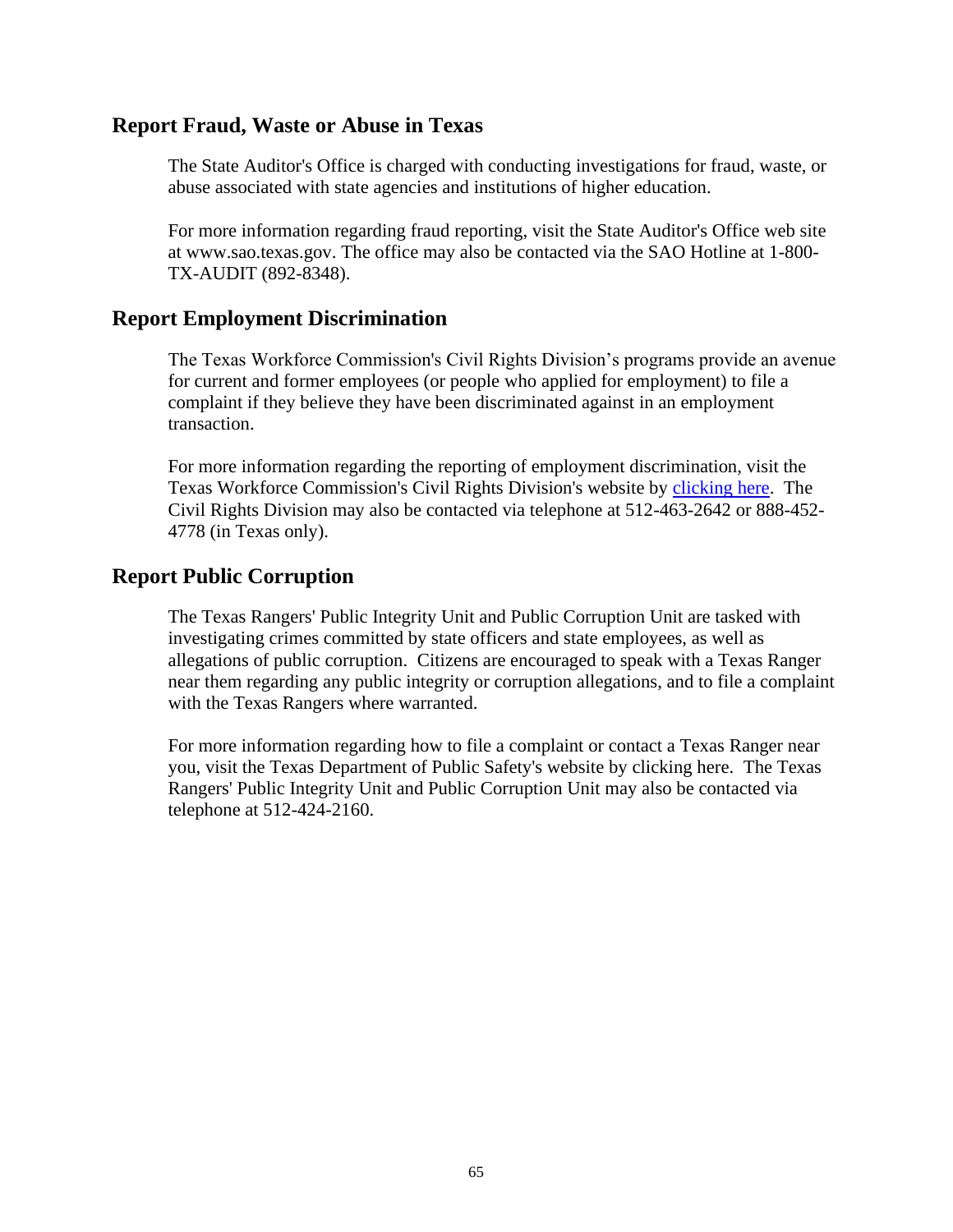## Report Fraud, Waste or Abuse in Texas

The State Auditor's Office is charged with conducting investigations for fraud, waste, or abuse associated with state agencies and institutions of higher education.

For more information regarding fraud reporting, visit the State Auditor's Office web site at www.sao.texas.gov. The office may also be contacted via the SAO Hotline at 1-800-TX-AUDIT (892-8348).

## Report Employment Discrimination

The Texas Workforce Commission's Civil Rights Division's programs provide an avenue for current and former employees (or people who applied for employment) to file a complaint if they believe they have been discriminated against in an employment transaction.

For more information regarding the reporting of employment discrimination, visit the Texas Workforce Commission's Civil Rights Division's website by clicking here. The Civil Rights Division may also be contacted via telephone at 512-463-2642 or 888-452-4778 (in Texas only).

## Report Public Corruption

The Texas Rangers' Public Integrity Unit and Public Corruption Unit are tasked with investigating crimes committed by state officers and state employees, as well as allegations of public corruption. Citizens are encouraged to speak with a Texas Ranger near them regarding any public integrity or corruption allegations, and to file a complaint with the Texas Rangers where warranted.

For more information regarding how to file a complaint or contact a Texas Ranger near you, visit the Texas Department of Public Safety's website by clicking here. The Texas Rangers' Public Integrity Unit and Public Corruption Unit may also be contacted via telephone at 512-424-2160.